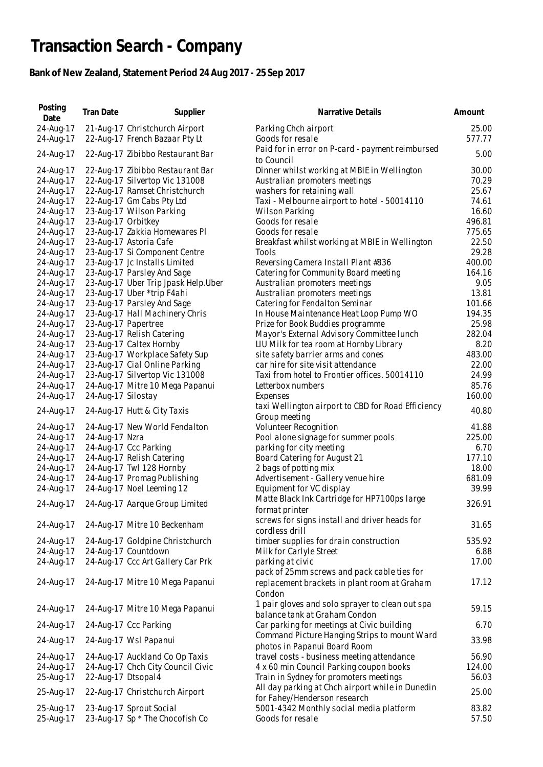# Transaction Search - Company

## Bank of New Zealand, Statement Period 24 Aug 2017 - 25 Sep 2017

| Posting Date | Tran Date | Supplier | Narrative Details | Amount |
|---|---|---|---|---|
| 24-Aug-17 | 21-Aug-17 | Christchurch Airport | Parking Chch airport | 25.00 |
| 24-Aug-17 | 22-Aug-17 | French Bazaar Pty Lt | Goods for resale | 577.77 |
| 24-Aug-17 | 22-Aug-17 | Zibibbo Restaurant Bar | Paid for in error on P-card - payment reimbursed to Council | 5.00 |
| 24-Aug-17 | 22-Aug-17 | Zibibbo Restaurant Bar | Dinner whilst working at MBIE in Wellington | 30.00 |
| 24-Aug-17 | 22-Aug-17 | Silvertop Vic 131008 | Australian promoters meetings | 70.29 |
| 24-Aug-17 | 22-Aug-17 | Ramset Christchurch | washers for retaining wall | 25.67 |
| 24-Aug-17 | 22-Aug-17 | Gm Cabs Pty Ltd | Taxi - Melbourne airport to hotel - 50014110 | 74.61 |
| 24-Aug-17 | 23-Aug-17 | Wilson Parking | Wilson Parking | 16.60 |
| 24-Aug-17 | 23-Aug-17 | Orbitkey | Goods for resale | 496.81 |
| 24-Aug-17 | 23-Aug-17 | Zakkia Homewares Pl | Goods for resale | 775.65 |
| 24-Aug-17 | 23-Aug-17 | Astoria Cafe | Breakfast whilst working at MBIE in Wellington | 22.50 |
| 24-Aug-17 | 23-Aug-17 | Si Component Centre | Tools | 29.28 |
| 24-Aug-17 | 23-Aug-17 | Jc Installs Limited | Reversing Camera Install Plant #836 | 400.00 |
| 24-Aug-17 | 23-Aug-17 | Parsley And Sage | Catering for Community Board meeting | 164.16 |
| 24-Aug-17 | 23-Aug-17 | Uber Trip Jpask Help.Uber | Australian promoters meetings | 9.05 |
| 24-Aug-17 | 23-Aug-17 | Uber *trip F4ahi | Australian promoters meetings | 13.81 |
| 24-Aug-17 | 23-Aug-17 | Parsley And Sage | Catering for Fendalton Seminar | 101.66 |
| 24-Aug-17 | 23-Aug-17 | Hall Machinery Chris | In House Maintenance Heat Loop Pump WO | 194.35 |
| 24-Aug-17 | 23-Aug-17 | Papertree | Prize for Book Buddies programme | 25.98 |
| 24-Aug-17 | 23-Aug-17 | Relish Catering | Mayor's External Advisory Committee lunch | 282.04 |
| 24-Aug-17 | 23-Aug-17 | Caltex Hornby | LIU Milk for tea room at Hornby Library | 8.20 |
| 24-Aug-17 | 23-Aug-17 | Workplace Safety Sup | site safety barrier arms and cones | 483.00 |
| 24-Aug-17 | 23-Aug-17 | Cial Online Parking | car hire for site visit attendance | 22.00 |
| 24-Aug-17 | 23-Aug-17 | Silvertop Vic 131008 | Taxi from hotel to Frontier offices. 50014110 | 24.99 |
| 24-Aug-17 | 24-Aug-17 | Mitre 10 Mega Papanui | Letterbox numbers | 85.76 |
| 24-Aug-17 | 24-Aug-17 | Silostay | Expenses | 160.00 |
| 24-Aug-17 | 24-Aug-17 | Hutt & City Taxis | taxi Wellington airport to CBD for Road Efficiency Group meeting | 40.80 |
| 24-Aug-17 | 24-Aug-17 | New World Fendalton | Volunteer Recognition | 41.88 |
| 24-Aug-17 | 24-Aug-17 | Nzra | Pool alone signage for summer pools | 225.00 |
| 24-Aug-17 | 24-Aug-17 | Ccc Parking | parking for city meeting | 6.70 |
| 24-Aug-17 | 24-Aug-17 | Relish Catering | Board Catering for August 21 | 177.10 |
| 24-Aug-17 | 24-Aug-17 | Twl 128 Hornby | 2 bags of potting mix | 18.00 |
| 24-Aug-17 | 24-Aug-17 | Promag Publishing | Advertisement - Gallery venue hire | 681.09 |
| 24-Aug-17 | 24-Aug-17 | Noel Leeming 12 | Equipment for VC display | 39.99 |
| 24-Aug-17 | 24-Aug-17 | Aarque Group Limited | Matte Black Ink Cartridge for HP7100ps large format printer | 326.91 |
| 24-Aug-17 | 24-Aug-17 | Mitre 10 Beckenham | screws for signs install and driver heads for cordless drill | 31.65 |
| 24-Aug-17 | 24-Aug-17 | Goldpine Christchurch | timber supplies for drain construction | 535.92 |
| 24-Aug-17 | 24-Aug-17 | Countdown | Milk for Carlyle Street | 6.88 |
| 24-Aug-17 | 24-Aug-17 | Ccc Art Gallery Car Prk | parking at civic | 17.00 |
| 24-Aug-17 | 24-Aug-17 | Mitre 10 Mega Papanui | pack of 25mm screws and pack cable ties for replacement brackets in plant room at Graham Condon | 17.12 |
| 24-Aug-17 | 24-Aug-17 | Mitre 10 Mega Papanui | 1 pair gloves and solo sprayer to clean out spa balance tank at Graham Condon | 59.15 |
| 24-Aug-17 | 24-Aug-17 | Ccc Parking | Car parking for meetings at Civic building | 6.70 |
| 24-Aug-17 | 24-Aug-17 | Wsl Papanui | Command Picture Hanging Strips to mount Ward photos in Papanui Board Room | 33.98 |
| 24-Aug-17 | 24-Aug-17 | Auckland Co Op Taxis | travel costs - business meeting attendance | 56.90 |
| 24-Aug-17 | 24-Aug-17 | Chch City Council Civic | 4 x 60 min Council Parking coupon books | 124.00 |
| 25-Aug-17 | 22-Aug-17 | Dtsopal4 | Train in Sydney for promoters meetings | 56.03 |
| 25-Aug-17 | 22-Aug-17 | Christchurch Airport | All day parking at Chch airport while in Dunedin for Fahey/Henderson research | 25.00 |
| 25-Aug-17 | 23-Aug-17 | Sprout Social | 5001-4342 Monthly social media platform | 83.82 |
| 25-Aug-17 | 23-Aug-17 | Sp * The Chocofish Co | Goods for resale | 57.50 |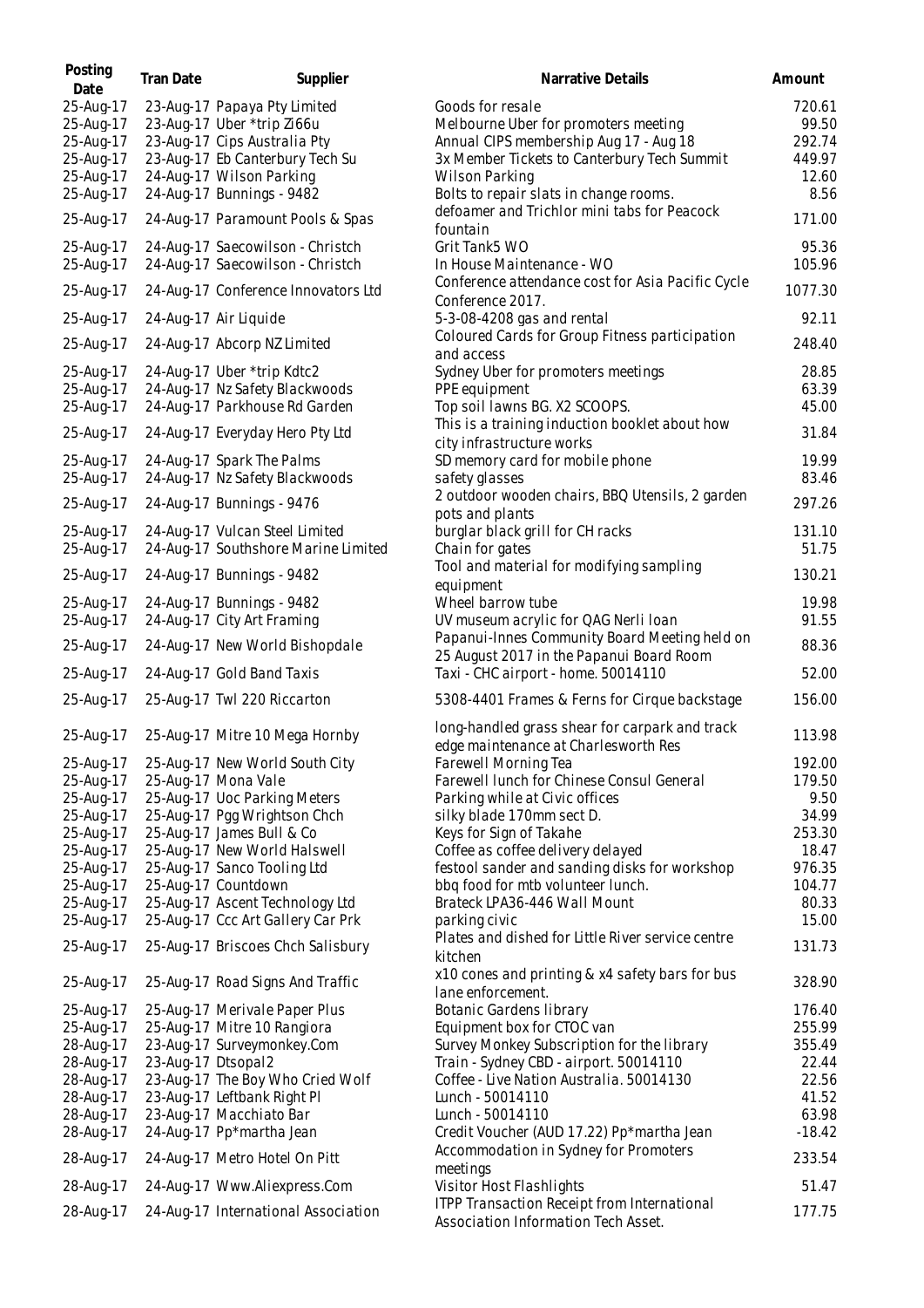| Posting Date | Tran Date | Supplier | Narrative Details | Amount |
|---|---|---|---|---|
| 25-Aug-17 | 23-Aug-17 | Papaya Pty Limited | Goods for resale | 720.61 |
| 25-Aug-17 | 23-Aug-17 | Uber *trip Zi66u | Melbourne Uber for promoters meeting | 99.50 |
| 25-Aug-17 | 23-Aug-17 | Cips Australia Pty | Annual CIPS membership Aug 17 - Aug 18 | 292.74 |
| 25-Aug-17 | 23-Aug-17 | Eb Canterbury Tech Su | 3x Member Tickets to Canterbury Tech Summit | 449.97 |
| 25-Aug-17 | 24-Aug-17 | Wilson Parking | Wilson Parking | 12.60 |
| 25-Aug-17 | 24-Aug-17 | Bunnings - 9482 | Bolts to repair slats in change rooms. | 8.56 |
| 25-Aug-17 | 24-Aug-17 | Paramount Pools & Spas | defoamer and Trichlor mini tabs for Peacock fountain | 171.00 |
| 25-Aug-17 | 24-Aug-17 | Saecowilson - Christch | Grit Tank5 WO | 95.36 |
| 25-Aug-17 | 24-Aug-17 | Saecowilson - Christch | In House Maintenance - WO | 105.96 |
| 25-Aug-17 | 24-Aug-17 | Conference Innovators Ltd | Conference attendance cost for Asia Pacific Cycle Conference 2017. | 1077.30 |
| 25-Aug-17 | 24-Aug-17 | Air Liquide | 5-3-08-4208 gas and rental | 92.11 |
| 25-Aug-17 | 24-Aug-17 | Abcorp NZ Limited | Coloured Cards for Group Fitness participation and access | 248.40 |
| 25-Aug-17 | 24-Aug-17 | Uber *trip Kdtc2 | Sydney Uber for promoters meetings | 28.85 |
| 25-Aug-17 | 24-Aug-17 | Nz Safety Blackwoods | PPE equipment | 63.39 |
| 25-Aug-17 | 24-Aug-17 | Parkhouse Rd Garden | Top soil lawns BG. X2 SCOOPS. | 45.00 |
| 25-Aug-17 | 24-Aug-17 | Everyday Hero Pty Ltd | This is a training induction booklet about how city infrastructure works | 31.84 |
| 25-Aug-17 | 24-Aug-17 | Spark The Palms | SD memory card for mobile phone | 19.99 |
| 25-Aug-17 | 24-Aug-17 | Nz Safety Blackwoods | safety glasses | 83.46 |
| 25-Aug-17 | 24-Aug-17 | Bunnings - 9476 | 2 outdoor wooden chairs, BBQ Utensils, 2 garden pots and plants | 297.26 |
| 25-Aug-17 | 24-Aug-17 | Vulcan Steel Limited | burglar black grill for CH racks | 131.10 |
| 25-Aug-17 | 24-Aug-17 | Southshore Marine Limited | Chain for gates | 51.75 |
| 25-Aug-17 | 24-Aug-17 | Bunnings - 9482 | Tool and material for modifying sampling equipment | 130.21 |
| 25-Aug-17 | 24-Aug-17 | Bunnings - 9482 | Wheel barrow tube | 19.98 |
| 25-Aug-17 | 24-Aug-17 | City Art Framing | UV museum acrylic for QAG Nerli loan | 91.55 |
| 25-Aug-17 | 24-Aug-17 | New World Bishopdale | Papanui-Innes Community Board Meeting held on 25 August 2017 in the Papanui Board Room | 88.36 |
| 25-Aug-17 | 24-Aug-17 | Gold Band Taxis | Taxi - CHC airport - home. 50014110 | 52.00 |
| 25-Aug-17 | 25-Aug-17 | Twl 220 Riccarton | 5308-4401 Frames & Ferns for Cirque backstage | 156.00 |
| 25-Aug-17 | 25-Aug-17 | Mitre 10 Mega Hornby | long-handled grass shear for carpark and track edge maintenance at Charlesworth Res | 113.98 |
| 25-Aug-17 | 25-Aug-17 | New World South City | Farewell Morning Tea | 192.00 |
| 25-Aug-17 | 25-Aug-17 | Mona Vale | Farewell lunch for Chinese Consul General | 179.50 |
| 25-Aug-17 | 25-Aug-17 | Uoc Parking Meters | Parking while at Civic offices | 9.50 |
| 25-Aug-17 | 25-Aug-17 | Pgg Wrightson Chch | silky blade 170mm sect D. | 34.99 |
| 25-Aug-17 | 25-Aug-17 | James Bull & Co | Keys for Sign of Takahe | 253.30 |
| 25-Aug-17 | 25-Aug-17 | New World Halswell | Coffee as coffee delivery delayed | 18.47 |
| 25-Aug-17 | 25-Aug-17 | Sanco Tooling Ltd | festool sander and sanding disks for workshop | 976.35 |
| 25-Aug-17 | 25-Aug-17 | Countdown | bbq food for mtb volunteer lunch. | 104.77 |
| 25-Aug-17 | 25-Aug-17 | Ascent Technology Ltd | Brateck LPA36-446 Wall Mount | 80.33 |
| 25-Aug-17 | 25-Aug-17 | Ccc Art Gallery Car Prk | parking civic | 15.00 |
| 25-Aug-17 | 25-Aug-17 | Briscoes Chch Salisbury | Plates and dished for Little River service centre kitchen | 131.73 |
| 25-Aug-17 | 25-Aug-17 | Road Signs And Traffic | x10 cones and printing & x4 safety bars for bus lane enforcement. | 328.90 |
| 25-Aug-17 | 25-Aug-17 | Merivale Paper Plus | Botanic Gardens library | 176.40 |
| 25-Aug-17 | 25-Aug-17 | Mitre 10 Rangiora | Equipment box for CTOC van | 255.99 |
| 28-Aug-17 | 23-Aug-17 | Surveymonkey.Com | Survey Monkey Subscription for the library | 355.49 |
| 28-Aug-17 | 23-Aug-17 | Dtsopal2 | Train - Sydney CBD - airport. 50014110 | 22.44 |
| 28-Aug-17 | 23-Aug-17 | The Boy Who Cried Wolf | Coffee - Live Nation Australia. 50014130 | 22.56 |
| 28-Aug-17 | 23-Aug-17 | Leftbank Right Pl | Lunch - 50014110 | 41.52 |
| 28-Aug-17 | 23-Aug-17 | Macchiato Bar | Lunch - 50014110 | 63.98 |
| 28-Aug-17 | 24-Aug-17 | Pp*martha Jean | Credit Voucher (AUD 17.22) Pp*martha Jean | -18.42 |
| 28-Aug-17 | 24-Aug-17 | Metro Hotel On Pitt | Accommodation in Sydney for Promoters meetings | 233.54 |
| 28-Aug-17 | 24-Aug-17 | Www.Aliexpress.Com | Visitor Host Flashlights | 51.47 |
| 28-Aug-17 | 24-Aug-17 | International Association | ITPP Transaction Receipt from International Association Information Tech Asset. | 177.75 |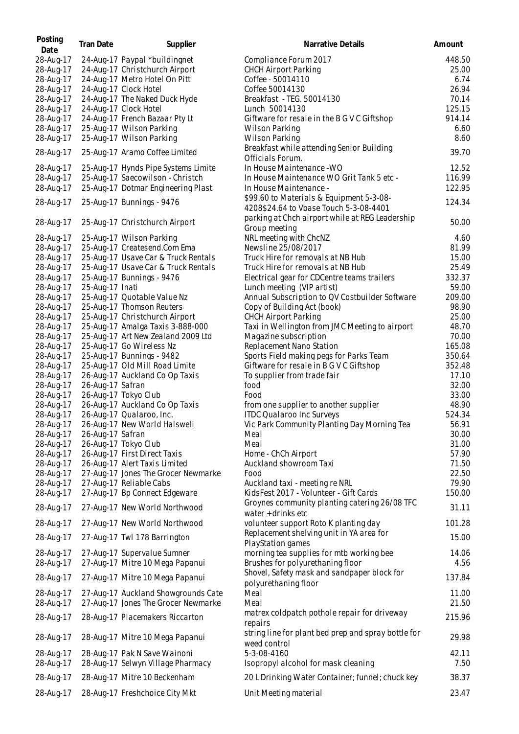| Posting Date | Tran Date | Supplier | Narrative Details | Amount |
|---|---|---|---|---|
| 28-Aug-17 | 24-Aug-17 | Paypal *buildingnet | Compliance Forum 2017 | 448.50 |
| 28-Aug-17 | 24-Aug-17 | Christchurch Airport | CHCH Airport Parking | 25.00 |
| 28-Aug-17 | 24-Aug-17 | Metro Hotel On Pitt | Coffee - 50014110 | 6.74 |
| 28-Aug-17 | 24-Aug-17 | Clock Hotel | Coffee 50014130 | 26.94 |
| 28-Aug-17 | 24-Aug-17 | The Naked Duck Hyde | Breakfast - TEG. 50014130 | 70.14 |
| 28-Aug-17 | 24-Aug-17 | Clock Hotel | Lunch 50014130 | 125.15 |
| 28-Aug-17 | 24-Aug-17 | French Bazaar Pty Lt | Giftware for resale in the B G V C Giftshop | 914.14 |
| 28-Aug-17 | 25-Aug-17 | Wilson Parking | Wilson Parking | 6.60 |
| 28-Aug-17 | 25-Aug-17 | Wilson Parking | Wilson Parking | 8.60 |
| 28-Aug-17 | 25-Aug-17 | Aramo Coffee Limited | Breakfast while attending Senior Building Officials Forum. | 39.70 |
| 28-Aug-17 | 25-Aug-17 | Hynds Pipe Systems Limite | In House Maintenance -WO | 12.52 |
| 28-Aug-17 | 25-Aug-17 | Saecowilson - Christch | In House Maintenance WO Grit Tank 5 etc - | 116.99 |
| 28-Aug-17 | 25-Aug-17 | Dotmar Engineering Plast | In House Maintenance - | 122.95 |
| 28-Aug-17 | 25-Aug-17 | Bunnings - 9476 | $99.60 to Materials & Equipment 5-3-08-4208$24.64 to Vbase Touch 5-3-08-4401 | 124.34 |
| 28-Aug-17 | 25-Aug-17 | Christchurch Airport | parking at Chch airport while at REG Leadership Group meeting | 50.00 |
| 28-Aug-17 | 25-Aug-17 | Wilson Parking | NRL meeting with ChcNZ | 4.60 |
| 28-Aug-17 | 25-Aug-17 | Createsend.Com Ema | Newsline 25/08/2017 | 81.99 |
| 28-Aug-17 | 25-Aug-17 | Usave Car & Truck Rentals | Truck Hire for removals at NB Hub | 15.00 |
| 28-Aug-17 | 25-Aug-17 | Usave Car & Truck Rentals | Truck Hire for removals at NB Hub | 25.49 |
| 28-Aug-17 | 25-Aug-17 | Bunnings - 9476 | Electrical gear for CDCentre teams trailers | 332.37 |
| 28-Aug-17 | 25-Aug-17 | Inati | Lunch meeting (VIP artist) | 59.00 |
| 28-Aug-17 | 25-Aug-17 | Quotable Value Nz | Annual Subscription to QV Costbuilder Software | 209.00 |
| 28-Aug-17 | 25-Aug-17 | Thomson Reuters | Copy of Building Act (book) | 98.90 |
| 28-Aug-17 | 25-Aug-17 | Christchurch Airport | CHCH Airport Parking | 25.00 |
| 28-Aug-17 | 25-Aug-17 | Amalga Taxis 3-888-000 | Taxi in Wellington from JMC Meeting to airport | 48.70 |
| 28-Aug-17 | 25-Aug-17 | Art New Zealand 2009 Ltd | Magazine subscription | 70.00 |
| 28-Aug-17 | 25-Aug-17 | Go Wireless Nz | Replacement Nano Station | 165.08 |
| 28-Aug-17 | 25-Aug-17 | Bunnings - 9482 | Sports Field making pegs for Parks Team | 350.64 |
| 28-Aug-17 | 25-Aug-17 | Old Mill Road Limite | Giftware for resale in B G V C Giftshop | 352.48 |
| 28-Aug-17 | 26-Aug-17 | Auckland Co Op Taxis | To supplier from trade fair | 17.10 |
| 28-Aug-17 | 26-Aug-17 | Safran | food | 32.00 |
| 28-Aug-17 | 26-Aug-17 | Tokyo Club | Food | 33.00 |
| 28-Aug-17 | 26-Aug-17 | Auckland Co Op Taxis | from one supplier to another supplier | 48.90 |
| 28-Aug-17 | 26-Aug-17 | Qualaroo, Inc. | ITDC Qualaroo Inc Surveys | 524.34 |
| 28-Aug-17 | 26-Aug-17 | New World Halswell | Vic Park Community Planting Day Morning Tea | 56.91 |
| 28-Aug-17 | 26-Aug-17 | Safran | Meal | 30.00 |
| 28-Aug-17 | 26-Aug-17 | Tokyo Club | Meal | 31.00 |
| 28-Aug-17 | 26-Aug-17 | First Direct Taxis | Home - ChCh Airport | 57.90 |
| 28-Aug-17 | 26-Aug-17 | Alert Taxis Limited | Auckland showroom Taxi | 71.50 |
| 28-Aug-17 | 27-Aug-17 | Jones The Grocer Newmarke | Food | 22.50 |
| 28-Aug-17 | 27-Aug-17 | Reliable Cabs | Auckland taxi - meeting re NRL | 79.90 |
| 28-Aug-17 | 27-Aug-17 | Bp Connect Edgeware | KidsFest 2017 - Volunteer - Gift Cards | 150.00 |
| 28-Aug-17 | 27-Aug-17 | New World Northwood | Groynes community planting catering 26/08 TFC water + drinks etc | 31.11 |
| 28-Aug-17 | 27-Aug-17 | New World Northwood | volunteer support Roto K planting day | 101.28 |
| 28-Aug-17 | 27-Aug-17 | Twl 178 Barrington | Replacement shelving unit in YA area for PlayStation games | 15.00 |
| 28-Aug-17 | 27-Aug-17 | Supervalue Sumner | morning tea supplies for mtb working bee | 14.06 |
| 28-Aug-17 | 27-Aug-17 | Mitre 10 Mega Papanui | Brushes for polyurethaning floor | 4.56 |
| 28-Aug-17 | 27-Aug-17 | Mitre 10 Mega Papanui | Shovel, Safety mask and sandpaper block for polyurethaning floor | 137.84 |
| 28-Aug-17 | 27-Aug-17 | Auckland Showgrounds Cate | Meal | 11.00 |
| 28-Aug-17 | 27-Aug-17 | Jones The Grocer Newmarke | Meal | 21.50 |
| 28-Aug-17 | 28-Aug-17 | Placemakers Riccarton | matrex coldpatch pothole repair for driveway repairs | 215.96 |
| 28-Aug-17 | 28-Aug-17 | Mitre 10 Mega Papanui | string line for plant bed prep and spray bottle for weed control | 29.98 |
| 28-Aug-17 | 28-Aug-17 | Pak N Save Wainoni | 5-3-08-4160 | 42.11 |
| 28-Aug-17 | 28-Aug-17 | Selwyn Village Pharmacy | Isopropyl alcohol for mask cleaning | 7.50 |
| 28-Aug-17 | 28-Aug-17 | Mitre 10 Beckenham | 20 L Drinking Water Container; funnel; chuck key | 38.37 |
| 28-Aug-17 | 28-Aug-17 | Freshchoice City Mkt | Unit Meeting material | 23.47 |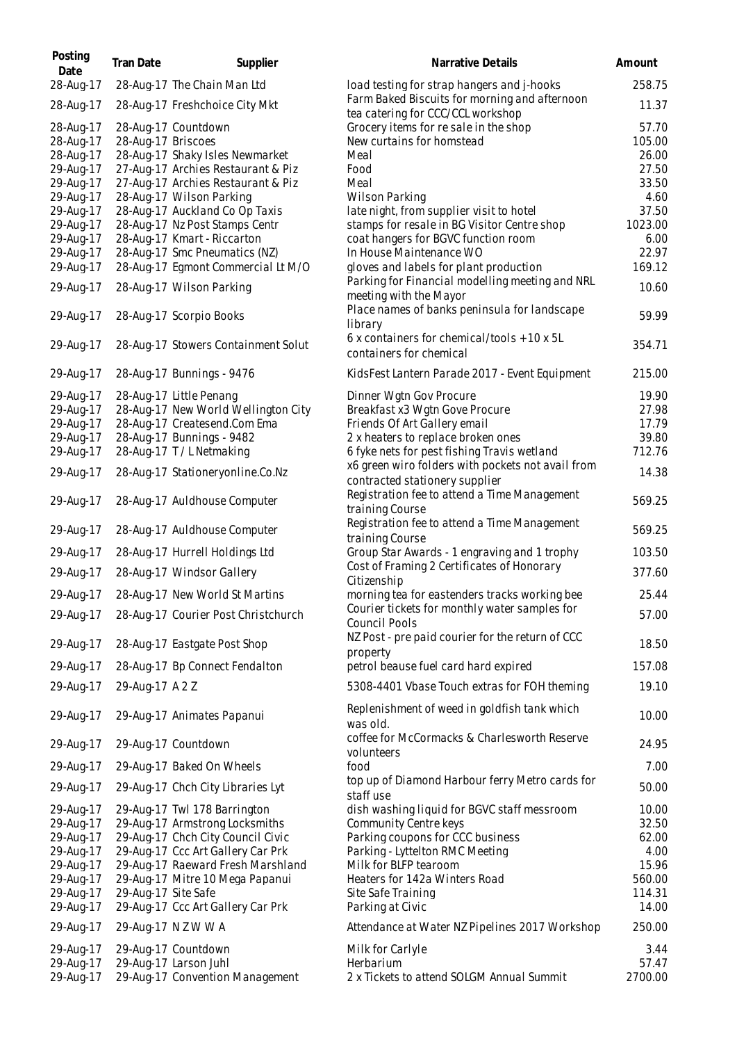| Posting Date | Tran Date | Supplier | Narrative Details | Amount |
| --- | --- | --- | --- | --- |
| 28-Aug-17 | 28-Aug-17 | The Chain Man Ltd | load testing for strap hangers and j-hooks | 258.75 |
| 28-Aug-17 | 28-Aug-17 | Freshchoice City Mkt | Farm Baked Biscuits for morning and afternoon tea catering for CCC/CCL workshop | 11.37 |
| 28-Aug-17 | 28-Aug-17 | Countdown | Grocery items for re sale in the shop | 57.70 |
| 28-Aug-17 | 28-Aug-17 | Briscoes | New curtains for homstead | 105.00 |
| 28-Aug-17 | 28-Aug-17 | Shaky Isles Newmarket | Meal | 26.00 |
| 29-Aug-17 | 27-Aug-17 | Archies Restaurant & Piz | Food | 27.50 |
| 29-Aug-17 | 27-Aug-17 | Archies Restaurant & Piz | Meal | 33.50 |
| 29-Aug-17 | 28-Aug-17 | Wilson Parking | Wilson Parking | 4.60 |
| 29-Aug-17 | 28-Aug-17 | Auckland Co Op Taxis | late night, from supplier visit to hotel | 37.50 |
| 29-Aug-17 | 28-Aug-17 | Nz Post Stamps Centr | stamps for resale in BG Visitor Centre shop | 1023.00 |
| 29-Aug-17 | 28-Aug-17 | Kmart - Riccarton | coat hangers for BGVC function room | 6.00 |
| 29-Aug-17 | 28-Aug-17 | Smc Pneumatics (NZ) | In House Maintenance WO | 22.97 |
| 29-Aug-17 | 28-Aug-17 | Egmont Commercial Lt M/O | gloves and labels for plant production | 169.12 |
| 29-Aug-17 | 28-Aug-17 | Wilson Parking | Parking for Financial modelling meeting and NRL meeting with the Mayor | 10.60 |
| 29-Aug-17 | 28-Aug-17 | Scorpio Books | Place names of banks peninsula for landscape library | 59.99 |
| 29-Aug-17 | 28-Aug-17 | Stowers Containment Solut | 6 x containers for chemical/tools + 10 x 5L containers for chemical | 354.71 |
| 29-Aug-17 | 28-Aug-17 | Bunnings - 9476 | KidsFest Lantern Parade 2017 - Event Equipment | 215.00 |
| 29-Aug-17 | 28-Aug-17 | Little Penang | Dinner Wgtn Gov Procure | 19.90 |
| 29-Aug-17 | 28-Aug-17 | New World Wellington City | Breakfast x3 Wgtn Gove Procure | 27.98 |
| 29-Aug-17 | 28-Aug-17 | Createsend.Com Ema | Friends Of Art Gallery email | 17.79 |
| 29-Aug-17 | 28-Aug-17 | Bunnings - 9482 | 2 x heaters to replace broken ones | 39.80 |
| 29-Aug-17 | 28-Aug-17 | T / L Netmaking | 6 fyke nets for pest fishing Travis wetland | 712.76 |
| 29-Aug-17 | 28-Aug-17 | Stationeryonline.Co.Nz | x6 green wiro folders with pockets not avail from contracted stationery supplier | 14.38 |
| 29-Aug-17 | 28-Aug-17 | Auldhouse Computer | Registration fee to attend a Time Management training Course | 569.25 |
| 29-Aug-17 | 28-Aug-17 | Auldhouse Computer | Registration fee to attend a Time Management training Course | 569.25 |
| 29-Aug-17 | 28-Aug-17 | Hurrell Holdings Ltd | Group Star Awards - 1 engraving and 1 trophy | 103.50 |
| 29-Aug-17 | 28-Aug-17 | Windsor Gallery | Cost of Framing 2 Certificates of Honorary Citizenship | 377.60 |
| 29-Aug-17 | 28-Aug-17 | New World St Martins | morning tea for eastenders tracks working bee | 25.44 |
| 29-Aug-17 | 28-Aug-17 | Courier Post Christchurch | Courier tickets for monthly water samples for Council Pools | 57.00 |
| 29-Aug-17 | 28-Aug-17 | Eastgate Post Shop | NZ Post - pre paid courier for the return of CCC property | 18.50 |
| 29-Aug-17 | 28-Aug-17 | Bp Connect Fendalton | petrol beause fuel card hard expired | 157.08 |
| 29-Aug-17 | 29-Aug-17 | A 2 Z | 5308-4401 Vbase Touch extras for FOH theming | 19.10 |
| 29-Aug-17 | 29-Aug-17 | Animates Papanui | Replenishment of weed in goldfish tank which was old. | 10.00 |
| 29-Aug-17 | 29-Aug-17 | Countdown | coffee for McCormacks & Charlesworth Reserve volunteers | 24.95 |
| 29-Aug-17 | 29-Aug-17 | Baked On Wheels | food | 7.00 |
| 29-Aug-17 | 29-Aug-17 | Chch City Libraries Lyt | top up of Diamond Harbour ferry Metro cards for staff use | 50.00 |
| 29-Aug-17 | 29-Aug-17 | Twl 178 Barrington | dish washing liquid for BGVC staff messroom | 10.00 |
| 29-Aug-17 | 29-Aug-17 | Armstrong Locksmiths | Community Centre keys | 32.50 |
| 29-Aug-17 | 29-Aug-17 | Chch City Council Civic | Parking coupons for CCC business | 62.00 |
| 29-Aug-17 | 29-Aug-17 | Ccc Art Gallery Car Prk | Parking - Lyttelton RMC Meeting | 4.00 |
| 29-Aug-17 | 29-Aug-17 | Raeward Fresh Marshland | Milk for BLFP tearoom | 15.96 |
| 29-Aug-17 | 29-Aug-17 | Mitre 10 Mega Papanui | Heaters for 142a Winters Road | 560.00 |
| 29-Aug-17 | 29-Aug-17 | Site Safe | Site Safe Training | 114.31 |
| 29-Aug-17 | 29-Aug-17 | Ccc Art Gallery Car Prk | Parking at Civic | 14.00 |
| 29-Aug-17 | 29-Aug-17 | N Z W W A | Attendance at Water NZ Pipelines 2017 Workshop | 250.00 |
| 29-Aug-17 | 29-Aug-17 | Countdown | Milk for Carlyle | 3.44 |
| 29-Aug-17 | 29-Aug-17 | Larson Juhl | Herbarium | 57.47 |
| 29-Aug-17 | 29-Aug-17 | Convention Management | 2 x Tickets to attend SOLGM Annual Summit | 2700.00 |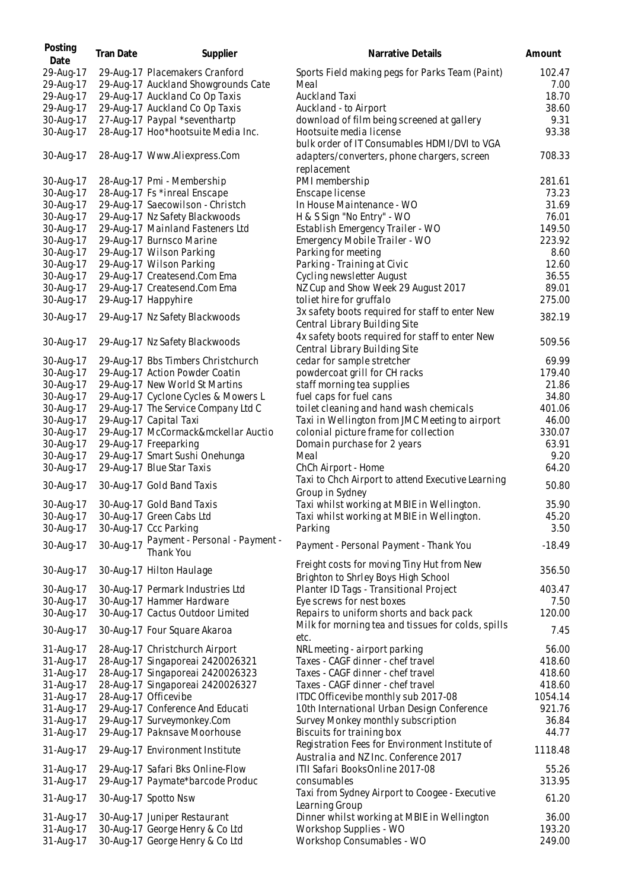| Posting Date | Tran Date | Supplier | Narrative Details | Amount |
| --- | --- | --- | --- | --- |
| 29-Aug-17 | 29-Aug-17 | Placemakers Cranford | Sports Field making pegs for Parks Team (Paint) | 102.47 |
| 29-Aug-17 | 29-Aug-17 | Auckland Showgrounds Cate | Meal | 7.00 |
| 29-Aug-17 | 29-Aug-17 | Auckland Co Op Taxis | Auckland Taxi | 18.70 |
| 29-Aug-17 | 29-Aug-17 | Auckland Co Op Taxis | Auckland - to Airport | 38.60 |
| 30-Aug-17 | 27-Aug-17 | Paypal *seventhartp | download of film being screened at gallery | 9.31 |
| 30-Aug-17 | 28-Aug-17 | Hoo*hootsuite Media Inc. | Hootsuite media license | 93.38 |
| 30-Aug-17 | 28-Aug-17 | Www.Aliexpress.Com | bulk order of IT Consumables HDMI/DVI to VGA adapters/converters, phone chargers, screen replacement | 708.33 |
| 30-Aug-17 | 28-Aug-17 | Pmi - Membership | PMI membership | 281.61 |
| 30-Aug-17 | 28-Aug-17 | Fs *inreal Enscape | Enscape license | 73.23 |
| 30-Aug-17 | 29-Aug-17 | Saecowilson - Christch | In House Maintenance - WO | 31.69 |
| 30-Aug-17 | 29-Aug-17 | Nz Safety Blackwoods | H & S Sign "No Entry" - WO | 76.01 |
| 30-Aug-17 | 29-Aug-17 | Mainland Fasteners Ltd | Establish Emergency Trailer - WO | 149.50 |
| 30-Aug-17 | 29-Aug-17 | Burnsco Marine | Emergency Mobile Trailer - WO | 223.92 |
| 30-Aug-17 | 29-Aug-17 | Wilson Parking | Parking for meeting | 8.60 |
| 30-Aug-17 | 29-Aug-17 | Wilson Parking | Parking - Training at Civic | 12.60 |
| 30-Aug-17 | 29-Aug-17 | Createsend.Com Ema | Cycling newsletter August | 36.55 |
| 30-Aug-17 | 29-Aug-17 | Createsend.Com Ema | NZ Cup and Show Week 29 August 2017 | 89.01 |
| 30-Aug-17 | 29-Aug-17 | Happyhire | toliet hire for gruffalo | 275.00 |
| 30-Aug-17 | 29-Aug-17 | Nz Safety Blackwoods | 3x safety boots required for staff to enter New Central Library Building Site | 382.19 |
| 30-Aug-17 | 29-Aug-17 | Nz Safety Blackwoods | 4x safety boots required for staff to enter New Central Library Building Site | 509.56 |
| 30-Aug-17 | 29-Aug-17 | Bbs Timbers Christchurch | cedar for sample stretcher | 69.99 |
| 30-Aug-17 | 29-Aug-17 | Action Powder Coatin | powdercoat grill for CH racks | 179.40 |
| 30-Aug-17 | 29-Aug-17 | New World St Martins | staff morning tea supplies | 21.86 |
| 30-Aug-17 | 29-Aug-17 | Cyclone Cycles & Mowers L | fuel caps for fuel cans | 34.80 |
| 30-Aug-17 | 29-Aug-17 | The Service Company Ltd C | toilet cleaning and hand wash chemicals | 401.06 |
| 30-Aug-17 | 29-Aug-17 | Capital Taxi | Taxi in Wellington from JMC Meeting to airport | 46.00 |
| 30-Aug-17 | 29-Aug-17 | McCormack&mckellar Auctio | colonial picture frame for collection | 330.07 |
| 30-Aug-17 | 29-Aug-17 | Freeparking | Domain purchase for 2 years | 63.91 |
| 30-Aug-17 | 29-Aug-17 | Smart Sushi Onehunga | Meal | 9.20 |
| 30-Aug-17 | 29-Aug-17 | Blue Star Taxis | ChCh Airport - Home | 64.20 |
| 30-Aug-17 | 30-Aug-17 | Gold Band Taxis | Taxi to Chch Airport to attend Executive Learning Group in Sydney | 50.80 |
| 30-Aug-17 | 30-Aug-17 | Gold Band Taxis | Taxi whilst working at MBIE in Wellington. | 35.90 |
| 30-Aug-17 | 30-Aug-17 | Green Cabs Ltd | Taxi whilst working at MBIE in Wellington. | 45.20 |
| 30-Aug-17 | 30-Aug-17 | Ccc Parking | Parking | 3.50 |
| 30-Aug-17 | 30-Aug-17 | Payment - Personal - Payment - Thank You | Payment - Personal Payment - Thank You | -18.49 |
| 30-Aug-17 | 30-Aug-17 | Hilton Haulage | Freight costs for moving Tiny Hut from New Brighton to Shrley Boys High School | 356.50 |
| 30-Aug-17 | 30-Aug-17 | Permark Industries Ltd | Planter ID Tags - Transitional Project | 403.47 |
| 30-Aug-17 | 30-Aug-17 | Hammer Hardware | Eye screws for nest boxes | 7.50 |
| 30-Aug-17 | 30-Aug-17 | Cactus Outdoor Limited | Repairs to uniform shorts and back pack | 120.00 |
| 30-Aug-17 | 30-Aug-17 | Four Square Akaroa | Milk for morning tea and tissues for colds, spills etc. | 7.45 |
| 31-Aug-17 | 28-Aug-17 | Christchurch Airport | NRL meeting - airport parking | 56.00 |
| 31-Aug-17 | 28-Aug-17 | Singaporeai 2420026321 | Taxes - CAGF dinner - chef travel | 418.60 |
| 31-Aug-17 | 28-Aug-17 | Singaporeai 2420026323 | Taxes - CAGF dinner - chef travel | 418.60 |
| 31-Aug-17 | 28-Aug-17 | Singaporeai 2420026327 | Taxes - CAGF dinner - chef travel | 418.60 |
| 31-Aug-17 | 28-Aug-17 | Officevibe | ITDC Officevibe monthly sub 2017-08 | 1054.14 |
| 31-Aug-17 | 29-Aug-17 | Conference And Educati | 10th International Urban Design Conference | 921.76 |
| 31-Aug-17 | 29-Aug-17 | Surveymonkey.Com | Survey Monkey monthly subscription | 36.84 |
| 31-Aug-17 | 29-Aug-17 | Paknsave Moorhouse | Biscuits for training box | 44.77 |
| 31-Aug-17 | 29-Aug-17 | Environment Institute | Registration Fees for Environment Institute of Australia and NZ Inc. Conference 2017 | 1118.48 |
| 31-Aug-17 | 29-Aug-17 | Safari Bks Online-Flow | ITII Safari BooksOnline 2017-08 | 55.26 |
| 31-Aug-17 | 29-Aug-17 | Paymate*barcode Produc | consumables | 313.95 |
| 31-Aug-17 | 30-Aug-17 | Spotto Nsw | Taxi from Sydney Airport to Coogee - Executive Learning Group | 61.20 |
| 31-Aug-17 | 30-Aug-17 | Juniper Restaurant | Dinner whilst working at MBIE in Wellington | 36.00 |
| 31-Aug-17 | 30-Aug-17 | George Henry & Co Ltd | Workshop Supplies - WO | 193.20 |
| 31-Aug-17 | 30-Aug-17 | George Henry & Co Ltd | Workshop Consumables - WO | 249.00 |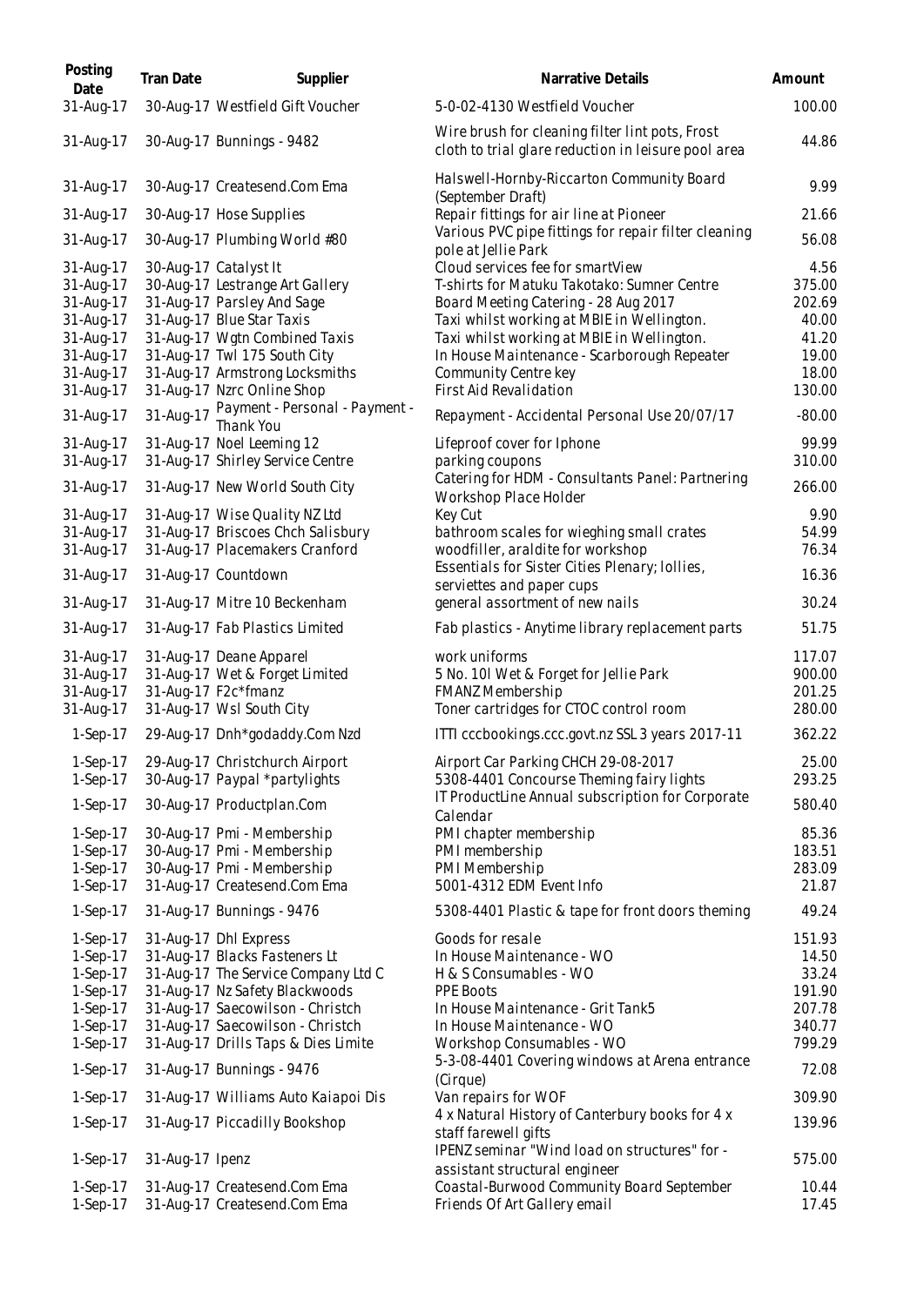| Posting Date | Tran Date | Supplier | Narrative Details | Amount |
|---|---|---|---|---|
| 31-Aug-17 | 30-Aug-17 | Westfield Gift Voucher | 5-0-02-4130 Westfield Voucher | 100.00 |
| 31-Aug-17 | 30-Aug-17 | Bunnings - 9482 | Wire brush for cleaning filter lint pots, Frost cloth to trial glare reduction in leisure pool area | 44.86 |
| 31-Aug-17 | 30-Aug-17 | Createsend.Com Ema | Halswell-Hornby-Riccarton Community Board (September Draft) | 9.99 |
| 31-Aug-17 | 30-Aug-17 | Hose Supplies | Repair fittings for air line at Pioneer | 21.66 |
| 31-Aug-17 | 30-Aug-17 | Plumbing World #80 | Various PVC pipe fittings for repair filter cleaning pole at Jellie Park | 56.08 |
| 31-Aug-17 | 30-Aug-17 | Catalyst It | Cloud services fee for smartView | 4.56 |
| 31-Aug-17 | 30-Aug-17 | Lestrange Art Gallery | T-shirts for Matuku Takotako: Sumner Centre | 375.00 |
| 31-Aug-17 | 31-Aug-17 | Parsley And Sage | Board Meeting Catering - 28 Aug 2017 | 202.69 |
| 31-Aug-17 | 31-Aug-17 | Blue Star Taxis | Taxi whilst working at MBIE in Wellington. | 40.00 |
| 31-Aug-17 | 31-Aug-17 | Wgtn Combined Taxis | Taxi whilst working at MBIE in Wellington. | 41.20 |
| 31-Aug-17 | 31-Aug-17 | Twl 175 South City | In House Maintenance - Scarborough Repeater | 19.00 |
| 31-Aug-17 | 31-Aug-17 | Armstrong Locksmiths | Community Centre key | 18.00 |
| 31-Aug-17 | 31-Aug-17 | Nzrc Online Shop | First Aid Revalidation | 130.00 |
| 31-Aug-17 | 31-Aug-17 | Payment - Personal - Payment - Thank You | Repayment - Accidental Personal Use 20/07/17 | -80.00 |
| 31-Aug-17 | 31-Aug-17 | Noel Leeming 12 | Lifeproof cover for Iphone | 99.99 |
| 31-Aug-17 | 31-Aug-17 | Shirley Service Centre | parking coupons | 310.00 |
| 31-Aug-17 | 31-Aug-17 | New World South City | Catering for HDM - Consultants Panel: Partnering Workshop Place Holder | 266.00 |
| 31-Aug-17 | 31-Aug-17 | Wise Quality NZ Ltd | Key Cut | 9.90 |
| 31-Aug-17 | 31-Aug-17 | Briscoes Chch Salisbury | bathroom scales for wieghing small crates | 54.99 |
| 31-Aug-17 | 31-Aug-17 | Placemakers Cranford | woodfiller, araldite for workshop | 76.34 |
| 31-Aug-17 | 31-Aug-17 | Countdown | Essentials for Sister Cities Plenary; lollies, serviettes and paper cups | 16.36 |
| 31-Aug-17 | 31-Aug-17 | Mitre 10 Beckenham | general assortment of new nails | 30.24 |
| 31-Aug-17 | 31-Aug-17 | Fab Plastics Limited | Fab plastics - Anytime library replacement parts | 51.75 |
| 31-Aug-17 | 31-Aug-17 | Deane Apparel | work uniforms | 117.07 |
| 31-Aug-17 | 31-Aug-17 | Wet & Forget Limited | 5 No. 10l Wet & Forget for Jellie Park | 900.00 |
| 31-Aug-17 | 31-Aug-17 | F2c*fmanz | FMANZ Membership | 201.25 |
| 31-Aug-17 | 31-Aug-17 | Wsl South City | Toner cartridges for CTOC control room | 280.00 |
| 1-Sep-17 | 29-Aug-17 | Dnh*godaddy.Com Nzd | ITTI cccbookings.ccc.govt.nz SSL 3 years 2017-11 | 362.22 |
| 1-Sep-17 | 29-Aug-17 | Christchurch Airport | Airport Car Parking CHCH 29-08-2017 | 25.00 |
| 1-Sep-17 | 30-Aug-17 | Paypal *partylights | 5308-4401 Concourse Theming fairy lights | 293.25 |
| 1-Sep-17 | 30-Aug-17 | Productplan.Com | IT ProductLine Annual subscription for Corporate Calendar | 580.40 |
| 1-Sep-17 | 30-Aug-17 | Pmi - Membership | PMI chapter membership | 85.36 |
| 1-Sep-17 | 30-Aug-17 | Pmi - Membership | PMI membership | 183.51 |
| 1-Sep-17 | 30-Aug-17 | Pmi - Membership | PMI Membership | 283.09 |
| 1-Sep-17 | 31-Aug-17 | Createsend.Com Ema | 5001-4312 EDM Event Info | 21.87 |
| 1-Sep-17 | 31-Aug-17 | Bunnings - 9476 | 5308-4401 Plastic & tape for front doors theming | 49.24 |
| 1-Sep-17 | 31-Aug-17 | Dhl Express | Goods for resale | 151.93 |
| 1-Sep-17 | 31-Aug-17 | Blacks Fasteners Lt | In House Maintenance - WO | 14.50 |
| 1-Sep-17 | 31-Aug-17 | The Service Company Ltd C | H & S Consumables - WO | 33.24 |
| 1-Sep-17 | 31-Aug-17 | Nz Safety Blackwoods | PPE Boots | 191.90 |
| 1-Sep-17 | 31-Aug-17 | Saecowilson - Christch | In House Maintenance - Grit Tank5 | 207.78 |
| 1-Sep-17 | 31-Aug-17 | Saecowilson - Christch | In House Maintenance - WO | 340.77 |
| 1-Sep-17 | 31-Aug-17 | Drills Taps & Dies Limite | Workshop Consumables - WO | 799.29 |
| 1-Sep-17 | 31-Aug-17 | Bunnings - 9476 | 5-3-08-4401 Covering windows at Arena entrance (Cirque) | 72.08 |
| 1-Sep-17 | 31-Aug-17 | Williams Auto Kaiapoi Dis | Van repairs for WOF | 309.90 |
| 1-Sep-17 | 31-Aug-17 | Piccadilly Bookshop | 4 x Natural History of Canterbury books for 4 x staff farewell gifts | 139.96 |
| 1-Sep-17 | 31-Aug-17 | Ipenz | IPENZ seminar "Wind load on structures" for - assistant structural engineer | 575.00 |
| 1-Sep-17 | 31-Aug-17 | Createsend.Com Ema | Coastal-Burwood Community Board September | 10.44 |
| 1-Sep-17 | 31-Aug-17 | Createsend.Com Ema | Friends Of Art Gallery email | 17.45 |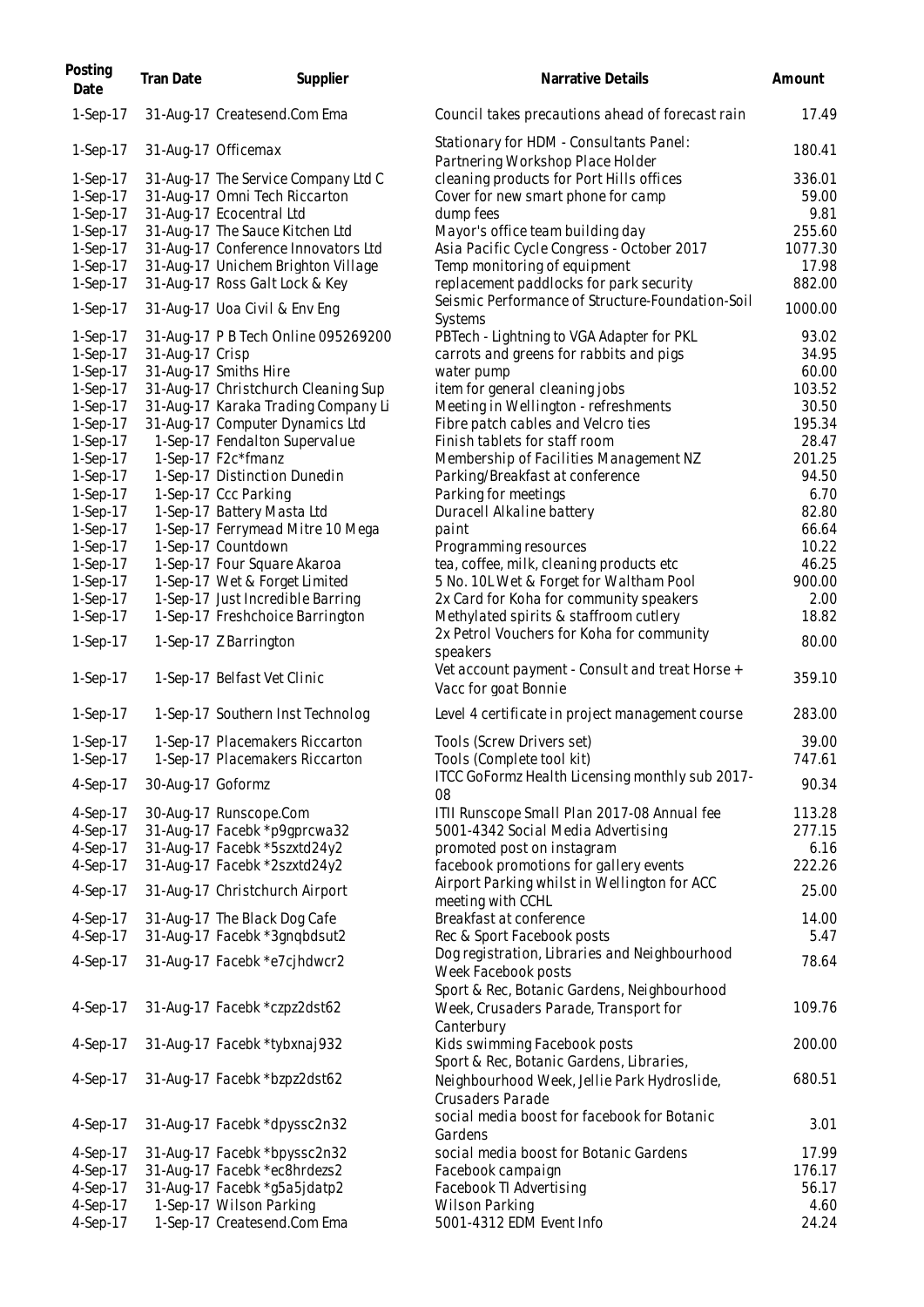| Posting Date | Tran Date | Supplier | Narrative Details | Amount |
|---|---|---|---|---|
| 1-Sep-17 | 31-Aug-17 | Createsend.Com Ema | Council takes precautions ahead of forecast rain | 17.49 |
| 1-Sep-17 | 31-Aug-17 | Officemax | Stationary for HDM - Consultants Panel: Partnering Workshop Place Holder | 180.41 |
| 1-Sep-17 | 31-Aug-17 | The Service Company Ltd C | cleaning products for Port Hills offices | 336.01 |
| 1-Sep-17 | 31-Aug-17 | Omni Tech Riccarton | Cover for new smart phone for camp | 59.00 |
| 1-Sep-17 | 31-Aug-17 | Ecocentral Ltd | dump fees | 9.81 |
| 1-Sep-17 | 31-Aug-17 | The Sauce Kitchen Ltd | Mayor's office team building day | 255.60 |
| 1-Sep-17 | 31-Aug-17 | Conference Innovators Ltd | Asia Pacific Cycle Congress - October 2017 | 1077.30 |
| 1-Sep-17 | 31-Aug-17 | Unichem Brighton Village | Temp monitoring of equipment | 17.98 |
| 1-Sep-17 | 31-Aug-17 | Ross Galt Lock & Key | replacement paddlocks for park security | 882.00 |
| 1-Sep-17 | 31-Aug-17 | Uoa Civil & Env Eng | Seismic Performance of Structure-Foundation-Soil Systems | 1000.00 |
| 1-Sep-17 | 31-Aug-17 | P B Tech Online 095269200 | PBTech - Lightning to VGA Adapter for PKL | 93.02 |
| 1-Sep-17 | 31-Aug-17 | Crisp | carrots and greens for rabbits and pigs | 34.95 |
| 1-Sep-17 | 31-Aug-17 | Smiths Hire | water pump | 60.00 |
| 1-Sep-17 | 31-Aug-17 | Christchurch Cleaning Sup | item for general cleaning jobs | 103.52 |
| 1-Sep-17 | 31-Aug-17 | Karaka Trading Company Li | Meeting in Wellington - refreshments | 30.50 |
| 1-Sep-17 | 31-Aug-17 | Computer Dynamics Ltd | Fibre patch cables and Velcro ties | 195.34 |
| 1-Sep-17 | 1-Sep-17 | Fendalton Supervalue | Finish tablets for staff room | 28.47 |
| 1-Sep-17 | 1-Sep-17 | F2c*fmanz | Membership of Facilities Management NZ | 201.25 |
| 1-Sep-17 | 1-Sep-17 | Distinction Dunedin | Parking/Breakfast at conference | 94.50 |
| 1-Sep-17 | 1-Sep-17 | Ccc Parking | Parking for meetings | 6.70 |
| 1-Sep-17 | 1-Sep-17 | Battery Masta Ltd | Duracell Alkaline battery | 82.80 |
| 1-Sep-17 | 1-Sep-17 | Ferrymead Mitre 10 Mega | paint | 66.64 |
| 1-Sep-17 | 1-Sep-17 | Countdown | Programming resources | 10.22 |
| 1-Sep-17 | 1-Sep-17 | Four Square Akaroa | tea, coffee, milk, cleaning products etc | 46.25 |
| 1-Sep-17 | 1-Sep-17 | Wet & Forget Limited | 5 No. 10L Wet & Forget for Waltham Pool | 900.00 |
| 1-Sep-17 | 1-Sep-17 | Just Incredible Barring | 2x Card for Koha for community speakers | 2.00 |
| 1-Sep-17 | 1-Sep-17 | Freshchoice Barrington | Methylated spirits & staffroom cutlery | 18.82 |
| 1-Sep-17 | 1-Sep-17 | Z Barrington | 2x Petrol Vouchers for Koha for community speakers | 80.00 |
| 1-Sep-17 | 1-Sep-17 | Belfast Vet Clinic | Vet account payment - Consult and treat Horse + Vacc for goat Bonnie | 359.10 |
| 1-Sep-17 | 1-Sep-17 | Southern Inst Technolog | Level 4 certificate in project management course | 283.00 |
| 1-Sep-17 | 1-Sep-17 | Placemakers Riccarton | Tools (Screw Drivers set) | 39.00 |
| 1-Sep-17 | 1-Sep-17 | Placemakers Riccarton | Tools (Complete tool kit) | 747.61 |
| 4-Sep-17 | 30-Aug-17 | Goformz | ITCC GoFormz Health Licensing monthly sub 2017-08 | 90.34 |
| 4-Sep-17 | 30-Aug-17 | Runscope.Com | ITII Runscope Small Plan 2017-08 Annual fee | 113.28 |
| 4-Sep-17 | 31-Aug-17 | Facebk *p9gprcwa32 | 5001-4342 Social Media Advertising | 277.15 |
| 4-Sep-17 | 31-Aug-17 | Facebk *5szxtd24y2 | promoted post on instagram | 6.16 |
| 4-Sep-17 | 31-Aug-17 | Facebk *2szxtd24y2 | facebook promotions for gallery events | 222.26 |
| 4-Sep-17 | 31-Aug-17 | Christchurch Airport | Airport Parking whilst in Wellington for ACC meeting with CCHL | 25.00 |
| 4-Sep-17 | 31-Aug-17 | The Black Dog Cafe | Breakfast at conference | 14.00 |
| 4-Sep-17 | 31-Aug-17 | Facebk *3gnqbdsut2 | Rec & Sport Facebook posts | 5.47 |
| 4-Sep-17 | 31-Aug-17 | Facebk *e7cjhdwcr2 | Dog registration, Libraries and Neighbourhood Week Facebook posts | 78.64 |
| 4-Sep-17 | 31-Aug-17 | Facebk *czpz2dst62 | Sport & Rec, Botanic Gardens, Neighbourhood Week, Crusaders Parade, Transport for Canterbury | 109.76 |
| 4-Sep-17 | 31-Aug-17 | Facebk *tybxnaj932 | Kids swimming Facebook posts | 200.00 |
| 4-Sep-17 | 31-Aug-17 | Facebk *bzpz2dst62 | Sport & Rec, Botanic Gardens, Libraries, Neighbourhood Week, Jellie Park Hydroslide, Crusaders Parade | 680.51 |
| 4-Sep-17 | 31-Aug-17 | Facebk *dpyssc2n32 | social media boost for facebook for Botanic Gardens | 3.01 |
| 4-Sep-17 | 31-Aug-17 | Facebk *bpyssc2n32 | social media boost for Botanic Gardens | 17.99 |
| 4-Sep-17 | 31-Aug-17 | Facebk *ec8hrdezs2 | Facebook campaign | 176.17 |
| 4-Sep-17 | 31-Aug-17 | Facebk *g5a5jdatp2 | Facebook TI Advertising | 56.17 |
| 4-Sep-17 | 1-Sep-17 | Wilson Parking | Wilson Parking | 4.60 |
| 4-Sep-17 | 1-Sep-17 | Createsend.Com Ema | 5001-4312 EDM Event Info | 24.24 |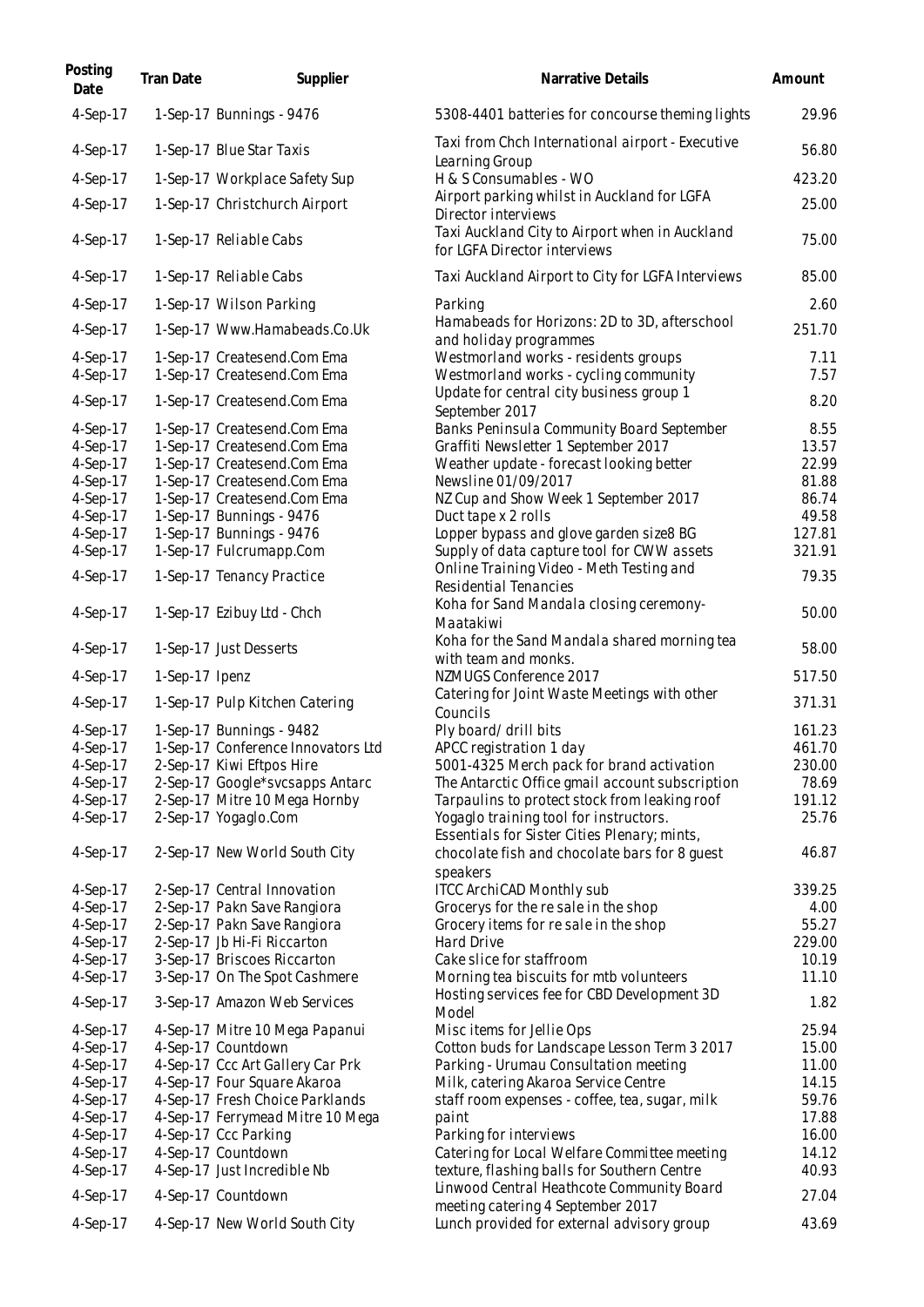| Posting Date | Tran Date | Supplier | Narrative Details | Amount |
|---|---|---|---|---|
| 4-Sep-17 | 1-Sep-17 | Bunnings - 9476 | 5308-4401 batteries for concourse theming lights | 29.96 |
| 4-Sep-17 | 1-Sep-17 | Blue Star Taxis | Taxi from Chch International airport - Executive Learning Group | 56.80 |
| 4-Sep-17 | 1-Sep-17 | Workplace Safety Sup | H & S Consumables - WO | 423.20 |
| 4-Sep-17 | 1-Sep-17 | Christchurch Airport | Airport parking whilst in Auckland for LGFA Director interviews | 25.00 |
| 4-Sep-17 | 1-Sep-17 | Reliable Cabs | Taxi Auckland City to Airport when in Auckland for LGFA Director interviews | 75.00 |
| 4-Sep-17 | 1-Sep-17 | Reliable Cabs | Taxi Auckland Airport to City for LGFA Interviews | 85.00 |
| 4-Sep-17 | 1-Sep-17 | Wilson Parking | Parking | 2.60 |
| 4-Sep-17 | 1-Sep-17 | Www.Hamabeads.Co.Uk | Hamabeads for Horizons: 2D to 3D, afterschool and holiday programmes | 251.70 |
| 4-Sep-17 | 1-Sep-17 | Createsend.Com Ema | Westmorland works - residents groups | 7.11 |
| 4-Sep-17 | 1-Sep-17 | Createsend.Com Ema | Westmorland works - cycling community | 7.57 |
| 4-Sep-17 | 1-Sep-17 | Createsend.Com Ema | Update for central city business group 1 September 2017 | 8.20 |
| 4-Sep-17 | 1-Sep-17 | Createsend.Com Ema | Banks Peninsula Community Board September | 8.55 |
| 4-Sep-17 | 1-Sep-17 | Createsend.Com Ema | Graffiti Newsletter 1 September 2017 | 13.57 |
| 4-Sep-17 | 1-Sep-17 | Createsend.Com Ema | Weather update - forecast looking better | 22.99 |
| 4-Sep-17 | 1-Sep-17 | Createsend.Com Ema | Newsline 01/09/2017 | 81.88 |
| 4-Sep-17 | 1-Sep-17 | Createsend.Com Ema | NZ Cup and Show Week 1 September 2017 | 86.74 |
| 4-Sep-17 | 1-Sep-17 | Bunnings - 9476 | Duct tape x 2 rolls | 49.58 |
| 4-Sep-17 | 1-Sep-17 | Bunnings - 9476 | Lopper bypass and glove garden size8 BG | 127.81 |
| 4-Sep-17 | 1-Sep-17 | Fulcrumapp.Com | Supply of data capture tool for CWW assets | 321.91 |
| 4-Sep-17 | 1-Sep-17 | Tenancy Practice | Online Training Video - Meth Testing and Residential Tenancies | 79.35 |
| 4-Sep-17 | 1-Sep-17 | Ezibuy Ltd - Chch | Koha for Sand Mandala closing ceremony- Maatakiwi | 50.00 |
| 4-Sep-17 | 1-Sep-17 | Just Desserts | Koha for the Sand Mandala shared morning tea with team and monks. | 58.00 |
| 4-Sep-17 | 1-Sep-17 | Ipenz | NZMUGS Conference 2017 | 517.50 |
| 4-Sep-17 | 1-Sep-17 | Pulp Kitchen Catering | Catering for Joint Waste Meetings with other Councils | 371.31 |
| 4-Sep-17 | 1-Sep-17 | Bunnings - 9482 | Ply board/ drill bits | 161.23 |
| 4-Sep-17 | 1-Sep-17 | Conference Innovators Ltd | APCC registration 1 day | 461.70 |
| 4-Sep-17 | 2-Sep-17 | Kiwi Eftpos Hire | 5001-4325 Merch pack for brand activation | 230.00 |
| 4-Sep-17 | 2-Sep-17 | Google*svcsapps Antarc | The Antarctic Office gmail account subscription | 78.69 |
| 4-Sep-17 | 2-Sep-17 | Mitre 10 Mega Hornby | Tarpaulins to protect stock from leaking roof | 191.12 |
| 4-Sep-17 | 2-Sep-17 | Yogaglo.Com | Yogaglo training tool for instructors. | 25.76 |
| 4-Sep-17 | 2-Sep-17 | New World South City | Essentials for Sister Cities Plenary; mints, chocolate fish and chocolate bars for 8 guest speakers | 46.87 |
| 4-Sep-17 | 2-Sep-17 | Central Innovation | ITCC ArchiCAD Monthly sub | 339.25 |
| 4-Sep-17 | 2-Sep-17 | Pakn Save Rangiora | Grocerys for the re sale in the shop | 4.00 |
| 4-Sep-17 | 2-Sep-17 | Pakn Save Rangiora | Grocery items for re sale in the shop | 55.27 |
| 4-Sep-17 | 2-Sep-17 | Jb Hi-Fi Riccarton | Hard Drive | 229.00 |
| 4-Sep-17 | 3-Sep-17 | Briscoes Riccarton | Cake slice for staffroom | 10.19 |
| 4-Sep-17 | 3-Sep-17 | On The Spot Cashmere | Morning tea biscuits for mtb volunteers | 11.10 |
| 4-Sep-17 | 3-Sep-17 | Amazon Web Services | Hosting services fee for CBD Development 3D Model | 1.82 |
| 4-Sep-17 | 4-Sep-17 | Mitre 10 Mega Papanui | Misc items for Jellie Ops | 25.94 |
| 4-Sep-17 | 4-Sep-17 | Countdown | Cotton buds for Landscape Lesson Term 3 2017 | 15.00 |
| 4-Sep-17 | 4-Sep-17 | Ccc Art Gallery Car Prk | Parking - Urumau Consultation meeting | 11.00 |
| 4-Sep-17 | 4-Sep-17 | Four Square Akaroa | Milk, catering Akaroa Service Centre | 14.15 |
| 4-Sep-17 | 4-Sep-17 | Fresh Choice Parklands | staff room expenses - coffee, tea, sugar, milk | 59.76 |
| 4-Sep-17 | 4-Sep-17 | Ferrymead Mitre 10 Mega | paint | 17.88 |
| 4-Sep-17 | 4-Sep-17 | Ccc Parking | Parking for interviews | 16.00 |
| 4-Sep-17 | 4-Sep-17 | Countdown | Catering for Local Welfare Committee meeting | 14.12 |
| 4-Sep-17 | 4-Sep-17 | Just Incredible Nb | texture, flashing balls for Southern Centre | 40.93 |
| 4-Sep-17 | 4-Sep-17 | Countdown | Linwood Central Heathcote Community Board meeting catering 4 September 2017 | 27.04 |
| 4-Sep-17 | 4-Sep-17 | New World South City | Lunch provided for external advisory group | 43.69 |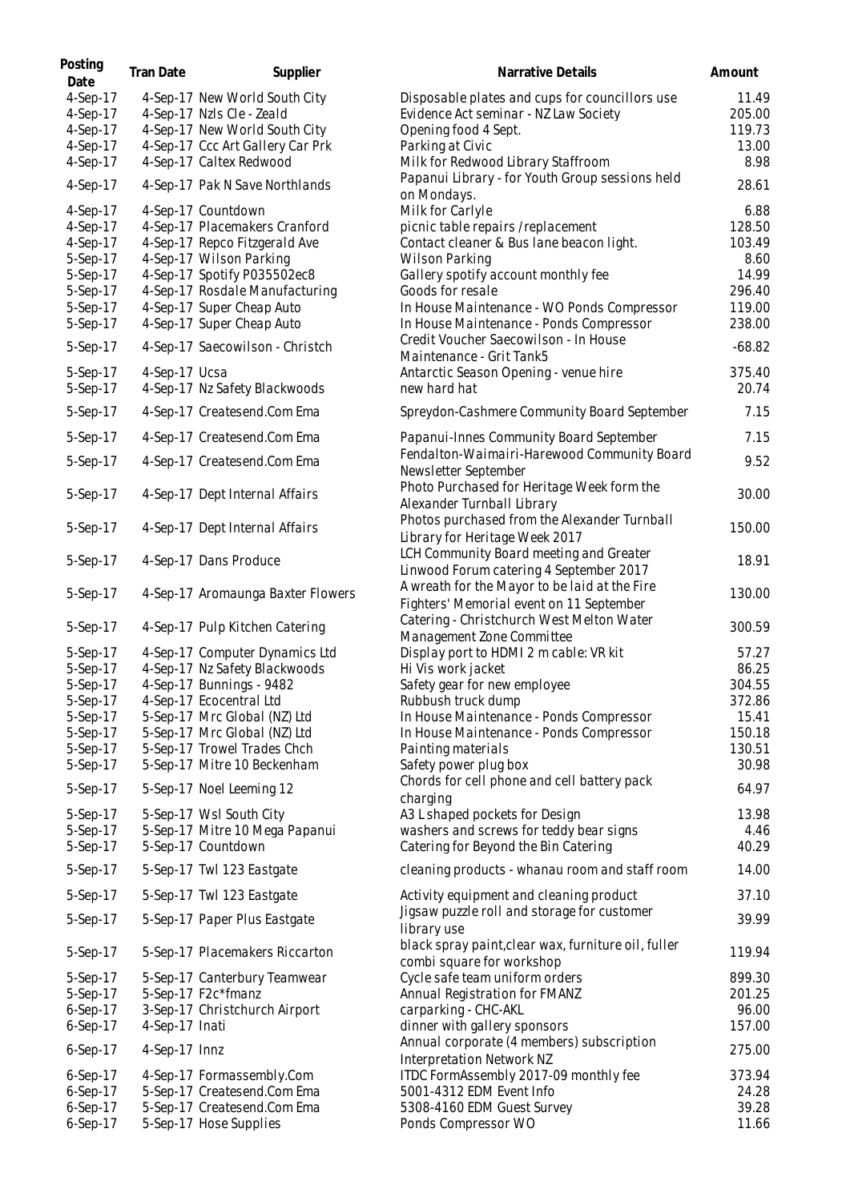| Posting Date | Tran Date | Supplier | Narrative Details | Amount |
|---|---|---|---|---|
| 4-Sep-17 | 4-Sep-17 | New World South City | Disposable plates and cups for councillors use | 11.49 |
| 4-Sep-17 | 4-Sep-17 | Nzls Cle - Zeald | Evidence Act seminar - NZ Law Society | 205.00 |
| 4-Sep-17 | 4-Sep-17 | New World South City | Opening food 4 Sept. | 119.73 |
| 4-Sep-17 | 4-Sep-17 | Ccc Art Gallery Car Prk | Parking at Civic | 13.00 |
| 4-Sep-17 | 4-Sep-17 | Caltex Redwood | Milk for Redwood Library Staffroom | 8.98 |
| 4-Sep-17 | 4-Sep-17 | Pak N Save Northlands | Papanui Library - for Youth Group sessions held on Mondays. | 28.61 |
| 4-Sep-17 | 4-Sep-17 | Countdown | Milk for Carlyle | 6.88 |
| 4-Sep-17 | 4-Sep-17 | Placemakers Cranford | picnic table repairs /replacement | 128.50 |
| 4-Sep-17 | 4-Sep-17 | Repco Fitzgerald Ave | Contact cleaner & Bus lane beacon light. | 103.49 |
| 5-Sep-17 | 4-Sep-17 | Wilson Parking | Wilson Parking | 8.60 |
| 5-Sep-17 | 4-Sep-17 | Spotify P035502ec8 | Gallery spotify account monthly fee | 14.99 |
| 5-Sep-17 | 4-Sep-17 | Rosdale Manufacturing | Goods for resale | 296.40 |
| 5-Sep-17 | 4-Sep-17 | Super Cheap Auto | In House Maintenance - WO Ponds Compressor | 119.00 |
| 5-Sep-17 | 4-Sep-17 | Super Cheap Auto | In House Maintenance - Ponds Compressor | 238.00 |
| 5-Sep-17 | 4-Sep-17 | Saecowilson - Christch | Credit Voucher Saecowilson - In House Maintenance - Grit Tank5 | -68.82 |
| 5-Sep-17 | 4-Sep-17 | Ucsa | Antarctic Season Opening - venue hire | 375.40 |
| 5-Sep-17 | 4-Sep-17 | Nz Safety Blackwoods | new hard hat | 20.74 |
| 5-Sep-17 | 4-Sep-17 | Createsend.Com Ema | Spreydon-Cashmere Community Board September | 7.15 |
| 5-Sep-17 | 4-Sep-17 | Createsend.Com Ema | Papanui-Innes Community Board September | 7.15 |
| 5-Sep-17 | 4-Sep-17 | Createsend.Com Ema | Fendalton-Waimairi-Harewood Community Board Newsletter September | 9.52 |
| 5-Sep-17 | 4-Sep-17 | Dept Internal Affairs | Photo Purchased for Heritage Week form the Alexander Turnball Library | 30.00 |
| 5-Sep-17 | 4-Sep-17 | Dept Internal Affairs | Photos purchased from the Alexander Turnball Library for Heritage Week 2017 | 150.00 |
| 5-Sep-17 | 4-Sep-17 | Dans Produce | LCH Community Board meeting and Greater Linwood Forum catering 4 September 2017 | 18.91 |
| 5-Sep-17 | 4-Sep-17 | Aromaunga Baxter Flowers | A wreath for the Mayor to be laid at the Fire Fighters' Memorial event on 11 September | 130.00 |
| 5-Sep-17 | 4-Sep-17 | Pulp Kitchen Catering | Catering - Christchurch West Melton Water Management Zone Committee | 300.59 |
| 5-Sep-17 | 4-Sep-17 | Computer Dynamics Ltd | Display port to HDMI 2 m cable: VR kit | 57.27 |
| 5-Sep-17 | 4-Sep-17 | Nz Safety Blackwoods | Hi Vis work jacket | 86.25 |
| 5-Sep-17 | 4-Sep-17 | Bunnings - 9482 | Safety gear for new employee | 304.55 |
| 5-Sep-17 | 4-Sep-17 | Ecocentral Ltd | Rubbush truck dump | 372.86 |
| 5-Sep-17 | 5-Sep-17 | Mrc Global (NZ) Ltd | In House Maintenance - Ponds Compressor | 15.41 |
| 5-Sep-17 | 5-Sep-17 | Mrc Global (NZ) Ltd | In House Maintenance - Ponds Compressor | 150.18 |
| 5-Sep-17 | 5-Sep-17 | Trowel Trades Chch | Painting materials | 130.51 |
| 5-Sep-17 | 5-Sep-17 | Mitre 10 Beckenham | Safety power plug box | 30.98 |
| 5-Sep-17 | 5-Sep-17 | Noel Leeming 12 | Chords for cell phone and cell battery pack charging | 64.97 |
| 5-Sep-17 | 5-Sep-17 | Wsl South City | A3 L shaped pockets for Design | 13.98 |
| 5-Sep-17 | 5-Sep-17 | Mitre 10 Mega Papanui | washers and screws for teddy bear signs | 4.46 |
| 5-Sep-17 | 5-Sep-17 | Countdown | Catering for Beyond the Bin Catering | 40.29 |
| 5-Sep-17 | 5-Sep-17 | Twl 123 Eastgate | cleaning products - whanau room and staff room | 14.00 |
| 5-Sep-17 | 5-Sep-17 | Twl 123 Eastgate | Activity equipment and cleaning product | 37.10 |
| 5-Sep-17 | 5-Sep-17 | Paper Plus Eastgate | Jigsaw puzzle roll and storage for customer library use | 39.99 |
| 5-Sep-17 | 5-Sep-17 | Placemakers Riccarton | black spray paint,clear wax, furniture oil, fuller combi square for workshop | 119.94 |
| 5-Sep-17 | 5-Sep-17 | Canterbury Teamwear | Cycle safe team uniform orders | 899.30 |
| 5-Sep-17 | 5-Sep-17 | F2c*fmanz | Annual Registration for FMANZ | 201.25 |
| 6-Sep-17 | 3-Sep-17 | Christchurch Airport | carparking - CHC-AKL | 96.00 |
| 6-Sep-17 | 4-Sep-17 | Inati | dinner with gallery sponsors | 157.00 |
| 6-Sep-17 | 4-Sep-17 | Innz | Annual corporate (4 members) subscription Interpretation Network NZ | 275.00 |
| 6-Sep-17 | 4-Sep-17 | Formassembly.Com | ITDC FormAssembly 2017-09 monthly fee | 373.94 |
| 6-Sep-17 | 5-Sep-17 | Createsend.Com Ema | 5001-4312 EDM Event Info | 24.28 |
| 6-Sep-17 | 5-Sep-17 | Createsend.Com Ema | 5308-4160 EDM Guest Survey | 39.28 |
| 6-Sep-17 | 5-Sep-17 | Hose Supplies | Ponds Compressor WO | 11.66 |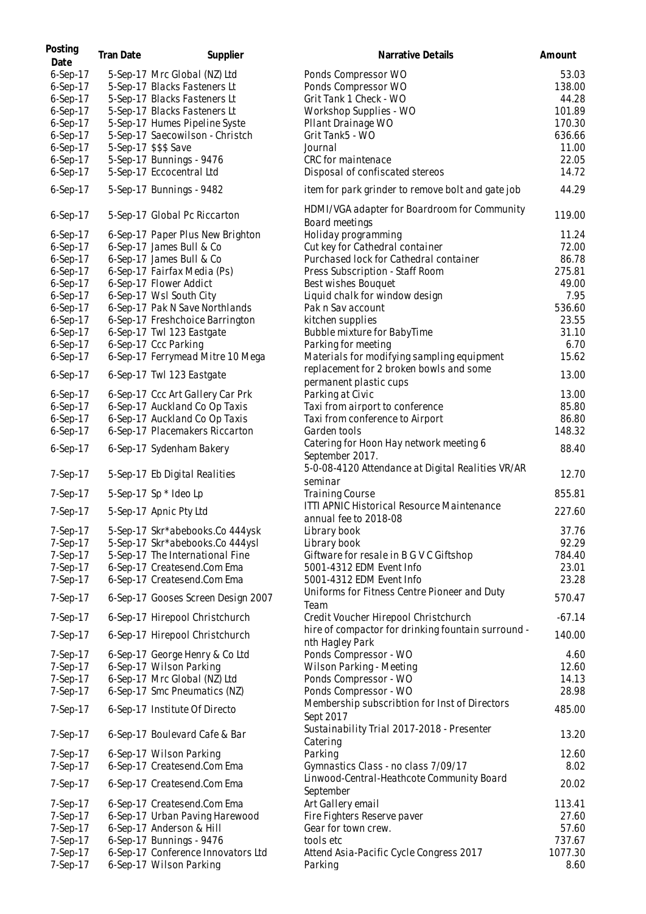| Posting Date | Tran Date | Supplier | Narrative Details | Amount |
|---|---|---|---|---|
| 6-Sep-17 | 5-Sep-17 | Mrc Global (NZ) Ltd | Ponds Compressor WO | 53.03 |
| 6-Sep-17 | 5-Sep-17 | Blacks Fasteners Lt | Ponds Compressor WO | 138.00 |
| 6-Sep-17 | 5-Sep-17 | Blacks Fasteners Lt | Grit Tank 1 Check - WO | 44.28 |
| 6-Sep-17 | 5-Sep-17 | Blacks Fasteners Lt | Workshop Supplies - WO | 101.89 |
| 6-Sep-17 | 5-Sep-17 | Humes Pipeline Syste | Pllant Drainage WO | 170.30 |
| 6-Sep-17 | 5-Sep-17 | Saecowilson - Christch | Grit Tank5 - WO | 636.66 |
| 6-Sep-17 | 5-Sep-17 | $$$ Save | Journal | 11.00 |
| 6-Sep-17 | 5-Sep-17 | Bunnings - 9476 | CRC for maintenace | 22.05 |
| 6-Sep-17 | 5-Sep-17 | Eccocentral Ltd | Disposal of confiscated stereos | 14.72 |
| 6-Sep-17 | 5-Sep-17 | Bunnings - 9482 | item for park grinder to remove bolt and gate job | 44.29 |
| 6-Sep-17 | 5-Sep-17 | Global Pc Riccarton | HDMI/VGA adapter for Boardroom for Community Board meetings | 119.00 |
| 6-Sep-17 | 6-Sep-17 | Paper Plus New Brighton | Holiday programming | 11.24 |
| 6-Sep-17 | 6-Sep-17 | James Bull & Co | Cut key for Cathedral container | 72.00 |
| 6-Sep-17 | 6-Sep-17 | James Bull & Co | Purchased lock for Cathedral container | 86.78 |
| 6-Sep-17 | 6-Sep-17 | Fairfax Media (Ps) | Press Subscription - Staff Room | 275.81 |
| 6-Sep-17 | 6-Sep-17 | Flower Addict | Best wishes Bouquet | 49.00 |
| 6-Sep-17 | 6-Sep-17 | Twl 123 Eastgate | Liquid chalk for window design | 7.95 |
| 6-Sep-17 | 6-Sep-17 | Pak N Save Northlands | Pak n Sav account | 536.60 |
| 6-Sep-17 | 6-Sep-17 | Freshchoice Barrington | kitchen supplies | 23.55 |
| 6-Sep-17 | 6-Sep-17 | Twl 123 Eastgate | Bubble mixture for BabyTime | 31.10 |
| 6-Sep-17 | 6-Sep-17 | Ccc Parking | Parking for meeting | 6.70 |
| 6-Sep-17 | 6-Sep-17 | Ferrymead Mitre 10 Mega | Materials for modifying sampling equipment | 15.62 |
| 6-Sep-17 | 6-Sep-17 | Twl 123 Eastgate | replacement for 2 broken bowls and some permanent plastic cups | 13.00 |
| 6-Sep-17 | 6-Sep-17 | Ccc Art Gallery Car Prk | Parking at Civic | 13.00 |
| 6-Sep-17 | 6-Sep-17 | Auckland Co Op Taxis | Taxi from airport to conference | 85.80 |
| 6-Sep-17 | 6-Sep-17 | Auckland Co Op Taxis | Taxi from conference to Airport | 86.80 |
| 6-Sep-17 | 6-Sep-17 | Placemakers Riccarton | Garden tools | 148.32 |
| 6-Sep-17 | 6-Sep-17 | Sydenham Bakery | Catering for Hoon Hay network meeting 6 September 2017. | 88.40 |
| 7-Sep-17 | 5-Sep-17 | Eb Digital Realities | 5-0-08-4120 Attendance at Digital Realities VR/AR seminar | 12.70 |
| 7-Sep-17 | 5-Sep-17 | Sp * Ideo Lp | Training Course | 855.81 |
| 7-Sep-17 | 5-Sep-17 | Apnic Pty Ltd | ITTI APNIC Historical Resource Maintenance annual fee to 2018-08 | 227.60 |
| 7-Sep-17 | 5-Sep-17 | Skr*abebooks.Co 444ysk | Library book | 37.76 |
| 7-Sep-17 | 5-Sep-17 | Skr*abebooks.Co 444ysl | Library book | 92.29 |
| 7-Sep-17 | 5-Sep-17 | The International Fine | Giftware for resale in B G V C Giftshop | 784.40 |
| 7-Sep-17 | 6-Sep-17 | Createsend.Com Ema | 5001-4312 EDM Event Info | 23.01 |
| 7-Sep-17 | 6-Sep-17 | Createsend.Com Ema | 5001-4312 EDM Event Info | 23.28 |
| 7-Sep-17 | 6-Sep-17 | Gooses Screen Design 2007 | Uniforms for Fitness Centre Pioneer and Duty Team | 570.47 |
| 7-Sep-17 | 6-Sep-17 | Hirepool Christchurch | Credit Voucher Hirepool Christchurch | -67.14 |
| 7-Sep-17 | 6-Sep-17 | Hirepool Christchurch | hire of compactor for drinking fountain surround - nth Hagley Park | 140.00 |
| 7-Sep-17 | 6-Sep-17 | George Henry & Co Ltd | Ponds Compressor - WO | 4.60 |
| 7-Sep-17 | 6-Sep-17 | Wilson Parking | Wilson Parking - Meeting | 12.60 |
| 7-Sep-17 | 6-Sep-17 | Mrc Global (NZ) Ltd | Ponds Compressor - WO | 14.13 |
| 7-Sep-17 | 6-Sep-17 | Smc Pneumatics (NZ) | Ponds Compressor - WO | 28.98 |
| 7-Sep-17 | 6-Sep-17 | Institute Of Directo | Membership subscribtion for Inst of Directors Sept 2017 | 485.00 |
| 7-Sep-17 | 6-Sep-17 | Boulevard Cafe & Bar | Sustainability Trial 2017-2018 - Presenter Catering | 13.20 |
| 7-Sep-17 | 6-Sep-17 | Wilson Parking | Parking | 12.60 |
| 7-Sep-17 | 6-Sep-17 | Createsend.Com Ema | Gymnastics Class - no class 7/09/17 | 8.02 |
| 7-Sep-17 | 6-Sep-17 | Createsend.Com Ema | Linwood-Central-Heathcote Community Board September | 20.02 |
| 7-Sep-17 | 6-Sep-17 | Createsend.Com Ema | Art Gallery email | 113.41 |
| 7-Sep-17 | 6-Sep-17 | Urban Paving Harewood | Fire Fighters Reserve paver | 27.60 |
| 7-Sep-17 | 6-Sep-17 | Anderson & Hill | Gear for town crew. | 57.60 |
| 7-Sep-17 | 6-Sep-17 | Bunnings - 9476 | tools etc | 737.67 |
| 7-Sep-17 | 6-Sep-17 | Conference Innovators Ltd | Attend Asia-Pacific Cycle Congress 2017 | 1077.30 |
| 7-Sep-17 | 6-Sep-17 | Wilson Parking | Parking | 8.60 |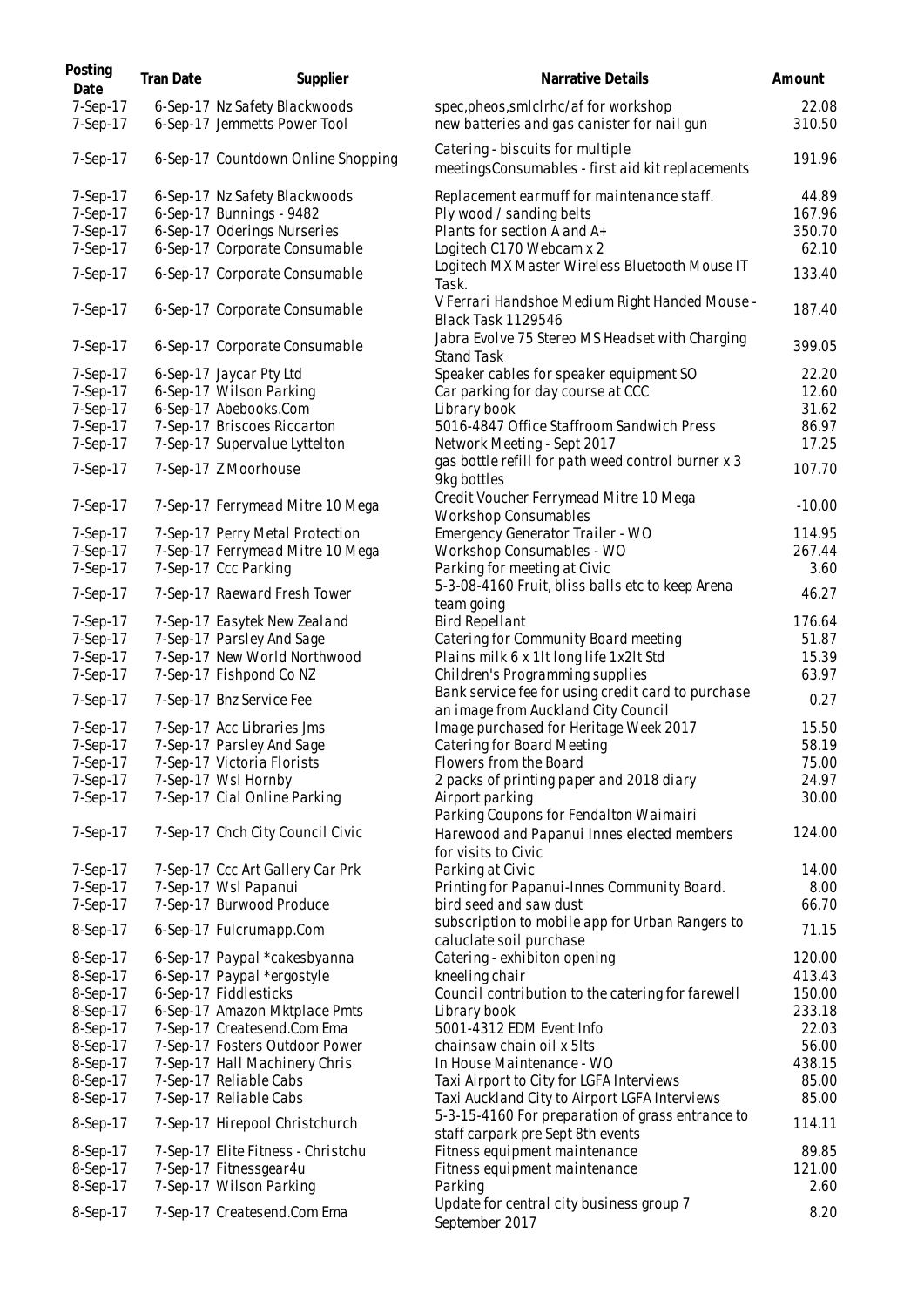| Posting Date | Tran Date | Supplier | Narrative Details | Amount |
|---|---|---|---|---|
| 7-Sep-17 | 6-Sep-17 | Nz Safety Blackwoods | spec,pheos,smlclrhc/af for workshop | 22.08 |
| 7-Sep-17 | 6-Sep-17 | Jemmetts Power Tool | new batteries and gas canister for nail gun | 310.50 |
| 7-Sep-17 | 6-Sep-17 | Countdown Online Shopping | Catering - biscuits for multiple meetingsConsumables - first aid kit replacements | 191.96 |
| 7-Sep-17 | 6-Sep-17 | Nz Safety Blackwoods | Replacement earmuff for maintenance staff. | 44.89 |
| 7-Sep-17 | 6-Sep-17 | Bunnings - 9482 | Ply wood / sanding belts | 167.96 |
| 7-Sep-17 | 6-Sep-17 | Oderings Nurseries | Plants for section A and A+ | 350.70 |
| 7-Sep-17 | 6-Sep-17 | Corporate Consumable | Logitech C170 Webcam x 2 | 62.10 |
| 7-Sep-17 | 6-Sep-17 | Corporate Consumable | Logitech MX Master Wireless Bluetooth Mouse IT Task. | 133.40 |
| 7-Sep-17 | 6-Sep-17 | Corporate Consumable | V Ferrari Handshoe Medium Right Handed Mouse - Black Task 1129546 | 187.40 |
| 7-Sep-17 | 6-Sep-17 | Corporate Consumable | Jabra Evolve 75 Stereo MS Headset with Charging Stand Task | 399.05 |
| 7-Sep-17 | 6-Sep-17 | Jaycar Pty Ltd | Speaker cables for speaker equipment SO | 22.20 |
| 7-Sep-17 | 6-Sep-17 | Wilson Parking | Car parking for day course at CCC | 12.60 |
| 7-Sep-17 | 6-Sep-17 | Abebooks.Com | Library book | 31.62 |
| 7-Sep-17 | 7-Sep-17 | Briscoes Riccarton | 5016-4847 Office Staffroom Sandwich Press | 86.97 |
| 7-Sep-17 | 7-Sep-17 | Supervalue Lyttelton | Network Meeting - Sept 2017 | 17.25 |
| 7-Sep-17 | 7-Sep-17 | Z Moorhouse | gas bottle refill for path weed control burner x 3 9kg bottles | 107.70 |
| 7-Sep-17 | 7-Sep-17 | Ferrymead Mitre 10 Mega | Credit Voucher Ferrymead Mitre 10 Mega Workshop Consumables | -10.00 |
| 7-Sep-17 | 7-Sep-17 | Perry Metal Protection | Emergency Generator Trailer - WO | 114.95 |
| 7-Sep-17 | 7-Sep-17 | Ferrymead Mitre 10 Mega | Workshop Consumables - WO | 267.44 |
| 7-Sep-17 | 7-Sep-17 | Ccc Parking | Parking for meeting at Civic | 3.60 |
| 7-Sep-17 | 7-Sep-17 | Raeward Fresh Tower | 5-3-08-4160 Fruit, bliss balls etc to keep Arena team going | 46.27 |
| 7-Sep-17 | 7-Sep-17 | Easytek New Zealand | Bird Repellant | 176.64 |
| 7-Sep-17 | 7-Sep-17 | Parsley And Sage | Catering for Community Board meeting | 51.87 |
| 7-Sep-17 | 7-Sep-17 | New World Northwood | Plains milk 6 x 1lt long life 1x2lt Std | 15.39 |
| 7-Sep-17 | 7-Sep-17 | Fishpond Co NZ | Children's Programming supplies | 63.97 |
| 7-Sep-17 | 7-Sep-17 | Bnz Service Fee | Bank service fee for using credit card to purchase an image from Auckland City Council | 0.27 |
| 7-Sep-17 | 7-Sep-17 | Acc Libraries Jms | Image purchased for Heritage Week 2017 | 15.50 |
| 7-Sep-17 | 7-Sep-17 | Parsley And Sage | Catering for Board Meeting | 58.19 |
| 7-Sep-17 | 7-Sep-17 | Victoria Florists | Flowers from the Board | 75.00 |
| 7-Sep-17 | 7-Sep-17 | Wsl Hornby | 2 packs of printing paper and 2018 diary | 24.97 |
| 7-Sep-17 | 7-Sep-17 | Cial Online Parking | Airport parking | 30.00 |
| 7-Sep-17 | 7-Sep-17 | Chch City Council Civic | Parking Coupons for Fendalton Waimairi Harewood and Papanui Innes elected members for visits to Civic | 124.00 |
| 7-Sep-17 | 7-Sep-17 | Ccc Art Gallery Car Prk | Parking at Civic | 14.00 |
| 7-Sep-17 | 7-Sep-17 | Wsl Papanui | Printing for Papanui-Innes Community Board. | 8.00 |
| 7-Sep-17 | 7-Sep-17 | Burwood Produce | bird seed and saw dust | 66.70 |
| 8-Sep-17 | 6-Sep-17 | Fulcrumapp.Com | subscription to mobile app for Urban Rangers to caluclate soil purchase | 71.15 |
| 8-Sep-17 | 6-Sep-17 | Paypal *cakesbyanna | Catering - exhibiton opening | 120.00 |
| 8-Sep-17 | 6-Sep-17 | Paypal *ergostyle | kneeling chair | 413.43 |
| 8-Sep-17 | 6-Sep-17 | Fiddlesticks | Council contribution to the catering for farewell | 150.00 |
| 8-Sep-17 | 6-Sep-17 | Amazon Mktplace Pmts | Library book | 233.18 |
| 8-Sep-17 | 7-Sep-17 | Createsend.Com Ema | 5001-4312 EDM Event Info | 22.03 |
| 8-Sep-17 | 7-Sep-17 | Fosters Outdoor Power | chainsaw chain oil x 5lts | 56.00 |
| 8-Sep-17 | 7-Sep-17 | Hall Machinery Chris | In House Maintenance - WO | 438.15 |
| 8-Sep-17 | 7-Sep-17 | Reliable Cabs | Taxi Airport to City for LGFA Interviews | 85.00 |
| 8-Sep-17 | 7-Sep-17 | Reliable Cabs | Taxi Auckland City to Airport LGFA Interviews | 85.00 |
| 8-Sep-17 | 7-Sep-17 | Hirepool Christchurch | 5-3-15-4160 For preparation of grass entrance to staff carpark pre Sept 8th events | 114.11 |
| 8-Sep-17 | 7-Sep-17 | Elite Fitness - Christchu | Fitness equipment maintenance | 89.85 |
| 8-Sep-17 | 7-Sep-17 | Fitnessgear4u | Fitness equipment maintenance | 121.00 |
| 8-Sep-17 | 7-Sep-17 | Wilson Parking | Parking | 2.60 |
| 8-Sep-17 | 7-Sep-17 | Createsend.Com Ema | Update for central city business group 7 September 2017 | 8.20 |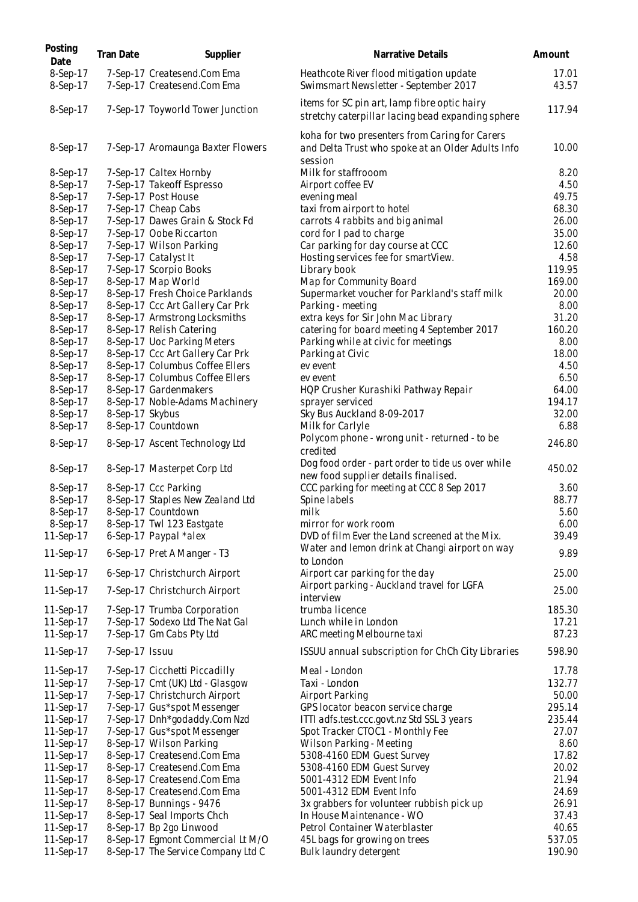| Posting Date | Tran Date | Supplier | Narrative Details | Amount |
|---|---|---|---|---|
| 8-Sep-17 | 7-Sep-17 | Createsend.Com Ema | Heathcote River flood mitigation update | 17.01 |
| 8-Sep-17 | 7-Sep-17 | Createsend.Com Ema | Swimsmart Newsletter - September 2017 | 43.57 |
| 8-Sep-17 | 7-Sep-17 | Toyworld Tower Junction | items for SC pin art, lamp fibre optic hairy stretchy caterpillar lacing bead expanding sphere | 117.94 |
| 8-Sep-17 | 7-Sep-17 | Aromaunga Baxter Flowers | koha for two presenters from Caring for Carers and Delta Trust who spoke at an Older Adults Info session | 10.00 |
| 8-Sep-17 | 7-Sep-17 | Caltex Hornby | Milk for staffrooom | 8.20 |
| 8-Sep-17 | 7-Sep-17 | Takeoff Espresso | Airport coffee EV | 4.50 |
| 8-Sep-17 | 7-Sep-17 | Post House | evening meal | 49.75 |
| 8-Sep-17 | 7-Sep-17 | Cheap Cabs | taxi from airport to hotel | 68.30 |
| 8-Sep-17 | 7-Sep-17 | Dawes Grain & Stock Fd | carrots 4 rabbits and big animal | 26.00 |
| 8-Sep-17 | 7-Sep-17 | Oobe Riccarton | cord for I pad to charge | 35.00 |
| 8-Sep-17 | 7-Sep-17 | Wilson Parking | Car parking for day course at CCC | 12.60 |
| 8-Sep-17 | 7-Sep-17 | Catalyst It | Hosting services fee for smartView. | 4.58 |
| 8-Sep-17 | 7-Sep-17 | Scorpio Books | Library book | 119.95 |
| 8-Sep-17 | 8-Sep-17 | Map World | Map for Community Board | 169.00 |
| 8-Sep-17 | 8-Sep-17 | Fresh Choice Parklands | Supermarket voucher for Parkland's staff milk | 20.00 |
| 8-Sep-17 | 8-Sep-17 | Ccc Art Gallery Car Prk | Parking - meeting | 8.00 |
| 8-Sep-17 | 8-Sep-17 | Armstrong Locksmiths | extra keys for Sir John Mac Library | 31.20 |
| 8-Sep-17 | 8-Sep-17 | Relish Catering | catering for board meeting 4 September 2017 | 160.20 |
| 8-Sep-17 | 8-Sep-17 | Uoc Parking Meters | Parking while at civic for meetings | 8.00 |
| 8-Sep-17 | 8-Sep-17 | Ccc Art Gallery Car Prk | Parking at Civic | 18.00 |
| 8-Sep-17 | 8-Sep-17 | Columbus Coffee Ellers | ev event | 4.50 |
| 8-Sep-17 | 8-Sep-17 | Columbus Coffee Ellers | ev event | 6.50 |
| 8-Sep-17 | 8-Sep-17 | Gardenmakers | HQP Crusher Kurashiki Pathway Repair | 64.00 |
| 8-Sep-17 | 8-Sep-17 | Noble-Adams Machinery | sprayer serviced | 194.17 |
| 8-Sep-17 | 8-Sep-17 | Skybus | Sky Bus Auckland 8-09-2017 | 32.00 |
| 8-Sep-17 | 8-Sep-17 | Countdown | Milk for Carlyle | 6.88 |
| 8-Sep-17 | 8-Sep-17 | Ascent Technology Ltd | Polycom phone - wrong unit - returned - to be credited | 246.80 |
| 8-Sep-17 | 8-Sep-17 | Masterpet Corp Ltd | Dog food order - part order to tide us over while new food supplier details finalised. | 450.02 |
| 8-Sep-17 | 8-Sep-17 | Ccc Parking | CCC parking for meeting at CCC 8 Sep 2017 | 3.60 |
| 8-Sep-17 | 8-Sep-17 | Staples New Zealand Ltd | Spine labels | 88.77 |
| 8-Sep-17 | 8-Sep-17 | Countdown | milk | 5.60 |
| 8-Sep-17 | 8-Sep-17 | Twl 123 Eastgate | mirror for work room | 6.00 |
| 11-Sep-17 | 6-Sep-17 | Paypal *alex | DVD of film Ever the Land screened at the Mix. | 39.49 |
| 11-Sep-17 | 6-Sep-17 | Pret A Manger - T3 | Water and lemon drink at Changi airport on way to London | 9.89 |
| 11-Sep-17 | 6-Sep-17 | Christchurch Airport | Airport car parking for the day | 25.00 |
| 11-Sep-17 | 7-Sep-17 | Christchurch Airport | Airport parking - Auckland travel for LGFA interview | 25.00 |
| 11-Sep-17 | 7-Sep-17 | Trumba Corporation | trumba licence | 185.30 |
| 11-Sep-17 | 7-Sep-17 | Sodexo Ltd The Nat Gal | Lunch while in London | 17.21 |
| 11-Sep-17 | 7-Sep-17 | Gm Cabs Pty Ltd | ARC meeting Melbourne taxi | 87.23 |
| 11-Sep-17 | 7-Sep-17 | Issuu | ISSUU annual subscription for ChCh City Libraries | 598.90 |
| 11-Sep-17 | 7-Sep-17 | Cicchetti Piccadilly | Meal - London | 17.78 |
| 11-Sep-17 | 7-Sep-17 | Cmt (UK) Ltd - Glasgow | Taxi - London | 132.77 |
| 11-Sep-17 | 7-Sep-17 | Christchurch Airport | Airport Parking | 50.00 |
| 11-Sep-17 | 7-Sep-17 | Gus*spot Messenger | GPS locator beacon service charge | 295.14 |
| 11-Sep-17 | 7-Sep-17 | Dnh*godaddy.Com Nzd | ITTI adfs.test.ccc.govt.nz Std SSL 3 years | 235.44 |
| 11-Sep-17 | 7-Sep-17 | Gus*spot Messenger | Spot Tracker CTOC1 - Monthly Fee | 27.07 |
| 11-Sep-17 | 8-Sep-17 | Wilson Parking | Wilson Parking - Meeting | 8.60 |
| 11-Sep-17 | 8-Sep-17 | Createsend.Com Ema | 5308-4160 EDM Guest Survey | 17.82 |
| 11-Sep-17 | 8-Sep-17 | Createsend.Com Ema | 5308-4160 EDM Guest Survey | 20.02 |
| 11-Sep-17 | 8-Sep-17 | Createsend.Com Ema | 5001-4312 EDM Event Info | 21.94 |
| 11-Sep-17 | 8-Sep-17 | Createsend.Com Ema | 5001-4312 EDM Event Info | 24.69 |
| 11-Sep-17 | 8-Sep-17 | Bunnings - 9476 | 3x grabbers for volunteer rubbish pick up | 26.91 |
| 11-Sep-17 | 8-Sep-17 | Seal Imports Chch | In House Maintenance - WO | 37.43 |
| 11-Sep-17 | 8-Sep-17 | Bp 2go Linwood | Petrol Container Waterblaster | 40.65 |
| 11-Sep-17 | 8-Sep-17 | Egmont Commercial Lt M/O | 45L bags for growing on trees | 537.05 |
| 11-Sep-17 | 8-Sep-17 | The Service Company Ltd C | Bulk laundry detergent | 190.90 |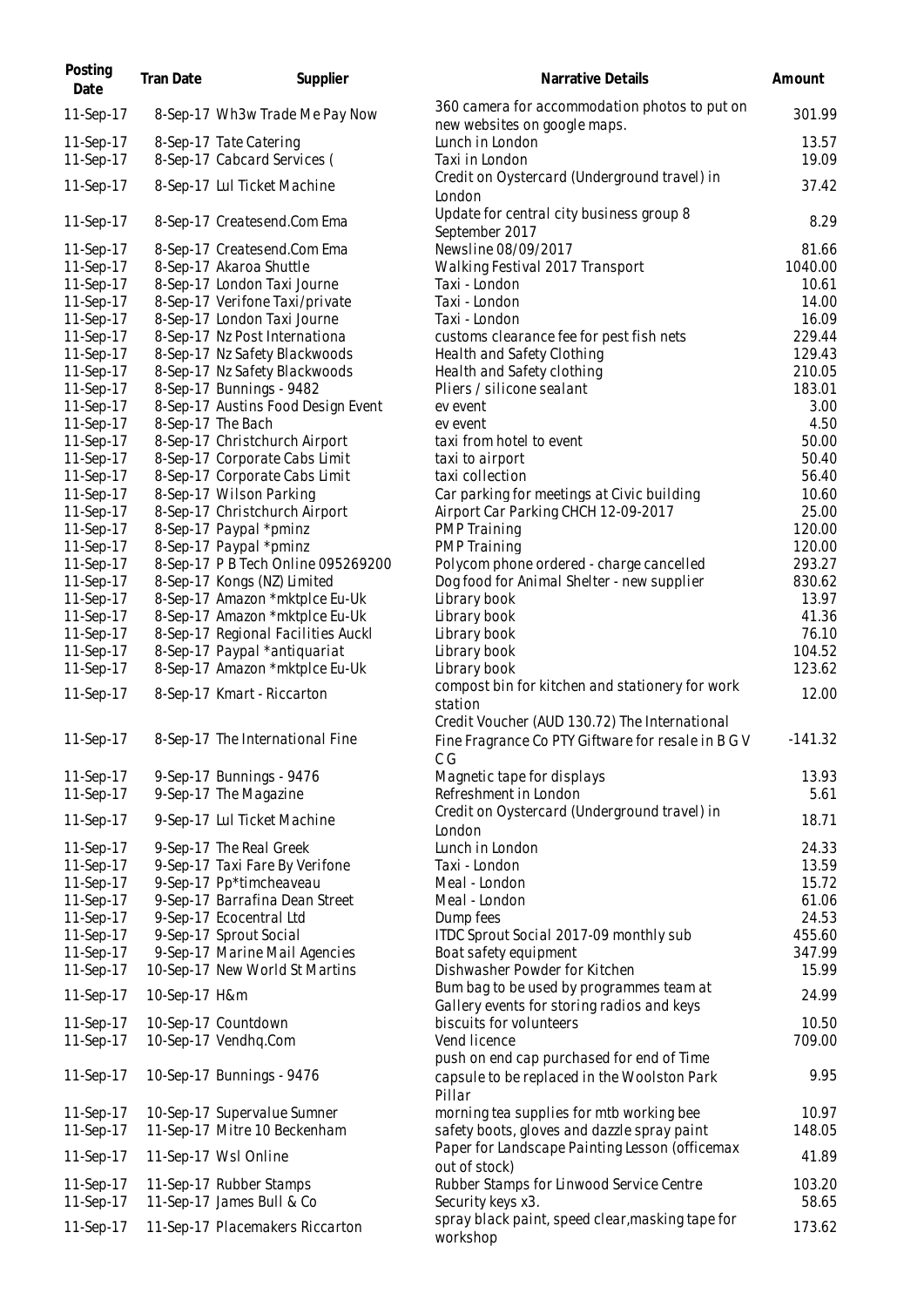| Posting Date | Tran Date | Supplier | Narrative Details | Amount |
|---|---|---|---|---|
| 11-Sep-17 | 8-Sep-17 | Wh3w Trade Me Pay Now | 360 camera for accommodation photos to put on new websites on google maps. | 301.99 |
| 11-Sep-17 | 8-Sep-17 | Tate Catering | Lunch in London | 13.57 |
| 11-Sep-17 | 8-Sep-17 | Cabcard Services ( | Taxi in London | 19.09 |
| 11-Sep-17 | 8-Sep-17 | Lul Ticket Machine | Credit on Oystercard (Underground travel) in London | 37.42 |
| 11-Sep-17 | 8-Sep-17 | Createsend.Com Ema | Update for central city business group 8 September 2017 | 8.29 |
| 11-Sep-17 | 8-Sep-17 | Createsend.Com Ema | Newsline 08/09/2017 | 81.66 |
| 11-Sep-17 | 8-Sep-17 | Akaroa Shuttle | Walking Festival 2017 Transport | 1040.00 |
| 11-Sep-17 | 8-Sep-17 | London Taxi Journe | Taxi - London | 10.61 |
| 11-Sep-17 | 8-Sep-17 | Verifone Taxi/private | Taxi - London | 14.00 |
| 11-Sep-17 | 8-Sep-17 | London Taxi Journe | Taxi - London | 16.09 |
| 11-Sep-17 | 8-Sep-17 | Nz Post Internationa | customs clearance fee for pest fish nets | 229.44 |
| 11-Sep-17 | 8-Sep-17 | Nz Safety Blackwoods | Health and Safety Clothing | 129.43 |
| 11-Sep-17 | 8-Sep-17 | Nz Safety Blackwoods | Health and Safety clothing | 210.05 |
| 11-Sep-17 | 8-Sep-17 | Bunnings - 9482 | Pliers / silicone sealant | 183.01 |
| 11-Sep-17 | 8-Sep-17 | Austins Food Design Event | ev event | 3.00 |
| 11-Sep-17 | 8-Sep-17 | The Bach | ev event | 4.50 |
| 11-Sep-17 | 8-Sep-17 | Christchurch Airport | taxi from hotel to event | 50.00 |
| 11-Sep-17 | 8-Sep-17 | Corporate Cabs Limit | taxi to airport | 50.40 |
| 11-Sep-17 | 8-Sep-17 | Corporate Cabs Limit | taxi collection | 56.40 |
| 11-Sep-17 | 8-Sep-17 | Wilson Parking | Car parking for meetings at Civic building | 10.60 |
| 11-Sep-17 | 8-Sep-17 | Christchurch Airport | Airport Car Parking CHCH 12-09-2017 | 25.00 |
| 11-Sep-17 | 8-Sep-17 | Paypal *pminz | PMP Training | 120.00 |
| 11-Sep-17 | 8-Sep-17 | Paypal *pminz | PMP Training | 120.00 |
| 11-Sep-17 | 8-Sep-17 | P B Tech Online 095269200 | Polycom phone ordered - charge cancelled | 293.27 |
| 11-Sep-17 | 8-Sep-17 | Kongs (NZ) Limited | Dog food for Animal Shelter - new supplier | 830.62 |
| 11-Sep-17 | 8-Sep-17 | Amazon *mktplce Eu-Uk | Library book | 13.97 |
| 11-Sep-17 | 8-Sep-17 | Amazon *mktplce Eu-Uk | Library book | 41.36 |
| 11-Sep-17 | 8-Sep-17 | Regional Facilities Auckl | Library book | 76.10 |
| 11-Sep-17 | 8-Sep-17 | Paypal *antiquariat | Library book | 104.52 |
| 11-Sep-17 | 8-Sep-17 | Amazon *mktplce Eu-Uk | Library book | 123.62 |
| 11-Sep-17 | 8-Sep-17 | Kmart - Riccarton | compost bin for kitchen and stationery for work station | 12.00 |
| 11-Sep-17 | 8-Sep-17 | The International Fine | Credit Voucher (AUD 130.72) The International Fine Fragrance Co PTY Giftware for resale in B G V C G | -141.32 |
| 11-Sep-17 | 9-Sep-17 | Bunnings - 9476 | Magnetic tape for displays | 13.93 |
| 11-Sep-17 | 9-Sep-17 | The Magazine | Refreshment in London | 5.61 |
| 11-Sep-17 | 9-Sep-17 | Lul Ticket Machine | Credit on Oystercard (Underground travel) in London | 18.71 |
| 11-Sep-17 | 9-Sep-17 | The Real Greek | Lunch in London | 24.33 |
| 11-Sep-17 | 9-Sep-17 | Taxi Fare By Verifone | Taxi - London | 13.59 |
| 11-Sep-17 | 9-Sep-17 | Pp*timcheaveau | Meal - London | 15.72 |
| 11-Sep-17 | 9-Sep-17 | Barrafina Dean Street | Meal - London | 61.06 |
| 11-Sep-17 | 9-Sep-17 | Ecocentral Ltd | Dump fees | 24.53 |
| 11-Sep-17 | 9-Sep-17 | Sprout Social | ITDC Sprout Social 2017-09 monthly sub | 455.60 |
| 11-Sep-17 | 9-Sep-17 | Marine Mail Agencies | Boat safety equipment | 347.99 |
| 11-Sep-17 | 10-Sep-17 | New World St Martins | Dishwasher Powder for Kitchen | 15.99 |
| 11-Sep-17 | 10-Sep-17 | H&m | Bum bag to be used by programmes team at Gallery events for storing radios and keys | 24.99 |
| 11-Sep-17 | 10-Sep-17 | Countdown | biscuits for volunteers | 10.50 |
| 11-Sep-17 | 10-Sep-17 | Vendhq.Com | Vend licence | 709.00 |
| 11-Sep-17 | 10-Sep-17 | Bunnings - 9476 | push on end cap purchased for end of Time capsule to be replaced in the Woolston Park Pillar | 9.95 |
| 11-Sep-17 | 10-Sep-17 | Supervalue Sumner | morning tea supplies for mtb working bee | 10.97 |
| 11-Sep-17 | 11-Sep-17 | Mitre 10 Beckenham | safety boots, gloves and dazzle spray paint | 148.05 |
| 11-Sep-17 | 11-Sep-17 | Wsl Online | Paper for Landscape Painting Lesson (officemax out of stock) | 41.89 |
| 11-Sep-17 | 11-Sep-17 | Rubber Stamps | Rubber Stamps for Linwood Service Centre | 103.20 |
| 11-Sep-17 | 11-Sep-17 | James Bull & Co | Security keys x3. | 58.65 |
| 11-Sep-17 | 11-Sep-17 | Placemakers Riccarton | spray black paint, speed clear,masking tape for workshop | 173.62 |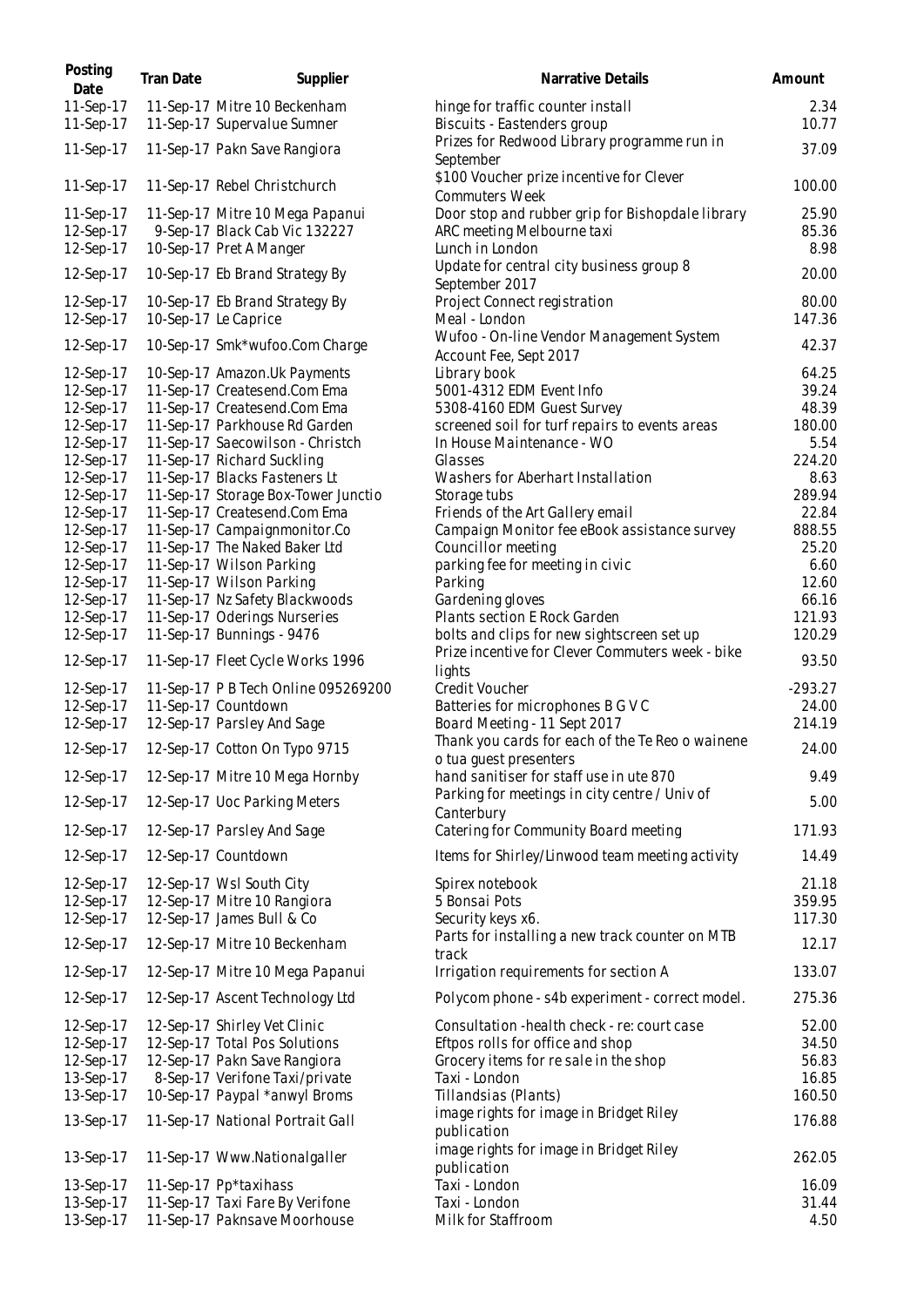| Posting Date | Tran Date | Supplier | Narrative Details | Amount |
| --- | --- | --- | --- | --- |
| 11-Sep-17 | 11-Sep-17 | Mitre 10 Beckenham | hinge for traffic counter install | 2.34 |
| 11-Sep-17 | 11-Sep-17 | Supervalue Sumner | Biscuits - Eastenders group | 10.77 |
| 11-Sep-17 | 11-Sep-17 | Pakn Save Rangiora | Prizes for Redwood Library programme run in September | 37.09 |
| 11-Sep-17 | 11-Sep-17 | Rebel Christchurch | $100 Voucher prize incentive for Clever Commuters Week | 100.00 |
| 11-Sep-17 | 11-Sep-17 | Mitre 10 Mega Papanui | Door stop and rubber grip for Bishopdale library | 25.90 |
| 12-Sep-17 | 9-Sep-17 | Black Cab Vic 132227 | ARC meeting Melbourne taxi | 85.36 |
| 12-Sep-17 | 10-Sep-17 | Pret A Manger | Lunch in London | 8.98 |
| 12-Sep-17 | 10-Sep-17 | Eb Brand Strategy By | Update for central city business group 8 September 2017 | 20.00 |
| 12-Sep-17 | 10-Sep-17 | Eb Brand Strategy By | Project Connect registration | 80.00 |
| 12-Sep-17 | 10-Sep-17 | Le Caprice | Meal - London | 147.36 |
| 12-Sep-17 | 10-Sep-17 | Smk*wufoo.Com Charge | Wufoo - On-line Vendor Management System Account Fee, Sept 2017 | 42.37 |
| 12-Sep-17 | 10-Sep-17 | Amazon.Uk Payments | Library book | 64.25 |
| 12-Sep-17 | 11-Sep-17 | Createsend.Com Ema | 5001-4312 EDM Event Info | 39.24 |
| 12-Sep-17 | 11-Sep-17 | Createsend.Com Ema | 5308-4160 EDM Guest Survey | 48.39 |
| 12-Sep-17 | 11-Sep-17 | Parkhouse Rd Garden | screened soil for turf repairs to events areas | 180.00 |
| 12-Sep-17 | 11-Sep-17 | Saecowilson - Christch | In House Maintenance - WO | 5.54 |
| 12-Sep-17 | 11-Sep-17 | Richard Suckling | Glasses | 224.20 |
| 12-Sep-17 | 11-Sep-17 | Blacks Fasteners Lt | Washers for Aberhart Installation | 8.63 |
| 12-Sep-17 | 11-Sep-17 | Storage Box-Tower Junctio | Storage tubs | 289.94 |
| 12-Sep-17 | 11-Sep-17 | Createsend.Com Ema | Friends of the Art Gallery email | 22.84 |
| 12-Sep-17 | 11-Sep-17 | Campaignmonitor.Co | Campaign Monitor fee eBook assistance survey | 888.55 |
| 12-Sep-17 | 11-Sep-17 | The Naked Baker Ltd | Councillor meeting | 25.20 |
| 12-Sep-17 | 11-Sep-17 | Wilson Parking | parking fee for meeting in civic | 6.60 |
| 12-Sep-17 | 11-Sep-17 | Wilson Parking | Parking | 12.60 |
| 12-Sep-17 | 11-Sep-17 | Nz Safety Blackwoods | Gardening gloves | 66.16 |
| 12-Sep-17 | 11-Sep-17 | Oderings Nurseries | Plants section E Rock Garden | 121.93 |
| 12-Sep-17 | 11-Sep-17 | Bunnings - 9476 | bolts and clips for new sightscreen set up | 120.29 |
| 12-Sep-17 | 11-Sep-17 | Fleet Cycle Works 1996 | Prize incentive for Clever Commuters week - bike lights | 93.50 |
| 12-Sep-17 | 11-Sep-17 | P B Tech Online 095269200 | Credit Voucher | -293.27 |
| 12-Sep-17 | 11-Sep-17 | Countdown | Batteries for microphones B G V C | 24.00 |
| 12-Sep-17 | 12-Sep-17 | Parsley And Sage | Board Meeting - 11 Sept 2017 | 214.19 |
| 12-Sep-17 | 12-Sep-17 | Cotton On Typo 9715 | Thank you cards for each of the Te Reo o wainene o tua guest presenters | 24.00 |
| 12-Sep-17 | 12-Sep-17 | Mitre 10 Mega Hornby | hand sanitiser for staff use in ute 870 | 9.49 |
| 12-Sep-17 | 12-Sep-17 | Uoc Parking Meters | Parking for meetings in city centre / Univ of Canterbury | 5.00 |
| 12-Sep-17 | 12-Sep-17 | Parsley And Sage | Catering for Community Board meeting | 171.93 |
| 12-Sep-17 | 12-Sep-17 | Countdown | Items for Shirley/Linwood team meeting activity | 14.49 |
| 12-Sep-17 | 12-Sep-17 | Wsl South City | Spirex notebook | 21.18 |
| 12-Sep-17 | 12-Sep-17 | Mitre 10 Rangiora | 5 Bonsai Pots | 359.95 |
| 12-Sep-17 | 12-Sep-17 | James Bull & Co | Security keys x6. | 117.30 |
| 12-Sep-17 | 12-Sep-17 | Mitre 10 Beckenham | Parts for installing a new track counter on MTB track | 12.17 |
| 12-Sep-17 | 12-Sep-17 | Mitre 10 Mega Papanui | Irrigation requirements for section A | 133.07 |
| 12-Sep-17 | 12-Sep-17 | Ascent Technology Ltd | Polycom phone - s4b experiment - correct model. | 275.36 |
| 12-Sep-17 | 12-Sep-17 | Shirley Vet Clinic | Consultation -health check - re: court case | 52.00 |
| 12-Sep-17 | 12-Sep-17 | Total Pos Solutions | Eftpos rolls for office and shop | 34.50 |
| 12-Sep-17 | 12-Sep-17 | Pakn Save Rangiora | Grocery items for re sale in the shop | 56.83 |
| 13-Sep-17 | 8-Sep-17 | Verifone Taxi/private | Taxi - London | 16.85 |
| 13-Sep-17 | 10-Sep-17 | Paypal *anwyl Broms | Tillandsias (Plants) | 160.50 |
| 13-Sep-17 | 11-Sep-17 | National Portrait Gall | image rights for image in Bridget Riley publication | 176.88 |
| 13-Sep-17 | 11-Sep-17 | Www.Nationalgaller | image rights for image in Bridget Riley publication | 262.05 |
| 13-Sep-17 | 11-Sep-17 | Pp*taxihass | Taxi - London | 16.09 |
| 13-Sep-17 | 11-Sep-17 | Taxi Fare By Verifone | Taxi - London | 31.44 |
| 13-Sep-17 | 11-Sep-17 | Paknsave Moorhouse | Milk for Staffroom | 4.50 |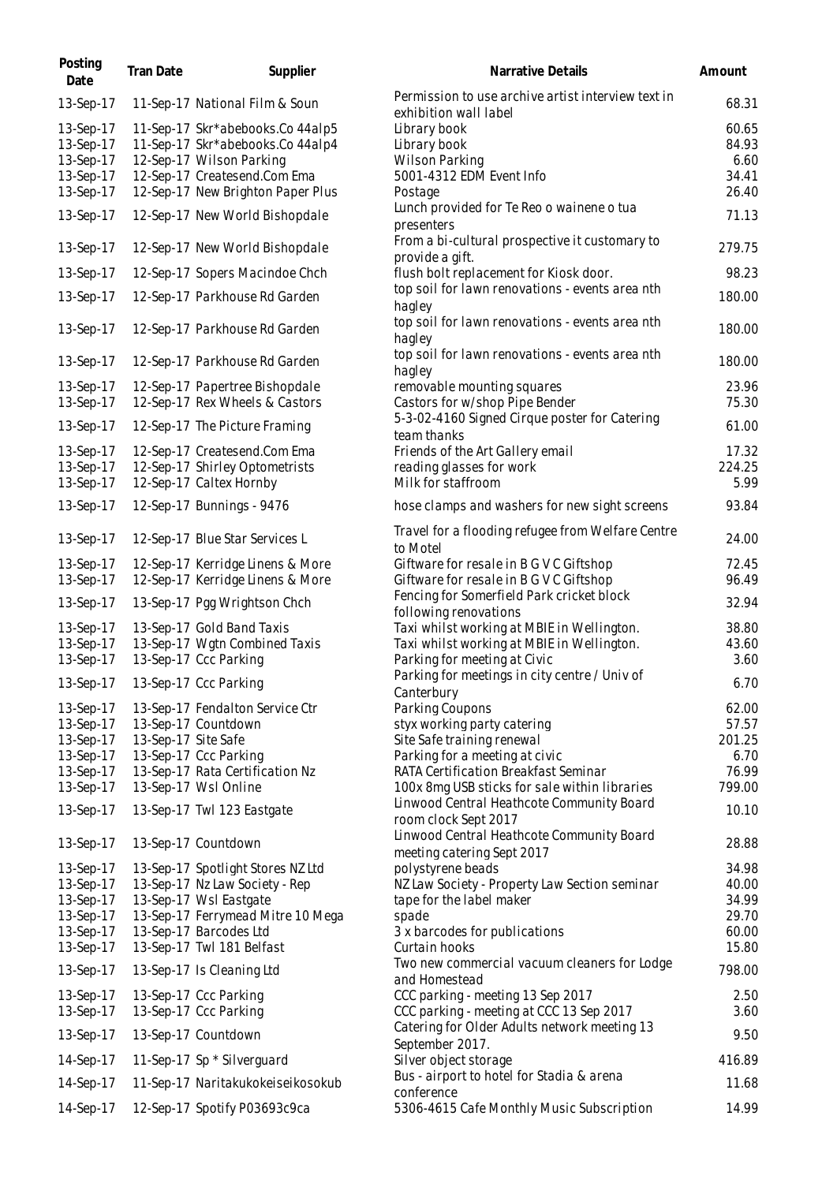| Posting Date | Tran Date | Supplier | Narrative Details | Amount |
| --- | --- | --- | --- | --- |
| 13-Sep-17 | 11-Sep-17 | National Film & Soun | Permission to use archive artist interview text in exhibition wall label | 68.31 |
| 13-Sep-17 | 11-Sep-17 | Skr*abebooks.Co 44alp5 | Library book | 60.65 |
| 13-Sep-17 | 11-Sep-17 | Skr*abebooks.Co 44alp4 | Library book | 84.93 |
| 13-Sep-17 | 12-Sep-17 | Wilson Parking | Wilson Parking | 6.60 |
| 13-Sep-17 | 12-Sep-17 | Createsend.Com Ema | 5001-4312 EDM Event Info | 34.41 |
| 13-Sep-17 | 12-Sep-17 | New Brighton Paper Plus | Postage | 26.40 |
| 13-Sep-17 | 12-Sep-17 | New World Bishopdale | Lunch provided for Te Reo o wainene o tua presenters | 71.13 |
| 13-Sep-17 | 12-Sep-17 | New World Bishopdale | From a bi-cultural prospective it customary to provide a gift. | 279.75 |
| 13-Sep-17 | 12-Sep-17 | Sopers Macindoe Chch | flush bolt replacement for Kiosk door. | 98.23 |
| 13-Sep-17 | 12-Sep-17 | Parkhouse Rd Garden | top soil for lawn renovations - events area nth hagley | 180.00 |
| 13-Sep-17 | 12-Sep-17 | Parkhouse Rd Garden | top soil for lawn renovations - events area nth hagley | 180.00 |
| 13-Sep-17 | 12-Sep-17 | Parkhouse Rd Garden | top soil for lawn renovations - events area nth hagley | 180.00 |
| 13-Sep-17 | 12-Sep-17 | Papertree Bishopdale | removable mounting squares | 23.96 |
| 13-Sep-17 | 12-Sep-17 | Rex Wheels & Castors | Castors for w/shop Pipe Bender | 75.30 |
| 13-Sep-17 | 12-Sep-17 | The Picture Framing | 5-3-02-4160 Signed Cirque poster for Catering team thanks | 61.00 |
| 13-Sep-17 | 12-Sep-17 | Createsend.Com Ema | Friends of the Art Gallery email | 17.32 |
| 13-Sep-17 | 12-Sep-17 | Shirley Optometrists | reading glasses for work | 224.25 |
| 13-Sep-17 | 12-Sep-17 | Caltex Hornby | Milk for staffroom | 5.99 |
| 13-Sep-17 | 12-Sep-17 | Bunnings - 9476 | hose clamps and washers for new sight screens | 93.84 |
| 13-Sep-17 | 12-Sep-17 | Blue Star Services L | Travel for a flooding refugee from Welfare Centre to Motel | 24.00 |
| 13-Sep-17 | 12-Sep-17 | Kerridge Linens & More | Giftware for resale in B G V C Giftshop | 72.45 |
| 13-Sep-17 | 12-Sep-17 | Kerridge Linens & More | Giftware for resale in B G V C Giftshop | 96.49 |
| 13-Sep-17 | 13-Sep-17 | Pgg Wrightson Chch | Fencing for Somerfield Park cricket block following renovations | 32.94 |
| 13-Sep-17 | 13-Sep-17 | Gold Band Taxis | Taxi whilst working at MBIE in Wellington. | 38.80 |
| 13-Sep-17 | 13-Sep-17 | Wgtn Combined Taxis | Taxi whilst working at MBIE in Wellington. | 43.60 |
| 13-Sep-17 | 13-Sep-17 | Ccc Parking | Parking for meeting at Civic | 3.60 |
| 13-Sep-17 | 13-Sep-17 | Ccc Parking | Parking for meetings in city centre / Univ of Canterbury | 6.70 |
| 13-Sep-17 | 13-Sep-17 | Fendalton Service Ctr | Parking Coupons | 62.00 |
| 13-Sep-17 | 13-Sep-17 | Countdown | styx working party catering | 57.57 |
| 13-Sep-17 | 13-Sep-17 | Site Safe | Site Safe training renewal | 201.25 |
| 13-Sep-17 | 13-Sep-17 | Ccc Parking | Parking for a meeting at civic | 6.70 |
| 13-Sep-17 | 13-Sep-17 | Rata Certification Nz | RATA Certification Breakfast Seminar | 76.99 |
| 13-Sep-17 | 13-Sep-17 | Wsl Online | 100x 8mg USB sticks for sale within libraries | 799.00 |
| 13-Sep-17 | 13-Sep-17 | Twl 123 Eastgate | Linwood Central Heathcote Community Board room clock Sept 2017 | 10.10 |
| 13-Sep-17 | 13-Sep-17 | Countdown | Linwood Central Heathcote Community Board meeting catering Sept 2017 | 28.88 |
| 13-Sep-17 | 13-Sep-17 | Spotlight Stores NZ Ltd | polystyrene beads | 34.98 |
| 13-Sep-17 | 13-Sep-17 | Nz Law Society - Rep | NZ Law Society - Property Law Section seminar | 40.00 |
| 13-Sep-17 | 13-Sep-17 | Wsl Eastgate | tape for the label maker | 34.99 |
| 13-Sep-17 | 13-Sep-17 | Ferrymead Mitre 10 Mega | spade | 29.70 |
| 13-Sep-17 | 13-Sep-17 | Barcodes Ltd | 3 x barcodes for publications | 60.00 |
| 13-Sep-17 | 13-Sep-17 | Twl 181 Belfast | Curtain hooks | 15.80 |
| 13-Sep-17 | 13-Sep-17 | Is Cleaning Ltd | Two new commercial vacuum cleaners for Lodge and Homestead | 798.00 |
| 13-Sep-17 | 13-Sep-17 | Ccc Parking | CCC parking - meeting 13 Sep 2017 | 2.50 |
| 13-Sep-17 | 13-Sep-17 | Ccc Parking | CCC parking - meeting at CCC 13 Sep 2017 | 3.60 |
| 13-Sep-17 | 13-Sep-17 | Countdown | Catering for Older Adults network meeting 13 September 2017. | 9.50 |
| 14-Sep-17 | 11-Sep-17 | Sp * Silverguard | Silver object storage | 416.89 |
| 14-Sep-17 | 11-Sep-17 | Naritakukokeiseikosokub | Bus - airport to hotel for Stadia & arena conference | 11.68 |
| 14-Sep-17 | 12-Sep-17 | Spotify P03693c9ca | 5306-4615 Cafe Monthly Music Subscription | 14.99 |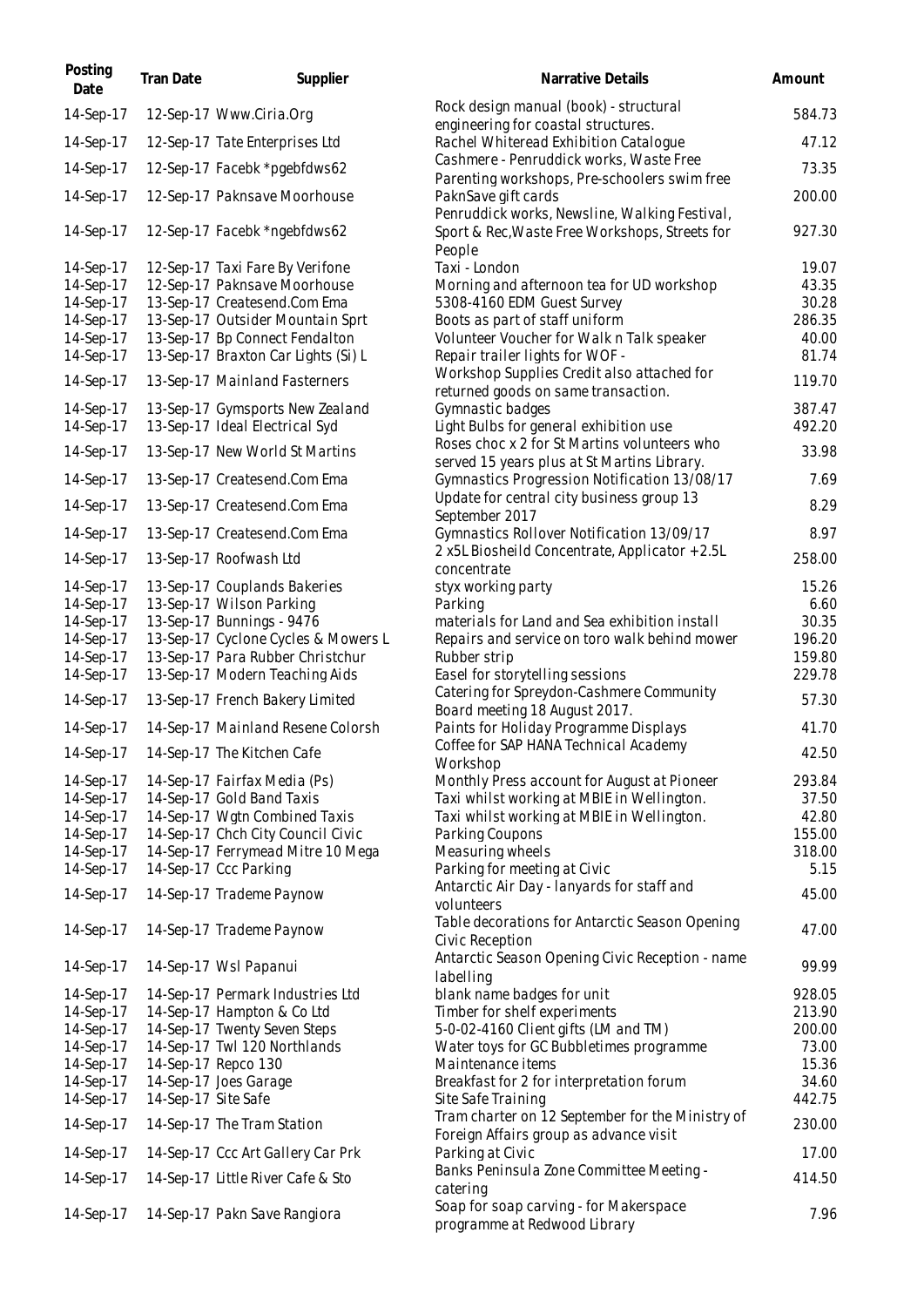| Posting Date | Tran Date | Supplier | Narrative Details | Amount |
|---|---|---|---|---|
| 14-Sep-17 | 12-Sep-17 | Www.Ciria.Org | Rock design manual (book) - structural engineering for coastal structures. | 584.73 |
| 14-Sep-17 | 12-Sep-17 | Tate Enterprises Ltd | Rachel Whiteread Exhibition Catalogue | 47.12 |
| 14-Sep-17 | 12-Sep-17 | Facebk *pgebfdws62 | Cashmere - Penruddick works, Waste Free Parenting workshops, Pre-schoolers swim free | 73.35 |
| 14-Sep-17 | 12-Sep-17 | Paknsave Moorhouse | PaknSave gift cards | 200.00 |
| 14-Sep-17 | 12-Sep-17 | Facebk *ngebfdws62 | Penruddick works, Newsline, Walking Festival, Sport & Rec,Waste Free Workshops, Streets for People | 927.30 |
| 14-Sep-17 | 12-Sep-17 | Taxi Fare By Verifone | Taxi - London | 19.07 |
| 14-Sep-17 | 12-Sep-17 | Paknsave Moorhouse | Morning and afternoon tea for UD workshop | 43.35 |
| 14-Sep-17 | 13-Sep-17 | Createsend.Com Ema | 5308-4160 EDM Guest Survey | 30.28 |
| 14-Sep-17 | 13-Sep-17 | Outsider Mountain Sprt | Boots as part of staff uniform | 286.35 |
| 14-Sep-17 | 13-Sep-17 | Bp Connect Fendalton | Volunteer Voucher for Walk n Talk speaker | 40.00 |
| 14-Sep-17 | 13-Sep-17 | Braxton Car Lights (Si) L | Repair trailer lights for WOF - | 81.74 |
| 14-Sep-17 | 13-Sep-17 | Mainland Fasterners | Workshop Supplies Credit also attached for returned goods on same transaction. | 119.70 |
| 14-Sep-17 | 13-Sep-17 | Gymsports New Zealand | Gymnastic badges | 387.47 |
| 14-Sep-17 | 13-Sep-17 | Ideal Electrical Syd | Light Bulbs for general exhibition use | 492.20 |
| 14-Sep-17 | 13-Sep-17 | New World St Martins | Roses choc x 2 for St Martins volunteers who served 15 years plus at St Martins Library. | 33.98 |
| 14-Sep-17 | 13-Sep-17 | Createsend.Com Ema | Gymnastics Progression Notification 13/08/17 | 7.69 |
| 14-Sep-17 | 13-Sep-17 | Createsend.Com Ema | Update for central city business group 13 September 2017 | 8.29 |
| 14-Sep-17 | 13-Sep-17 | Createsend.Com Ema | Gymnastics Rollover Notification 13/09/17 | 8.97 |
| 14-Sep-17 | 13-Sep-17 | Roofwash Ltd | 2 x5L Biosheild Concentrate, Applicator + 2.5L concentrate | 258.00 |
| 14-Sep-17 | 13-Sep-17 | Couplands Bakeries | styx working party | 15.26 |
| 14-Sep-17 | 13-Sep-17 | Wilson Parking | Parking | 6.60 |
| 14-Sep-17 | 13-Sep-17 | Bunnings - 9476 | materials for Land and Sea exhibition install | 30.35 |
| 14-Sep-17 | 13-Sep-17 | Cyclone Cycles & Mowers L | Repairs and service on toro walk behind mower | 196.20 |
| 14-Sep-17 | 13-Sep-17 | Para Rubber Christchur | Rubber strip | 159.80 |
| 14-Sep-17 | 13-Sep-17 | Modern Teaching Aids | Easel for storytelling sessions | 229.78 |
| 14-Sep-17 | 13-Sep-17 | French Bakery Limited | Catering for Spreydon-Cashmere Community Board meeting 18 August 2017. | 57.30 |
| 14-Sep-17 | 14-Sep-17 | Mainland Resene Colorsh | Paints for Holiday Programme Displays | 41.70 |
| 14-Sep-17 | 14-Sep-17 | The Kitchen Cafe | Coffee for SAP HANA Technical Academy Workshop | 42.50 |
| 14-Sep-17 | 14-Sep-17 | Fairfax Media (Ps) | Monthly Press account for August at Pioneer | 293.84 |
| 14-Sep-17 | 14-Sep-17 | Gold Band Taxis | Taxi whilst working at MBIE in Wellington. | 37.50 |
| 14-Sep-17 | 14-Sep-17 | Wgtn Combined Taxis | Taxi whilst working at MBIE in Wellington. | 42.80 |
| 14-Sep-17 | 14-Sep-17 | Chch City Council Civic | Parking Coupons | 155.00 |
| 14-Sep-17 | 14-Sep-17 | Ferrymead Mitre 10 Mega | Measuring wheels | 318.00 |
| 14-Sep-17 | 14-Sep-17 | Ccc Parking | Parking for meeting at Civic | 5.15 |
| 14-Sep-17 | 14-Sep-17 | Trademe Paynow | Antarctic Air Day - lanyards for staff and volunteers | 45.00 |
| 14-Sep-17 | 14-Sep-17 | Trademe Paynow | Table decorations for Antarctic Season Opening Civic Reception | 47.00 |
| 14-Sep-17 | 14-Sep-17 | Wsl Papanui | Antarctic Season Opening Civic Reception - name labelling | 99.99 |
| 14-Sep-17 | 14-Sep-17 | Permark Industries Ltd | blank name badges for unit | 928.05 |
| 14-Sep-17 | 14-Sep-17 | Hampton & Co Ltd | Timber for shelf experiments | 213.90 |
| 14-Sep-17 | 14-Sep-17 | Twenty Seven Steps | 5-0-02-4160 Client gifts (LM and TM) | 200.00 |
| 14-Sep-17 | 14-Sep-17 | Twl 120 Northlands | Water toys for GC Bubbletimes programme | 73.00 |
| 14-Sep-17 | 14-Sep-17 | Repco 130 | Maintenance items | 15.36 |
| 14-Sep-17 | 14-Sep-17 | Joes Garage | Breakfast for 2 for interpretation forum | 34.60 |
| 14-Sep-17 | 14-Sep-17 | Site Safe | Site Safe Training | 442.75 |
| 14-Sep-17 | 14-Sep-17 | The Tram Station | Tram charter on 12 September for the Ministry of Foreign Affairs group as advance visit | 230.00 |
| 14-Sep-17 | 14-Sep-17 | Ccc Art Gallery Car Prk | Parking at Civic | 17.00 |
| 14-Sep-17 | 14-Sep-17 | Little River Cafe & Sto | Banks Peninsula Zone Committee Meeting - catering | 414.50 |
| 14-Sep-17 | 14-Sep-17 | Pakn Save Rangiora | Soap for soap carving - for Makerspace programme at Redwood Library | 7.96 |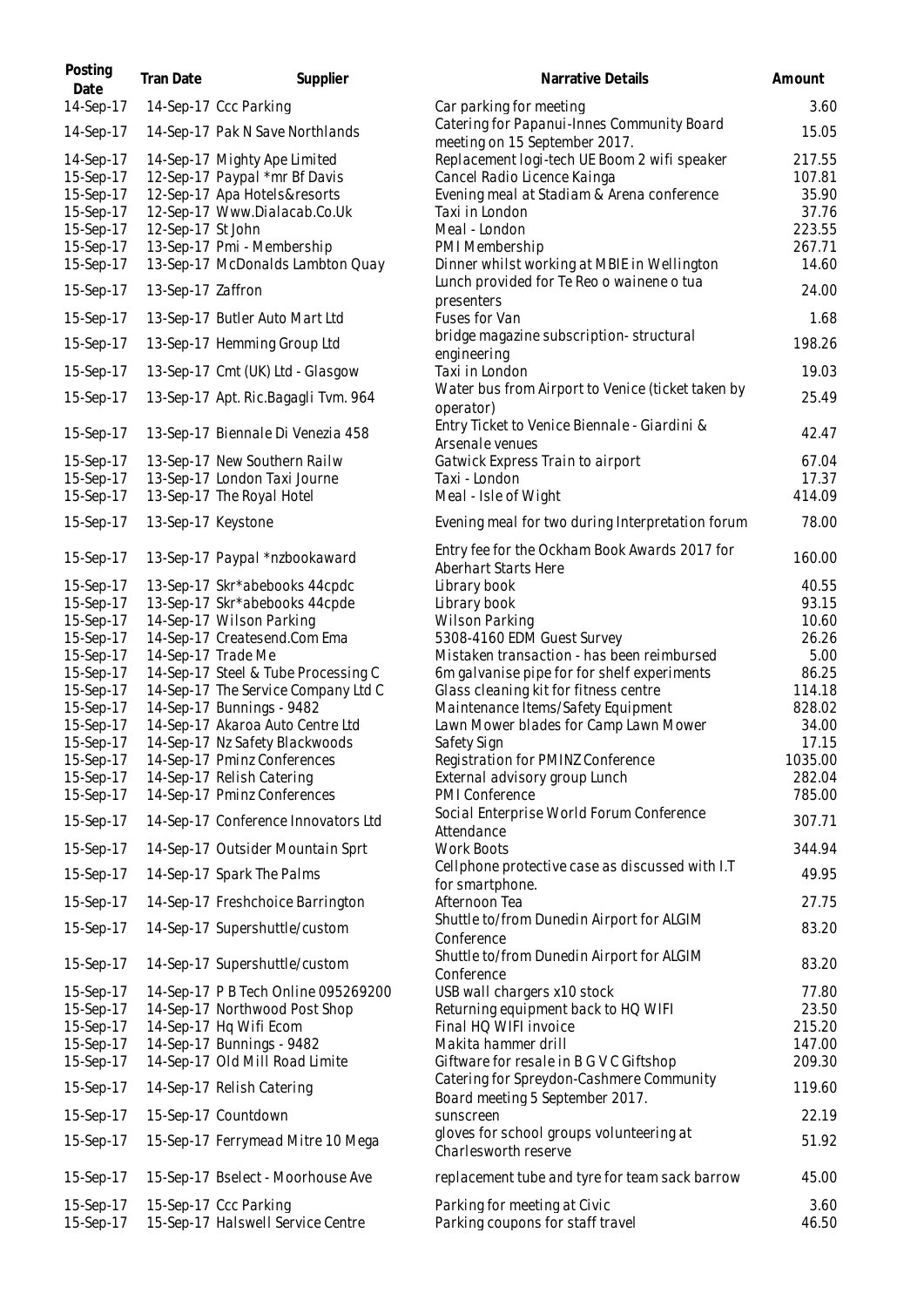| Posting Date | Tran Date | Supplier | Narrative Details | Amount |
|---|---|---|---|---|
| 14-Sep-17 | 14-Sep-17 | Ccc Parking | Car parking for meeting | 3.60 |
| 14-Sep-17 | 14-Sep-17 | Pak N Save Northlands | Catering for Papanui-Innes Community Board meeting on 15 September 2017. | 15.05 |
| 14-Sep-17 | 14-Sep-17 | Mighty Ape Limited | Replacement logi-tech UE Boom 2 wifi speaker | 217.55 |
| 15-Sep-17 | 12-Sep-17 | Paypal *mr Bf Davis | Cancel Radio Licence Kainga | 107.81 |
| 15-Sep-17 | 12-Sep-17 | Apa Hotels&resorts | Evening meal at Stadiam & Arena conference | 35.90 |
| 15-Sep-17 | 12-Sep-17 | Www.Dialacab.Co.Uk | Taxi in London | 37.76 |
| 15-Sep-17 | 12-Sep-17 | St John | Meal - London | 223.55 |
| 15-Sep-17 | 13-Sep-17 | Pmi - Membership | PMI Membership | 267.71 |
| 15-Sep-17 | 13-Sep-17 | McDonalds Lambton Quay | Dinner whilst working at MBIE in Wellington | 14.60 |
| 15-Sep-17 | 13-Sep-17 | Zaffron | Lunch provided for Te Reo o wainene o tua presenters | 24.00 |
| 15-Sep-17 | 13-Sep-17 | Butler Auto Mart Ltd | Fuses for Van | 1.68 |
| 15-Sep-17 | 13-Sep-17 | Hemming Group Ltd | bridge magazine subscription- structural engineering | 198.26 |
| 15-Sep-17 | 13-Sep-17 | Cmt (UK) Ltd - Glasgow | Taxi in London | 19.03 |
| 15-Sep-17 | 13-Sep-17 | Apt. Ric.Bagagli Tvm. 964 | Water bus from Airport to Venice (ticket taken by operator) | 25.49 |
| 15-Sep-17 | 13-Sep-17 | Biennale Di Venezia 458 | Entry Ticket to Venice Biennale - Giardini & Arsenale venues | 42.47 |
| 15-Sep-17 | 13-Sep-17 | New Southern Railw | Gatwick Express Train to airport | 67.04 |
| 15-Sep-17 | 13-Sep-17 | London Taxi Journe | Taxi - London | 17.37 |
| 15-Sep-17 | 13-Sep-17 | The Royal Hotel | Meal - Isle of Wight | 414.09 |
| 15-Sep-17 | 13-Sep-17 | Keystone | Evening meal for two during Interpretation forum | 78.00 |
| 15-Sep-17 | 13-Sep-17 | Paypal *nzbookaward | Entry fee for the Ockham Book Awards 2017 for Aberhart Starts Here | 160.00 |
| 15-Sep-17 | 13-Sep-17 | Skr*abebooks 44cpdc | Library book | 40.55 |
| 15-Sep-17 | 13-Sep-17 | Skr*abebooks 44cpde | Library book | 93.15 |
| 15-Sep-17 | 14-Sep-17 | Wilson Parking | Wilson Parking | 10.60 |
| 15-Sep-17 | 14-Sep-17 | Createsend.Com Ema | 5308-4160 EDM Guest Survey | 26.26 |
| 15-Sep-17 | 14-Sep-17 | Trade Me | Mistaken transaction - has been reimbursed | 5.00 |
| 15-Sep-17 | 14-Sep-17 | Steel & Tube Processing C | 6m galvanise pipe for for shelf experiments | 86.25 |
| 15-Sep-17 | 14-Sep-17 | The Service Company Ltd C | Glass cleaning kit for fitness centre | 114.18 |
| 15-Sep-17 | 14-Sep-17 | Bunnings - 9482 | Maintenance Items/Safety Equipment | 828.02 |
| 15-Sep-17 | 14-Sep-17 | Akaroa Auto Centre Ltd | Lawn Mower blades for Camp Lawn Mower | 34.00 |
| 15-Sep-17 | 14-Sep-17 | Nz Safety Blackwoods | Safety Sign | 17.15 |
| 15-Sep-17 | 14-Sep-17 | Pminz Conferences | Registration for PMINZ Conference | 1035.00 |
| 15-Sep-17 | 14-Sep-17 | Relish Catering | External advisory group Lunch | 282.04 |
| 15-Sep-17 | 14-Sep-17 | Pminz Conferences | PMI Conference | 785.00 |
| 15-Sep-17 | 14-Sep-17 | Conference Innovators Ltd | Social Enterprise World Forum Conference Attendance | 307.71 |
| 15-Sep-17 | 14-Sep-17 | Outsider Mountain Sprt | Work Boots | 344.94 |
| 15-Sep-17 | 14-Sep-17 | Spark The Palms | Cellphone protective case as discussed with I.T for smartphone. | 49.95 |
| 15-Sep-17 | 14-Sep-17 | Freshchoice Barrington | Afternoon Tea | 27.75 |
| 15-Sep-17 | 14-Sep-17 | Supershuttle/custom | Shuttle to/from Dunedin Airport for ALGIM Conference | 83.20 |
| 15-Sep-17 | 14-Sep-17 | Supershuttle/custom | Shuttle to/from Dunedin Airport for ALGIM Conference | 83.20 |
| 15-Sep-17 | 14-Sep-17 | P B Tech Online 095269200 | USB wall chargers x10 stock | 77.80 |
| 15-Sep-17 | 14-Sep-17 | Northwood Post Shop | Returning equipment back to HQ WIFI | 23.50 |
| 15-Sep-17 | 14-Sep-17 | Hq Wifi Ecom | Final HQ WIFI invoice | 215.20 |
| 15-Sep-17 | 14-Sep-17 | Bunnings - 9482 | Makita hammer drill | 147.00 |
| 15-Sep-17 | 14-Sep-17 | Old Mill Road Limite | Giftware for resale in B G V C Giftshop | 209.30 |
| 15-Sep-17 | 14-Sep-17 | Relish Catering | Catering for Spreydon-Cashmere Community Board meeting 5 September 2017. | 119.60 |
| 15-Sep-17 | 15-Sep-17 | Countdown | sunscreen | 22.19 |
| 15-Sep-17 | 15-Sep-17 | Ferrymead Mitre 10 Mega | gloves for school groups volunteering at Charlesworth reserve | 51.92 |
| 15-Sep-17 | 15-Sep-17 | Bselect - Moorhouse Ave | replacement tube and tyre for team sack barrow | 45.00 |
| 15-Sep-17 | 15-Sep-17 | Ccc Parking | Parking for meeting at Civic | 3.60 |
| 15-Sep-17 | 15-Sep-17 | Halswell Service Centre | Parking coupons for staff travel | 46.50 |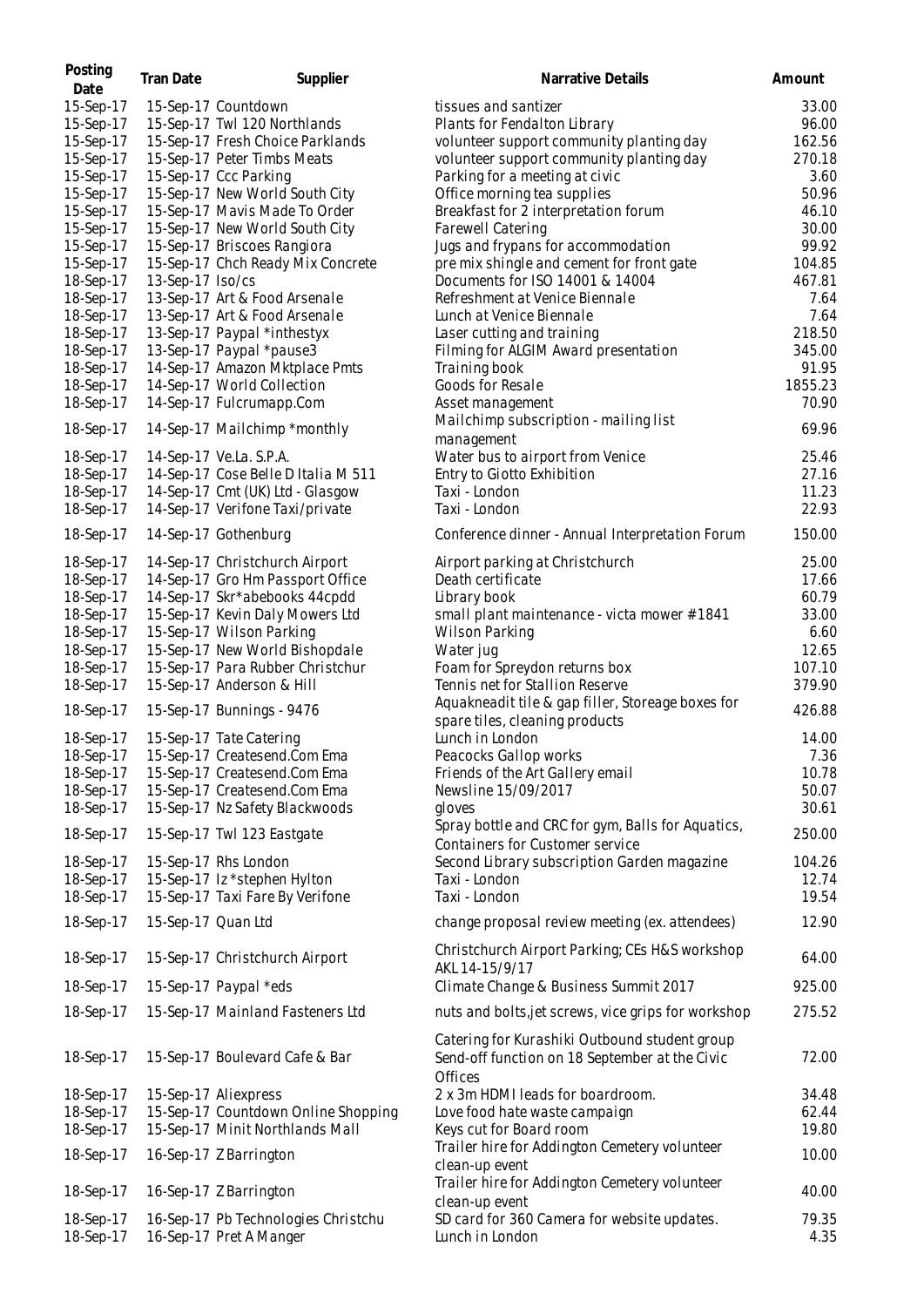| Posting Date | Tran Date | Supplier | Narrative Details | Amount |
| --- | --- | --- | --- | --- |
| 15-Sep-17 | 15-Sep-17 | Countdown | tissues and santizer | 33.00 |
| 15-Sep-17 | 15-Sep-17 | Twl 120 Northlands | Plants for Fendalton Library | 96.00 |
| 15-Sep-17 | 15-Sep-17 | Fresh Choice Parklands | volunteer support community planting day | 162.56 |
| 15-Sep-17 | 15-Sep-17 | Peter Timbs Meats | volunteer support community planting day | 270.18 |
| 15-Sep-17 | 15-Sep-17 | Ccc Parking | Parking for a meeting at civic | 3.60 |
| 15-Sep-17 | 15-Sep-17 | New World South City | Office morning tea supplies | 50.96 |
| 15-Sep-17 | 15-Sep-17 | Mavis Made To Order | Breakfast for 2 interpretation forum | 46.10 |
| 15-Sep-17 | 15-Sep-17 | New World South City | Farewell Catering | 30.00 |
| 15-Sep-17 | 15-Sep-17 | Briscoes Rangiora | Jugs and frypans for accommodation | 99.92 |
| 15-Sep-17 | 15-Sep-17 | Chch Ready Mix Concrete | pre mix shingle and cement for front gate | 104.85 |
| 18-Sep-17 | 13-Sep-17 | Iso/cs | Documents for ISO 14001 & 14004 | 467.81 |
| 18-Sep-17 | 13-Sep-17 | Art & Food Arsenale | Refreshment at Venice Biennale | 7.64 |
| 18-Sep-17 | 13-Sep-17 | Art & Food Arsenale | Lunch at Venice Biennale | 7.64 |
| 18-Sep-17 | 13-Sep-17 | Paypal *inthestyx | Laser cutting and training | 218.50 |
| 18-Sep-17 | 13-Sep-17 | Paypal *pause3 | Filming for ALGIM Award presentation | 345.00 |
| 18-Sep-17 | 14-Sep-17 | Amazon Mktplace Pmts | Training book | 91.95 |
| 18-Sep-17 | 14-Sep-17 | World Collection | Goods for Resale | 1855.23 |
| 18-Sep-17 | 14-Sep-17 | Fulcrumapp.Com | Asset management | 70.90 |
| 18-Sep-17 | 14-Sep-17 | Mailchimp *monthly | Mailchimp subscription - mailing list management | 69.96 |
| 18-Sep-17 | 14-Sep-17 | Ve.La. S.P.A. | Water bus to airport from Venice | 25.46 |
| 18-Sep-17 | 14-Sep-17 | Cose Belle D Italia M 511 | Entry to Giotto Exhibition | 27.16 |
| 18-Sep-17 | 14-Sep-17 | Cmt (UK) Ltd - Glasgow | Taxi - London | 11.23 |
| 18-Sep-17 | 14-Sep-17 | Verifone Taxi/private | Taxi - London | 22.93 |
| 18-Sep-17 | 14-Sep-17 | Gothenburg | Conference dinner - Annual Interpretation Forum | 150.00 |
| 18-Sep-17 | 14-Sep-17 | Christchurch Airport | Airport parking at Christchurch | 25.00 |
| 18-Sep-17 | 14-Sep-17 | Gro Hm Passport Office | Death certificate | 17.66 |
| 18-Sep-17 | 14-Sep-17 | Skr*abebooks 44cpdd | Library book | 60.79 |
| 18-Sep-17 | 15-Sep-17 | Kevin Daly Mowers Ltd | small plant maintenance - victa mower #1841 | 33.00 |
| 18-Sep-17 | 15-Sep-17 | Wilson Parking | Wilson Parking | 6.60 |
| 18-Sep-17 | 15-Sep-17 | New World Bishopdale | Water jug | 12.65 |
| 18-Sep-17 | 15-Sep-17 | Para Rubber Christchur | Foam for Spreydon returns box | 107.10 |
| 18-Sep-17 | 15-Sep-17 | Anderson & Hill | Tennis net for Stallion Reserve | 379.90 |
| 18-Sep-17 | 15-Sep-17 | Bunnings - 9476 | Aquakneadit tile & gap filler, Storeage boxes for spare tiles, cleaning products | 426.88 |
| 18-Sep-17 | 15-Sep-17 | Tate Catering | Lunch in London | 14.00 |
| 18-Sep-17 | 15-Sep-17 | Createsend.Com Ema | Peacocks Gallop works | 7.36 |
| 18-Sep-17 | 15-Sep-17 | Createsend.Com Ema | Friends of the Art Gallery email | 10.78 |
| 18-Sep-17 | 15-Sep-17 | Createsend.Com Ema | Newsline 15/09/2017 | 50.07 |
| 18-Sep-17 | 15-Sep-17 | Nz Safety Blackwoods | gloves | 30.61 |
| 18-Sep-17 | 15-Sep-17 | Twl 123 Eastgate | Spray bottle and CRC for gym, Balls for Aquatics, Containers for Customer service | 250.00 |
| 18-Sep-17 | 15-Sep-17 | Rhs London | Second Library subscription Garden magazine | 104.26 |
| 18-Sep-17 | 15-Sep-17 | Iz *stephen Hylton | Taxi - London | 12.74 |
| 18-Sep-17 | 15-Sep-17 | Taxi Fare By Verifone | Taxi - London | 19.54 |
| 18-Sep-17 | 15-Sep-17 | Quan Ltd | change proposal review meeting (ex. attendees) | 12.90 |
| 18-Sep-17 | 15-Sep-17 | Christchurch Airport | Christchurch Airport Parking; CEs H&S workshop AKL 14-15/9/17 | 64.00 |
| 18-Sep-17 | 15-Sep-17 | Paypal *eds | Climate Change & Business Summit 2017 | 925.00 |
| 18-Sep-17 | 15-Sep-17 | Mainland Fasteners Ltd | nuts and bolts,jet screws, vice grips for workshop | 275.52 |
| 18-Sep-17 | 15-Sep-17 | Boulevard Cafe & Bar | Catering for Kurashiki Outbound student group Send-off function on 18 September at the Civic Offices | 72.00 |
| 18-Sep-17 | 15-Sep-17 | Aliexpress | 2 x 3m HDMI leads for boardroom. | 34.48 |
| 18-Sep-17 | 15-Sep-17 | Countdown Online Shopping | Love food hate waste campaign | 62.44 |
| 18-Sep-17 | 15-Sep-17 | Minit Northlands Mall | Keys cut for Board room | 19.80 |
| 18-Sep-17 | 16-Sep-17 | Z Barrington | Trailer hire for Addington Cemetery volunteer clean-up event | 10.00 |
| 18-Sep-17 | 16-Sep-17 | Z Barrington | Trailer hire for Addington Cemetery volunteer clean-up event | 40.00 |
| 18-Sep-17 | 16-Sep-17 | Pb Technologies Christchu | SD card for 360 Camera for website updates. | 79.35 |
| 18-Sep-17 | 16-Sep-17 | Pret A Manger | Lunch in London | 4.35 |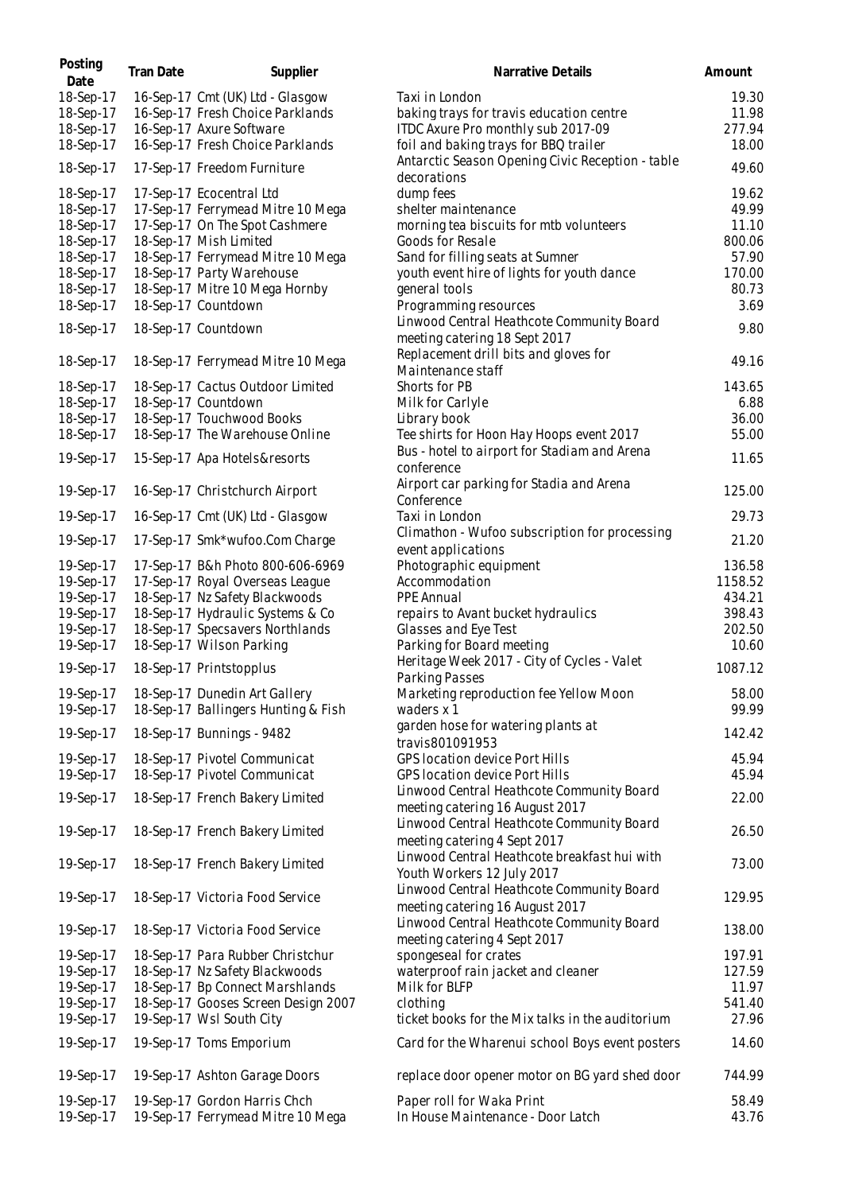| Posting Date | Tran Date | Supplier | Narrative Details | Amount |
|---|---|---|---|---|
| 18-Sep-17 | 16-Sep-17 | Cmt (UK) Ltd - Glasgow | Taxi in London | 19.30 |
| 18-Sep-17 | 16-Sep-17 | Fresh Choice Parklands | baking trays for travis education centre | 11.98 |
| 18-Sep-17 | 16-Sep-17 | Axure Software | ITDC Axure Pro monthly sub 2017-09 | 277.94 |
| 18-Sep-17 | 16-Sep-17 | Fresh Choice Parklands | foil and baking trays for BBQ trailer | 18.00 |
| 18-Sep-17 | 17-Sep-17 | Freedom Furniture | Antarctic Season Opening Civic Reception - table decorations | 49.60 |
| 18-Sep-17 | 17-Sep-17 | Ecocentral Ltd | dump fees | 19.62 |
| 18-Sep-17 | 17-Sep-17 | Ferrymead Mitre 10 Mega | shelter maintenance | 49.99 |
| 18-Sep-17 | 17-Sep-17 | On The Spot Cashmere | morning tea biscuits for mtb volunteers | 11.10 |
| 18-Sep-17 | 18-Sep-17 | Mish Limited | Goods for Resale | 800.06 |
| 18-Sep-17 | 18-Sep-17 | Ferrymead Mitre 10 Mega | Sand for filling seats at Sumner | 57.90 |
| 18-Sep-17 | 18-Sep-17 | Party Warehouse | youth event hire of lights for youth dance | 170.00 |
| 18-Sep-17 | 18-Sep-17 | Mitre 10 Mega Hornby | general tools | 80.73 |
| 18-Sep-17 | 18-Sep-17 | Countdown | Programming resources | 3.69 |
| 18-Sep-17 | 18-Sep-17 | Countdown | Linwood Central Heathcote Community Board meeting catering 18 Sept 2017 | 9.80 |
| 18-Sep-17 | 18-Sep-17 | Ferrymead Mitre 10 Mega | Replacement drill bits and gloves for Maintenance staff | 49.16 |
| 18-Sep-17 | 18-Sep-17 | Cactus Outdoor Limited | Shorts for PB | 143.65 |
| 18-Sep-17 | 18-Sep-17 | Countdown | Milk for Carlyle | 6.88 |
| 18-Sep-17 | 18-Sep-17 | Touchwood Books | Library book | 36.00 |
| 18-Sep-17 | 18-Sep-17 | The Warehouse Online | Tee shirts for Hoon Hay Hoops event 2017 | 55.00 |
| 19-Sep-17 | 15-Sep-17 | Apa Hotels&resorts | Bus - hotel to airport for Stadiam and Arena conference | 11.65 |
| 19-Sep-17 | 16-Sep-17 | Christchurch Airport | Airport car parking for Stadia and Arena Conference | 125.00 |
| 19-Sep-17 | 16-Sep-17 | Cmt (UK) Ltd - Glasgow | Taxi in London | 29.73 |
| 19-Sep-17 | 17-Sep-17 | Smk*wufoo.Com Charge | Climathon - Wufoo subscription for processing event applications | 21.20 |
| 19-Sep-17 | 17-Sep-17 | B&h Photo 800-606-6969 | Photographic equipment | 136.58 |
| 19-Sep-17 | 17-Sep-17 | Royal Overseas League | Accommodation | 1158.52 |
| 19-Sep-17 | 18-Sep-17 | Nz Safety Blackwoods | PPE Annual | 434.21 |
| 19-Sep-17 | 18-Sep-17 | Hydraulic Systems & Co | repairs to Avant bucket hydraulics | 398.43 |
| 19-Sep-17 | 18-Sep-17 | Specsavers Northlands | Glasses and Eye Test | 202.50 |
| 19-Sep-17 | 18-Sep-17 | Wilson Parking | Parking for Board meeting | 10.60 |
| 19-Sep-17 | 18-Sep-17 | Printstopplus | Heritage Week 2017 - City of Cycles - Valet Parking Passes | 1087.12 |
| 19-Sep-17 | 18-Sep-17 | Dunedin Art Gallery | Marketing reproduction fee Yellow Moon | 58.00 |
| 19-Sep-17 | 18-Sep-17 | Ballingers Hunting & Fish | waders x 1 | 99.99 |
| 19-Sep-17 | 18-Sep-17 | Bunnings - 9482 | garden hose for watering plants at travis801091953 | 142.42 |
| 19-Sep-17 | 18-Sep-17 | Pivotel Communicat | GPS location device Port Hills | 45.94 |
| 19-Sep-17 | 18-Sep-17 | Pivotel Communicat | GPS location device Port Hills | 45.94 |
| 19-Sep-17 | 18-Sep-17 | French Bakery Limited | Linwood Central Heathcote Community Board meeting catering 16 August 2017 | 22.00 |
| 19-Sep-17 | 18-Sep-17 | French Bakery Limited | Linwood Central Heathcote Community Board meeting catering 4 Sept 2017 | 26.50 |
| 19-Sep-17 | 18-Sep-17 | French Bakery Limited | Linwood Central Heathcote breakfast hui with Youth Workers 12 July 2017 | 73.00 |
| 19-Sep-17 | 18-Sep-17 | Victoria Food Service | Linwood Central Heathcote Community Board meeting catering 16 August 2017 | 129.95 |
| 19-Sep-17 | 18-Sep-17 | Victoria Food Service | Linwood Central Heathcote Community Board meeting catering 4 Sept 2017 | 138.00 |
| 19-Sep-17 | 18-Sep-17 | Para Rubber Christchur | spongeseal for crates | 197.91 |
| 19-Sep-17 | 18-Sep-17 | Nz Safety Blackwoods | waterproof rain jacket and cleaner | 127.59 |
| 19-Sep-17 | 18-Sep-17 | Bp Connect Marshlands | Milk for BLFP | 11.97 |
| 19-Sep-17 | 18-Sep-17 | Gooses Screen Design 2007 | clothing | 541.40 |
| 19-Sep-17 | 19-Sep-17 | Wsl South City | ticket books for the Mix talks in the auditorium | 27.96 |
| 19-Sep-17 | 19-Sep-17 | Toms Emporium | Card for the Wharenui school Boys event posters | 14.60 |
| 19-Sep-17 | 19-Sep-17 | Ashton Garage Doors | replace door opener motor on BG yard shed door | 744.99 |
| 19-Sep-17 | 19-Sep-17 | Gordon Harris Chch | Paper roll for Waka Print | 58.49 |
| 19-Sep-17 | 19-Sep-17 | Ferrymead Mitre 10 Mega | In House Maintenance - Door Latch | 43.76 |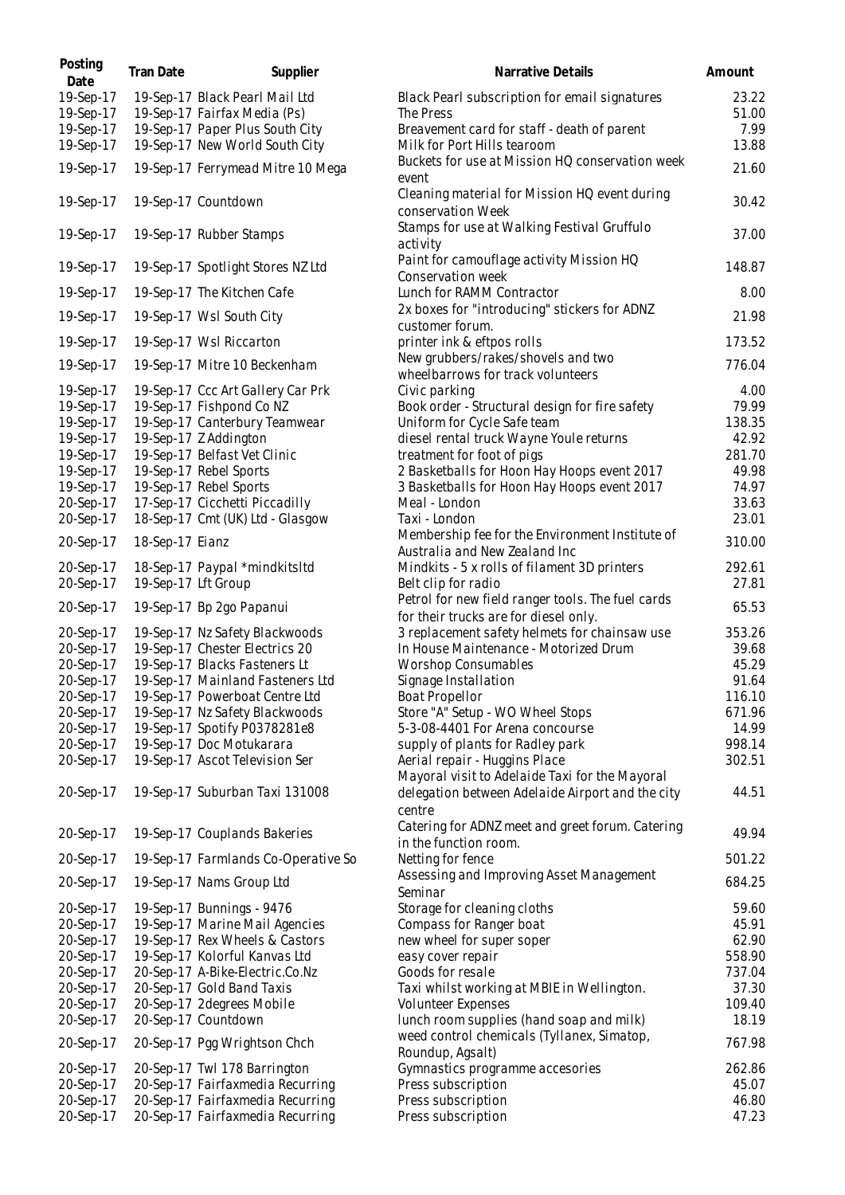| Posting Date | Tran Date | Supplier | Narrative Details | Amount |
|---|---|---|---|---|
| 19-Sep-17 | 19-Sep-17 | Black Pearl Mail Ltd | Black Pearl subscription for email signatures | 23.22 |
| 19-Sep-17 | 19-Sep-17 | Fairfax Media (Ps) | The Press | 51.00 |
| 19-Sep-17 | 19-Sep-17 | Paper Plus South City | Breavement card for staff - death of parent | 7.99 |
| 19-Sep-17 | 19-Sep-17 | New World South City | Milk for Port Hills tearoom | 13.88 |
| 19-Sep-17 | 19-Sep-17 | Ferrymead Mitre 10 Mega | Buckets for use at Mission HQ conservation week event | 21.60 |
| 19-Sep-17 | 19-Sep-17 | Countdown | Cleaning material for Mission HQ event during conservation Week | 30.42 |
| 19-Sep-17 | 19-Sep-17 | Rubber Stamps | Stamps for use at Walking Festival Gruffulo activity | 37.00 |
| 19-Sep-17 | 19-Sep-17 | Spotlight Stores NZ Ltd | Paint for camouflage activity Mission HQ Conservation week | 148.87 |
| 19-Sep-17 | 19-Sep-17 | The Kitchen Cafe | Lunch for RAMM Contractor | 8.00 |
| 19-Sep-17 | 19-Sep-17 | Wsl South City | 2x boxes for "introducing" stickers for ADNZ customer forum. | 21.98 |
| 19-Sep-17 | 19-Sep-17 | Wsl Riccarton | printer ink & eftpos rolls | 173.52 |
| 19-Sep-17 | 19-Sep-17 | Mitre 10 Beckenham | New grubbers/rakes/shovels and two wheelbarrows for track volunteers | 776.04 |
| 19-Sep-17 | 19-Sep-17 | Ccc Art Gallery Car Prk | Civic parking | 4.00 |
| 19-Sep-17 | 19-Sep-17 | Fishpond Co NZ | Book order - Structural design for fire safety | 79.99 |
| 19-Sep-17 | 19-Sep-17 | Canterbury Teamwear | Uniform for Cycle Safe team | 138.35 |
| 19-Sep-17 | 19-Sep-17 | Z Addington | diesel rental truck Wayne Youle returns | 42.92 |
| 19-Sep-17 | 19-Sep-17 | Belfast Vet Clinic | treatment for foot of pigs | 281.70 |
| 19-Sep-17 | 19-Sep-17 | Rebel Sports | 2 Basketballs for Hoon Hay Hoops event 2017 | 49.98 |
| 19-Sep-17 | 19-Sep-17 | Rebel Sports | 3 Basketballs for Hoon Hay Hoops event 2017 | 74.97 |
| 20-Sep-17 | 17-Sep-17 | Cicchetti Piccadilly | Meal - London | 33.63 |
| 20-Sep-17 | 18-Sep-17 | Cmt (UK) Ltd - Glasgow | Taxi - London | 23.01 |
| 20-Sep-17 | 18-Sep-17 | Eianz | Membership fee for the Environment Institute of Australia and New Zealand Inc | 310.00 |
| 20-Sep-17 | 18-Sep-17 | Paypal *mindkitsltd | Mindkits - 5 x rolls of filament 3D printers | 292.61 |
| 20-Sep-17 | 19-Sep-17 | Lft Group | Belt clip for radio | 27.81 |
| 20-Sep-17 | 19-Sep-17 | Bp 2go Papanui | Petrol for new field ranger tools. The fuel cards for their trucks are for diesel only. | 65.53 |
| 20-Sep-17 | 19-Sep-17 | Nz Safety Blackwoods | 3 replacement safety helmets for chainsaw use | 353.26 |
| 20-Sep-17 | 19-Sep-17 | Chester Electrics 20 | In House Maintenance - Motorized Drum | 39.68 |
| 20-Sep-17 | 19-Sep-17 | Blacks Fasteners Lt | Worshop Consumables | 45.29 |
| 20-Sep-17 | 19-Sep-17 | Mainland Fasteners Ltd | Signage Installation | 91.64 |
| 20-Sep-17 | 19-Sep-17 | Powerboat Centre Ltd | Boat Propellor | 116.10 |
| 20-Sep-17 | 19-Sep-17 | Nz Safety Blackwoods | Store "A" Setup - WO Wheel Stops | 671.96 |
| 20-Sep-17 | 19-Sep-17 | Spotify P0378281e8 | 5-3-08-4401 For Arena concourse | 14.99 |
| 20-Sep-17 | 19-Sep-17 | Doc Motukarara | supply of plants for Radley park | 998.14 |
| 20-Sep-17 | 19-Sep-17 | Ascot Television Ser | Aerial repair - Huggins Place | 302.51 |
| 20-Sep-17 | 19-Sep-17 | Suburban Taxi 131008 | Mayoral visit to Adelaide Taxi for the Mayoral delegation between Adelaide Airport and the city centre | 44.51 |
| 20-Sep-17 | 19-Sep-17 | Couplands Bakeries | Catering for ADNZ meet and greet forum. Catering in the function room. | 49.94 |
| 20-Sep-17 | 19-Sep-17 | Farmlands Co-Operative So | Netting for fence | 501.22 |
| 20-Sep-17 | 19-Sep-17 | Nams Group Ltd | Assessing and Improving Asset Management Seminar | 684.25 |
| 20-Sep-17 | 19-Sep-17 | Bunnings - 9476 | Storage for cleaning cloths | 59.60 |
| 20-Sep-17 | 19-Sep-17 | Marine Mail Agencies | Compass for Ranger boat | 45.91 |
| 20-Sep-17 | 19-Sep-17 | Rex Wheels & Castors | new wheel for super soper | 62.90 |
| 20-Sep-17 | 19-Sep-17 | Kolorful Kanvas Ltd | easy cover repair | 558.90 |
| 20-Sep-17 | 20-Sep-17 | A-Bike-Electric.Co.Nz | Goods for resale | 737.04 |
| 20-Sep-17 | 20-Sep-17 | Gold Band Taxis | Taxi whilst working at MBIE in Wellington. | 37.30 |
| 20-Sep-17 | 20-Sep-17 | 2degrees Mobile | Volunteer Expenses | 109.40 |
| 20-Sep-17 | 20-Sep-17 | Countdown | lunch room supplies (hand soap and milk) | 18.19 |
| 20-Sep-17 | 20-Sep-17 | Pgg Wrightson Chch | weed control chemicals (Tyllanex, Simatop, Roundup, Agsalt) | 767.98 |
| 20-Sep-17 | 20-Sep-17 | Twl 178 Barrington | Gymnastics programme accesories | 262.86 |
| 20-Sep-17 | 20-Sep-17 | Fairfaxmedia Recurring | Press subscription | 45.07 |
| 20-Sep-17 | 20-Sep-17 | Fairfaxmedia Recurring | Press subscription | 46.80 |
| 20-Sep-17 | 20-Sep-17 | Fairfaxmedia Recurring | Press subscription | 47.23 |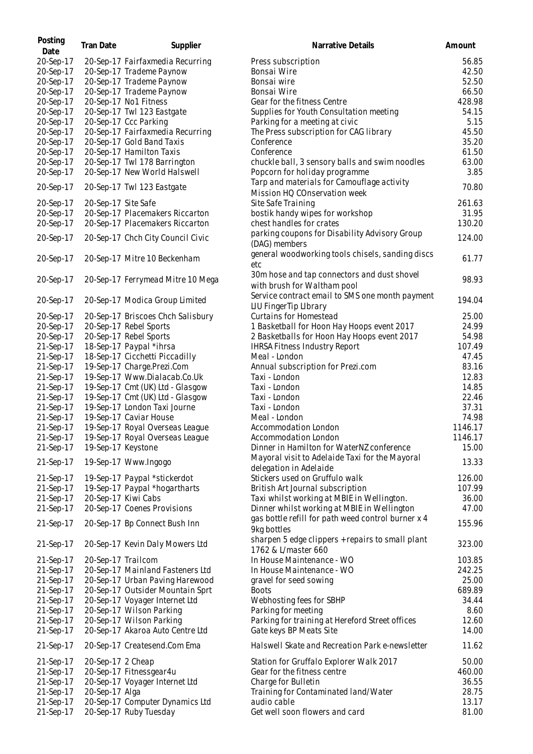| Posting Date | Tran Date | Supplier | Narrative Details | Amount |
| --- | --- | --- | --- | --- |
| 20-Sep-17 | 20-Sep-17 | Fairfaxmedia Recurring | Press subscription | 56.85 |
| 20-Sep-17 | 20-Sep-17 | Trademe Paynow | Bonsai Wire | 42.50 |
| 20-Sep-17 | 20-Sep-17 | Trademe Paynow | Bonsai wire | 52.50 |
| 20-Sep-17 | 20-Sep-17 | Trademe Paynow | Bonsai Wire | 66.50 |
| 20-Sep-17 | 20-Sep-17 | No1 Fitness | Gear for the fitness Centre | 428.98 |
| 20-Sep-17 | 20-Sep-17 | Twl 123 Eastgate | Supplies for Youth Consultation meeting | 54.15 |
| 20-Sep-17 | 20-Sep-17 | Ccc Parking | Parking for a meeting at civic | 5.15 |
| 20-Sep-17 | 20-Sep-17 | Fairfaxmedia Recurring | The Press subscription for CAG library | 45.50 |
| 20-Sep-17 | 20-Sep-17 | Gold Band Taxis | Conference | 35.20 |
| 20-Sep-17 | 20-Sep-17 | Hamilton Taxis | Conference | 61.50 |
| 20-Sep-17 | 20-Sep-17 | Twl 178 Barrington | chuckle ball, 3 sensory balls and swim noodles | 63.00 |
| 20-Sep-17 | 20-Sep-17 | New World Halswell | Popcorn for holiday programme | 3.85 |
| 20-Sep-17 | 20-Sep-17 | Twl 123 Eastgate | Tarp and materials for Camouflage activity Mission HQ COnservation week | 70.80 |
| 20-Sep-17 | 20-Sep-17 | Site Safe | Site Safe Training | 261.63 |
| 20-Sep-17 | 20-Sep-17 | Placemakers Riccarton | bostik handy wipes for workshop | 31.95 |
| 20-Sep-17 | 20-Sep-17 | Placemakers Riccarton | chest handles for crates | 130.20 |
| 20-Sep-17 | 20-Sep-17 | Chch City Council Civic | parking coupons for Disability Advisory Group (DAG) members | 124.00 |
| 20-Sep-17 | 20-Sep-17 | Mitre 10 Beckenham | general woodworking tools chisels, sanding discs etc | 61.77 |
| 20-Sep-17 | 20-Sep-17 | Ferrymead Mitre 10 Mega | 30m hose and tap connectors and dust shovel with brush for Waltham pool | 98.93 |
| 20-Sep-17 | 20-Sep-17 | Modica Group Limited | Service contract email to SMS one month payment LIU FingerTip LIbrary | 194.04 |
| 20-Sep-17 | 20-Sep-17 | Briscoes Chch Salisbury | Curtains for Homestead | 25.00 |
| 20-Sep-17 | 20-Sep-17 | Rebel Sports | 1 Basketball for Hoon Hay Hoops event 2017 | 24.99 |
| 20-Sep-17 | 20-Sep-17 | Rebel Sports | 2 Basketballs for Hoon Hay Hoops event 2017 | 54.98 |
| 21-Sep-17 | 18-Sep-17 | Paypal *ihrsa | IHRSA Fitness Industry Report | 107.49 |
| 21-Sep-17 | 18-Sep-17 | Cicchetti Piccadilly | Meal - London | 47.45 |
| 21-Sep-17 | 19-Sep-17 | Charge.Prezi.Com | Annual subscription for Prezi.com | 83.16 |
| 21-Sep-17 | 19-Sep-17 | Www.Dialacab.Co.Uk | Taxi - London | 12.83 |
| 21-Sep-17 | 19-Sep-17 | Cmt (UK) Ltd - Glasgow | Taxi - London | 14.85 |
| 21-Sep-17 | 19-Sep-17 | Cmt (UK) Ltd - Glasgow | Taxi - London | 22.46 |
| 21-Sep-17 | 19-Sep-17 | London Taxi Journe | Taxi - London | 37.31 |
| 21-Sep-17 | 19-Sep-17 | Caviar House | Meal - London | 74.98 |
| 21-Sep-17 | 19-Sep-17 | Royal Overseas League | Accommodation London | 1146.17 |
| 21-Sep-17 | 19-Sep-17 | Royal Overseas League | Accommodation London | 1146.17 |
| 21-Sep-17 | 19-Sep-17 | Keystone | Dinner in Hamilton for WaterNZ conference | 15.00 |
| 21-Sep-17 | 19-Sep-17 | Www.Ingogo | Mayoral visit to Adelaide Taxi for the Mayoral delegation in Adelaide | 13.33 |
| 21-Sep-17 | 19-Sep-17 | Paypal *stickerdot | Stickers used on Gruffulo walk | 126.00 |
| 21-Sep-17 | 19-Sep-17 | Paypal *hogartharts | British Art Journal subscription | 107.99 |
| 21-Sep-17 | 20-Sep-17 | Kiwi Cabs | Taxi whilst working at MBIE in Wellington. | 36.00 |
| 21-Sep-17 | 20-Sep-17 | Coenes Provisions | Dinner whilst working at MBIE in Wellington | 47.00 |
| 21-Sep-17 | 20-Sep-17 | Bp Connect Bush Inn | gas bottle refill for path weed control burner x 4 9kg bottles | 155.96 |
| 21-Sep-17 | 20-Sep-17 | Kevin Daly Mowers Ltd | sharpen 5 edge clippers + repairs to small plant 1762 & L/master 660 | 323.00 |
| 21-Sep-17 | 20-Sep-17 | Trailcom | In House Maintenance - WO | 103.85 |
| 21-Sep-17 | 20-Sep-17 | Mainland Fasteners Ltd | In House Maintenance - WO | 242.25 |
| 21-Sep-17 | 20-Sep-17 | Urban Paving Harewood | gravel for seed sowing | 25.00 |
| 21-Sep-17 | 20-Sep-17 | Outsider Mountain Sprt | Boots | 689.89 |
| 21-Sep-17 | 20-Sep-17 | Voyager Internet Ltd | Webhosting fees for SBHP | 34.44 |
| 21-Sep-17 | 20-Sep-17 | Wilson Parking | Parking for meeting | 8.60 |
| 21-Sep-17 | 20-Sep-17 | Wilson Parking | Parking for training at Hereford Street offices | 12.60 |
| 21-Sep-17 | 20-Sep-17 | Akaroa Auto Centre Ltd | Gate keys BP Meats Site | 14.00 |
| 21-Sep-17 | 20-Sep-17 | Createsend.Com Ema | Halswell Skate and Recreation Park e-newsletter | 11.62 |
| 21-Sep-17 | 20-Sep-17 | 2 Cheap | Station for Gruffalo Explorer Walk 2017 | 50.00 |
| 21-Sep-17 | 20-Sep-17 | Fitnessgear4u | Gear for the fitness centre | 460.00 |
| 21-Sep-17 | 20-Sep-17 | Voyager Internet Ltd | Charge for Bulletin | 36.55 |
| 21-Sep-17 | 20-Sep-17 | Alga | Training for Contaminated land/Water | 28.75 |
| 21-Sep-17 | 20-Sep-17 | Computer Dynamics Ltd | audio cable | 13.17 |
| 21-Sep-17 | 20-Sep-17 | Ruby Tuesday | Get well soon flowers and card | 81.00 |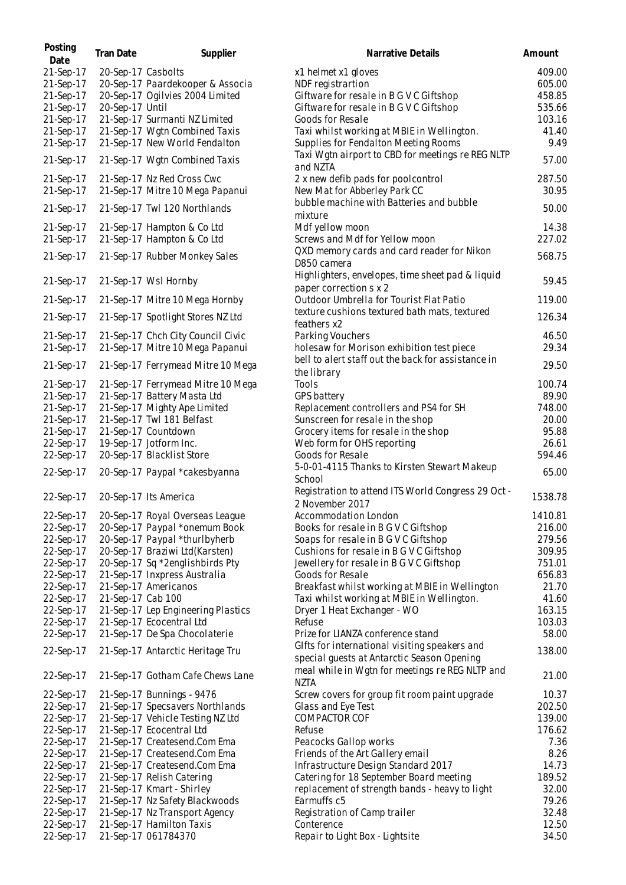| Posting Date | Tran Date | Supplier | Narrative Details | Amount |
|---|---|---|---|---|
| 21-Sep-17 | 20-Sep-17 | Casbolts | x1 helmet x1 gloves | 409.00 |
| 21-Sep-17 | 20-Sep-17 | Paardekooper & Associa | NDF registrartion | 605.00 |
| 21-Sep-17 | 20-Sep-17 | Ogilvies 2004 Limited | Giftware for resale in B G V C Giftshop | 458.85 |
| 21-Sep-17 | 20-Sep-17 | Until | Giftware for resale in B G V C Giftshop | 535.66 |
| 21-Sep-17 | 21-Sep-17 | Surmanti NZ Limited | Goods for Resale | 103.16 |
| 21-Sep-17 | 21-Sep-17 | Wgtn Combined Taxis | Taxi whilst working at MBIE in Wellington. | 41.40 |
| 21-Sep-17 | 21-Sep-17 | New World Fendalton | Supplies for Fendalton Meeting Rooms | 9.49 |
| 21-Sep-17 | 21-Sep-17 | Wgtn Combined Taxis | Taxi Wgtn airport to CBD for meetings re REG NLTP and NZTA | 57.00 |
| 21-Sep-17 | 21-Sep-17 | Nz Red Cross Cwc | 2 x new defib pads for poolcontrol | 287.50 |
| 21-Sep-17 | 21-Sep-17 | Mitre 10 Mega Papanui | New Mat for Abberley Park CC | 30.95 |
| 21-Sep-17 | 21-Sep-17 | Twl 120 Northlands | bubble machine with Batteries and bubble mixture | 50.00 |
| 21-Sep-17 | 21-Sep-17 | Hampton & Co Ltd | Mdf yellow moon | 14.38 |
| 21-Sep-17 | 21-Sep-17 | Hampton & Co Ltd | Screws and Mdf for Yellow moon | 227.02 |
| 21-Sep-17 | 21-Sep-17 | Rubber Monkey Sales | QXD memory cards and card reader for Nikon D850 camera | 568.75 |
| 21-Sep-17 | 21-Sep-17 | Wsl Hornby | Highlighters, envelopes, time sheet pad & liquid paper correction s x 2 | 59.45 |
| 21-Sep-17 | 21-Sep-17 | Mitre 10 Mega Hornby | Outdoor Umbrella for Tourist Flat Patio | 119.00 |
| 21-Sep-17 | 21-Sep-17 | Spotlight Stores NZ Ltd | texture cushions textured bath mats, textured feathers x2 | 126.34 |
| 21-Sep-17 | 21-Sep-17 | Chch City Council Civic | Parking Vouchers | 46.50 |
| 21-Sep-17 | 21-Sep-17 | Mitre 10 Mega Papanui | holesaw for Morison exhibition test piece | 29.34 |
| 21-Sep-17 | 21-Sep-17 | Ferrymead Mitre 10 Mega | bell to alert staff out the back for assistance in the library | 29.50 |
| 21-Sep-17 | 21-Sep-17 | Ferrymead Mitre 10 Mega | Tools | 100.74 |
| 21-Sep-17 | 21-Sep-17 | Battery Masta Ltd | GPS battery | 89.90 |
| 21-Sep-17 | 21-Sep-17 | Mighty Ape Limited | Replacement controllers and PS4 for SH | 748.00 |
| 21-Sep-17 | 21-Sep-17 | Twl 181 Belfast | Sunscreen for resale in the shop | 20.00 |
| 21-Sep-17 | 21-Sep-17 | Countdown | Grocery items for resale in the shop | 95.88 |
| 22-Sep-17 | 19-Sep-17 | Jotform Inc. | Web form for OHS reporting | 26.61 |
| 22-Sep-17 | 20-Sep-17 | Blacklist Store | Goods for Resale | 594.46 |
| 22-Sep-17 | 20-Sep-17 | Paypal *cakesbyanna | 5-0-01-4115 Thanks to Kirsten Stewart Makeup School | 65.00 |
| 22-Sep-17 | 20-Sep-17 | Its America | Registration to attend ITS World Congress 29 Oct - 2 November 2017 | 1538.78 |
| 22-Sep-17 | 20-Sep-17 | Royal Overseas League | Accommodation London | 1410.81 |
| 22-Sep-17 | 20-Sep-17 | Paypal *onemum Book | Books for resale in B G V C Giftshop | 216.00 |
| 22-Sep-17 | 20-Sep-17 | Paypal *thurlbyherb | Soaps for resale in B G V C Giftshop | 279.56 |
| 22-Sep-17 | 20-Sep-17 | Braziwi Ltd(Karsten) | Cushions for resale in B G V C Giftshop | 309.95 |
| 22-Sep-17 | 20-Sep-17 | Sq *2englishbirds Pty | Jewellery for resale in B G V C Giftshop | 751.01 |
| 22-Sep-17 | 21-Sep-17 | Inxpress Australia | Goods for Resale | 656.83 |
| 22-Sep-17 | 21-Sep-17 | Americanos | Breakfast whilst working at MBIE in Wellington | 21.70 |
| 22-Sep-17 | 21-Sep-17 | Cab 100 | Taxi whilst working at MBIE in Wellington. | 41.60 |
| 22-Sep-17 | 21-Sep-17 | Lep Engineering Plastics | Dryer 1 Heat Exchanger - WO | 163.15 |
| 22-Sep-17 | 21-Sep-17 | Ecocentral Ltd | Refuse | 103.03 |
| 22-Sep-17 | 21-Sep-17 | De Spa Chocolaterie | Prize for LIANZA conference stand | 58.00 |
| 22-Sep-17 | 21-Sep-17 | Antarctic Heritage Tru | GIfts for international visiting speakers and special guests at Antarctic Season Opening | 138.00 |
| 22-Sep-17 | 21-Sep-17 | Gotham Cafe Chews Lane | meal while in Wgtn for meetings re REG NLTP and NZTA | 21.00 |
| 22-Sep-17 | 21-Sep-17 | Bunnings - 9476 | Screw covers for group fit room paint upgrade | 10.37 |
| 22-Sep-17 | 21-Sep-17 | Specsavers Northlands | Glass and Eye Test | 202.50 |
| 22-Sep-17 | 21-Sep-17 | Vehicle Testing NZ Ltd | COMPACTOR COF | 139.00 |
| 22-Sep-17 | 21-Sep-17 | Ecocentral Ltd | Refuse | 176.62 |
| 22-Sep-17 | 21-Sep-17 | Createsend.Com Ema | Peacocks Gallop works | 7.36 |
| 22-Sep-17 | 21-Sep-17 | Createsend.Com Ema | Friends of the Art Gallery email | 8.26 |
| 22-Sep-17 | 21-Sep-17 | Createsend.Com Ema | Infrastructure Design Standard 2017 | 14.73 |
| 22-Sep-17 | 21-Sep-17 | Relish Catering | Catering for 18 September Board meeting | 189.52 |
| 22-Sep-17 | 21-Sep-17 | Kmart - Shirley | replacement of strength bands - heavy to light | 32.00 |
| 22-Sep-17 | 21-Sep-17 | Nz Safety Blackwoods | Earmuffs c5 | 79.26 |
| 22-Sep-17 | 21-Sep-17 | Nz Transport Agency | Registration of Camp trailer | 32.48 |
| 22-Sep-17 | 21-Sep-17 | Hamilton Taxis | Conterence | 12.50 |
| 22-Sep-17 | 21-Sep-17 | 061784370 | Repair to Light Box - Lightsite | 34.50 |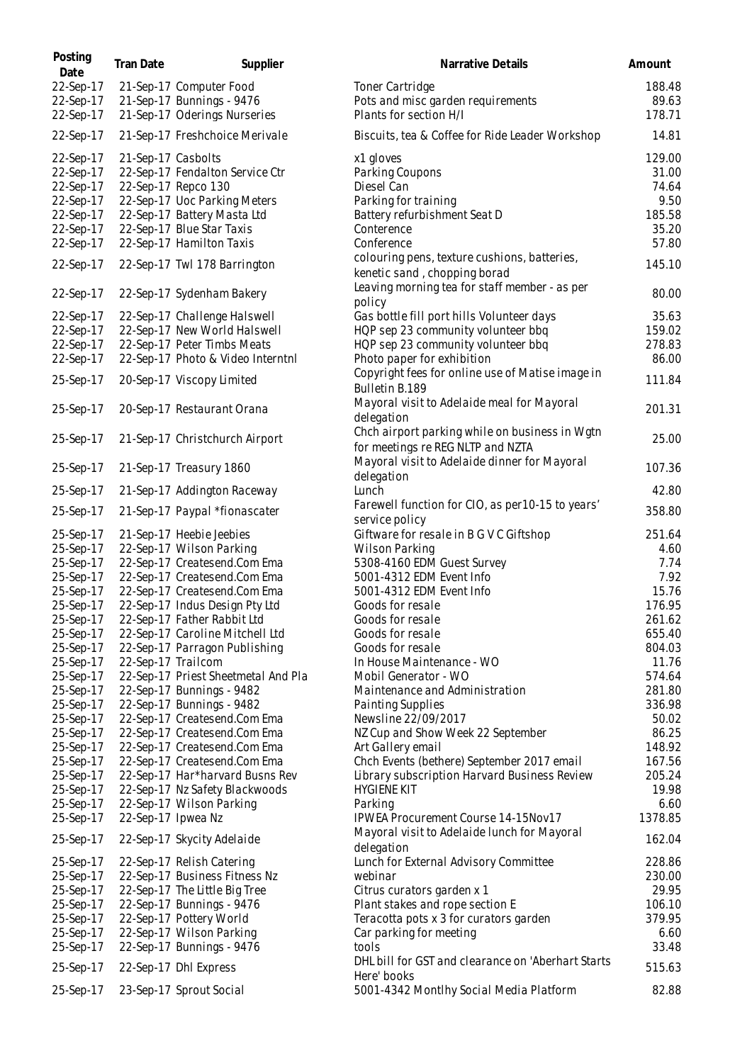| Posting Date | Tran Date | Supplier | Narrative Details | Amount |
| --- | --- | --- | --- | --- |
| 22-Sep-17 | 21-Sep-17 | Computer Food | Toner Cartridge | 188.48 |
| 22-Sep-17 | 21-Sep-17 | Bunnings - 9476 | Pots and misc garden requirements | 89.63 |
| 22-Sep-17 | 21-Sep-17 | Oderings Nurseries | Plants for section H/I | 178.71 |
| 22-Sep-17 | 21-Sep-17 | Freshchoice Merivale | Biscuits, tea & Coffee for Ride Leader Workshop | 14.81 |
| 22-Sep-17 | 21-Sep-17 | Casbolts | x1 gloves | 129.00 |
| 22-Sep-17 | 22-Sep-17 | Fendalton Service Ctr | Parking Coupons | 31.00 |
| 22-Sep-17 | 22-Sep-17 | Repco 130 | Diesel Can | 74.64 |
| 22-Sep-17 | 22-Sep-17 | Uoc Parking Meters | Parking for training | 9.50 |
| 22-Sep-17 | 22-Sep-17 | Battery Masta Ltd | Battery refurbishment Seat D | 185.58 |
| 22-Sep-17 | 22-Sep-17 | Blue Star Taxis | Conterence | 35.20 |
| 22-Sep-17 | 22-Sep-17 | Hamilton Taxis | Conference | 57.80 |
| 22-Sep-17 | 22-Sep-17 | Twl 178 Barrington | colouring pens, texture cushions, batteries, kenetic sand , chopping borad | 145.10 |
| 22-Sep-17 | 22-Sep-17 | Sydenham Bakery | Leaving morning tea for staff member - as per policy | 80.00 |
| 22-Sep-17 | 22-Sep-17 | Challenge Halswell | Gas bottle fill port hills Volunteer days | 35.63 |
| 22-Sep-17 | 22-Sep-17 | New World Halswell | HQP sep 23 community volunteer bbq | 159.02 |
| 22-Sep-17 | 22-Sep-17 | Peter Timbs Meats | HQP sep 23 community volunteer bbq | 278.83 |
| 22-Sep-17 | 22-Sep-17 | Photo & Video Interntnl | Photo paper for exhibition | 86.00 |
| 25-Sep-17 | 20-Sep-17 | Viscopy Limited | Copyright fees for online use of Matise image in Bulletin B.189 | 111.84 |
| 25-Sep-17 | 20-Sep-17 | Restaurant Orana | Mayoral visit to Adelaide meal for Mayoral delegation | 201.31 |
| 25-Sep-17 | 21-Sep-17 | Christchurch Airport | Chch airport parking while on business in Wgtn for meetings re REG NLTP and NZTA | 25.00 |
| 25-Sep-17 | 21-Sep-17 | Treasury 1860 | Mayoral visit to Adelaide dinner for Mayoral delegation | 107.36 |
| 25-Sep-17 | 21-Sep-17 | Addington Raceway | Lunch | 42.80 |
| 25-Sep-17 | 21-Sep-17 | Paypal *fionascater | Farewell function for CIO, as per10-15 to years' service policy | 358.80 |
| 25-Sep-17 | 21-Sep-17 | Heebie Jeebies | Giftware for resale in B G V C Giftshop | 251.64 |
| 25-Sep-17 | 22-Sep-17 | Wilson Parking | Wilson Parking | 4.60 |
| 25-Sep-17 | 22-Sep-17 | Createsend.Com Ema | 5308-4160 EDM Guest Survey | 7.74 |
| 25-Sep-17 | 22-Sep-17 | Createsend.Com Ema | 5001-4312 EDM Event Info | 7.92 |
| 25-Sep-17 | 22-Sep-17 | Createsend.Com Ema | 5001-4312 EDM Event Info | 15.76 |
| 25-Sep-17 | 22-Sep-17 | Indus Design Pty Ltd | Goods for resale | 176.95 |
| 25-Sep-17 | 22-Sep-17 | Father Rabbit Ltd | Goods for resale | 261.62 |
| 25-Sep-17 | 22-Sep-17 | Caroline Mitchell Ltd | Goods for resale | 655.40 |
| 25-Sep-17 | 22-Sep-17 | Parragon Publishing | Goods for resale | 804.03 |
| 25-Sep-17 | 22-Sep-17 | Trailcom | In House Maintenance - WO | 11.76 |
| 25-Sep-17 | 22-Sep-17 | Priest Sheetmetal And Pla | Mobil Generator - WO | 574.64 |
| 25-Sep-17 | 22-Sep-17 | Bunnings - 9482 | Maintenance and Administration | 281.80 |
| 25-Sep-17 | 22-Sep-17 | Bunnings - 9482 | Painting Supplies | 336.98 |
| 25-Sep-17 | 22-Sep-17 | Createsend.Com Ema | Newsline 22/09/2017 | 50.02 |
| 25-Sep-17 | 22-Sep-17 | Createsend.Com Ema | NZ Cup and Show Week 22 September | 86.25 |
| 25-Sep-17 | 22-Sep-17 | Createsend.Com Ema | Art Gallery email | 148.92 |
| 25-Sep-17 | 22-Sep-17 | Createsend.Com Ema | Chch Events (bethere) September 2017 email | 167.56 |
| 25-Sep-17 | 22-Sep-17 | Har*harvard Busns Rev | Library subscription Harvard Business Review | 205.24 |
| 25-Sep-17 | 22-Sep-17 | Nz Safety Blackwoods | HYGIENE KIT | 19.98 |
| 25-Sep-17 | 22-Sep-17 | Wilson Parking | Parking | 6.60 |
| 25-Sep-17 | 22-Sep-17 | Ipwea Nz | IPWEA Procurement Course 14-15Nov17 | 1378.85 |
| 25-Sep-17 | 22-Sep-17 | Skycity Adelaide | Mayoral visit to Adelaide lunch for Mayoral delegation | 162.04 |
| 25-Sep-17 | 22-Sep-17 | Relish Catering | Lunch for External Advisory Committee | 228.86 |
| 25-Sep-17 | 22-Sep-17 | Business Fitness Nz | webinar | 230.00 |
| 25-Sep-17 | 22-Sep-17 | The Little Big Tree | Citrus curators garden x 1 | 29.95 |
| 25-Sep-17 | 22-Sep-17 | Bunnings - 9476 | Plant stakes and rope section E | 106.10 |
| 25-Sep-17 | 22-Sep-17 | Pottery World | Teracotta pots x 3 for curators garden | 379.95 |
| 25-Sep-17 | 22-Sep-17 | Wilson Parking | Car parking for meeting | 6.60 |
| 25-Sep-17 | 22-Sep-17 | Bunnings - 9476 | tools | 33.48 |
| 25-Sep-17 | 22-Sep-17 | Dhl Express | DHL bill for GST and clearance on 'Aberhart Starts Here' books | 515.63 |
| 25-Sep-17 | 23-Sep-17 | Sprout Social | 5001-4342 Montlhy Social Media Platform | 82.88 |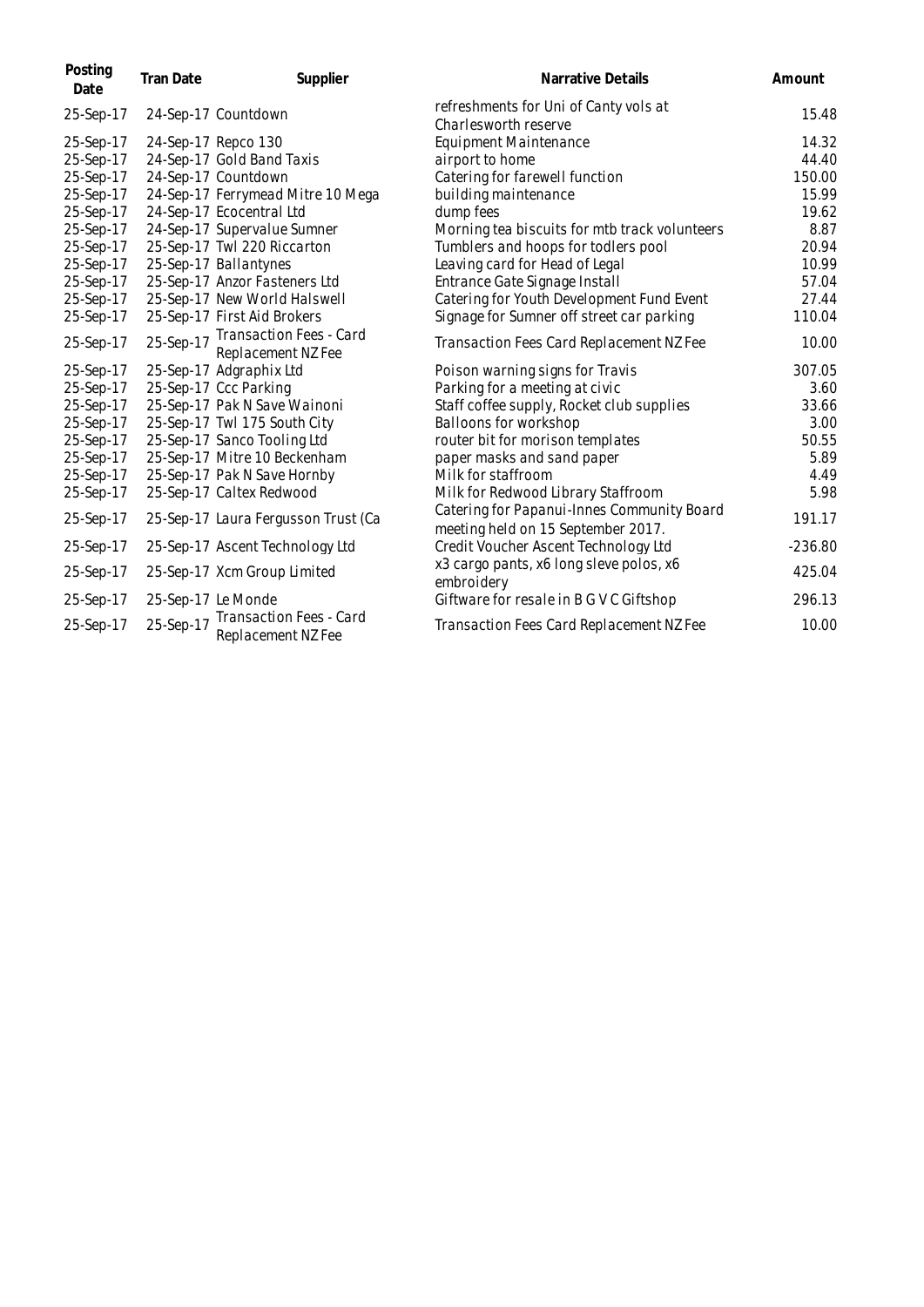| Posting Date | Tran Date | Supplier | Narrative Details | Amount |
|---|---|---|---|---|
| 25-Sep-17 | 24-Sep-17 | Countdown | refreshments for Uni of Canty vols at Charlesworth reserve | 15.48 |
| 25-Sep-17 | 24-Sep-17 | Repco 130 | Equipment Maintenance | 14.32 |
| 25-Sep-17 | 24-Sep-17 | Gold Band Taxis | airport to home | 44.40 |
| 25-Sep-17 | 24-Sep-17 | Countdown | Catering for farewell function | 150.00 |
| 25-Sep-17 | 24-Sep-17 | Ferrymead Mitre 10 Mega | building maintenance | 15.99 |
| 25-Sep-17 | 24-Sep-17 | Ecocentral Ltd | dump fees | 19.62 |
| 25-Sep-17 | 24-Sep-17 | Supervalue Sumner | Morning tea biscuits for mtb track volunteers | 8.87 |
| 25-Sep-17 | 25-Sep-17 | Twl 220 Riccarton | Tumblers and hoops for todlers pool | 20.94 |
| 25-Sep-17 | 25-Sep-17 | Ballantynes | Leaving card for Head of Legal | 10.99 |
| 25-Sep-17 | 25-Sep-17 | Anzor Fasteners Ltd | Entrance Gate Signage Install | 57.04 |
| 25-Sep-17 | 25-Sep-17 | New World Halswell | Catering for Youth Development Fund Event | 27.44 |
| 25-Sep-17 | 25-Sep-17 | First Aid Brokers | Signage for Sumner off street car parking | 110.04 |
| 25-Sep-17 | 25-Sep-17 | Transaction Fees - Card Replacement NZ Fee | Transaction Fees Card Replacement NZ Fee | 10.00 |
| 25-Sep-17 | 25-Sep-17 | Adgraphix Ltd | Poison warning signs for Travis | 307.05 |
| 25-Sep-17 | 25-Sep-17 | Ccc Parking | Parking for a meeting at civic | 3.60 |
| 25-Sep-17 | 25-Sep-17 | Pak N Save Wainoni | Staff coffee supply, Rocket club supplies | 33.66 |
| 25-Sep-17 | 25-Sep-17 | Twl 175 South City | Balloons for workshop | 3.00 |
| 25-Sep-17 | 25-Sep-17 | Sanco Tooling Ltd | router bit for morison templates | 50.55 |
| 25-Sep-17 | 25-Sep-17 | Mitre 10 Beckenham | paper masks and sand paper | 5.89 |
| 25-Sep-17 | 25-Sep-17 | Pak N Save Hornby | Milk for staffroom | 4.49 |
| 25-Sep-17 | 25-Sep-17 | Caltex Redwood | Milk for Redwood Library Staffroom | 5.98 |
| 25-Sep-17 | 25-Sep-17 | Laura Fergusson Trust (Ca | Catering for Papanui-Innes Community Board meeting held on 15 September 2017. | 191.17 |
| 25-Sep-17 | 25-Sep-17 | Ascent Technology Ltd | Credit Voucher Ascent Technology Ltd | -236.80 |
| 25-Sep-17 | 25-Sep-17 | Xcm Group Limited | x3 cargo pants, x6 long sleve polos, x6 embroidery | 425.04 |
| 25-Sep-17 | 25-Sep-17 | Le Monde | Giftware for resale in B G V C Giftshop | 296.13 |
| 25-Sep-17 | 25-Sep-17 | Transaction Fees - Card Replacement NZ Fee | Transaction Fees Card Replacement NZ Fee | 10.00 |